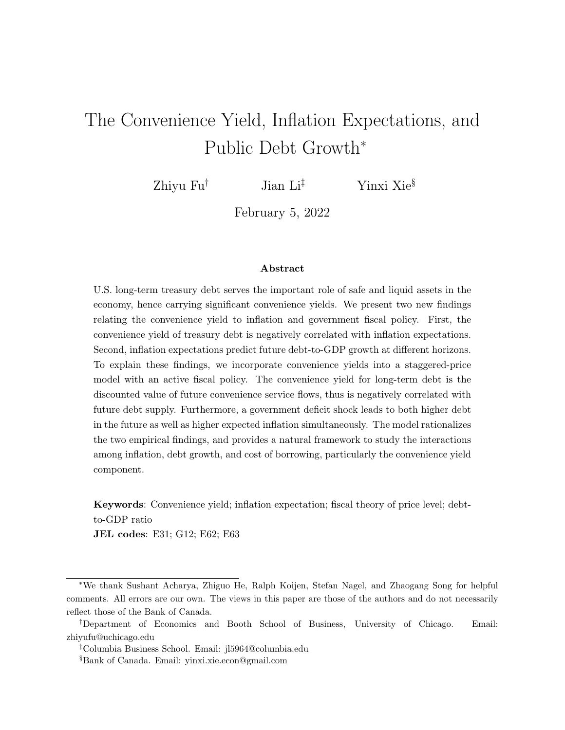# The Convenience Yield, Inflation Expectations, and Public Debt Growth[*]

Zhiyu Fu[†] Jian Li[‡] Yinxi Xie[§]

February 5, 2022

### Abstract

U.S. long-term treasury debt serves the important role of safe and liquid assets in the economy, hence carrying significant convenience yields. We present two new findings relating the convenience yield to inflation and government fiscal policy. First, the convenience yield of treasury debt is negatively correlated with inflation expectations. Second, inflation expectations predict future debt-to-GDP growth at different horizons. To explain these findings, we incorporate convenience yields into a staggered-price model with an active fiscal policy. The convenience yield for long-term debt is the discounted value of future convenience service flows, thus is negatively correlated with future debt supply. Furthermore, a government deficit shock leads to both higher debt in the future as well as higher expected inflation simultaneously. The model rationalizes the two empirical findings, and provides a natural framework to study the interactions among inflation, debt growth, and cost of borrowing, particularly the convenience yield component.

**Keywords**: Convenience yield; inflation expectation; fiscal theory of price level; debt-to-GDP ratio

**JEL codes**: E31; G12; E62; E63

---

[*] We thank Sushant Acharya, Zhiguo He, Ralph Koijen, Stefan Nagel, and Zhaogang Song for helpful comments. All errors are our own. The views in this paper are those of the authors and do not necessarily reflect those of the Bank of Canada.

[†] Department of Economics and Booth School of Business, University of Chicago. Email: zhiyufu@uchicago.edu

[‡] Columbia Business School. Email: jl5964@columbia.edu

[§] Bank of Canada. Email: yinxi.xie.econ@gmail.com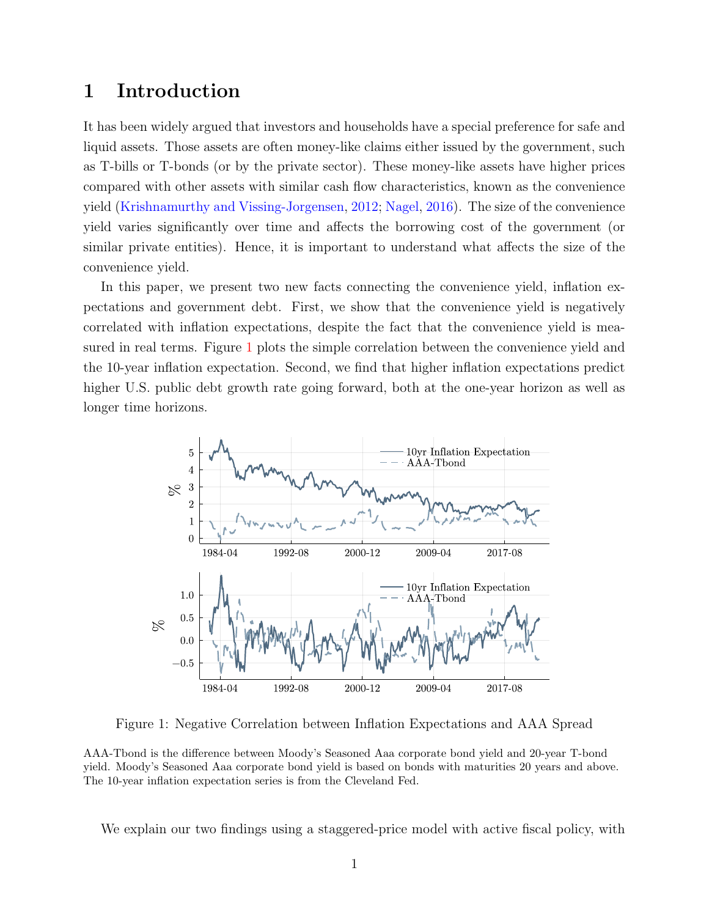# 1 Introduction

It has been widely argued that investors and households have a special preference for safe and liquid assets. Those assets are often money-like claims either issued by the government, such as T-bills or T-bonds (or by the private sector). These money-like assets have higher prices compared with other assets with similar cash flow characteristics, known as the convenience yield (Krishnamurthy and Vissing-Jorgensen, 2012; Nagel, 2016). The size of the convenience yield varies significantly over time and affects the borrowing cost of the government (or similar private entities). Hence, it is important to understand what affects the size of the convenience yield.

In this paper, we present two new facts connecting the convenience yield, inflation expectations and government debt. First, we show that the convenience yield is negatively correlated with inflation expectations, despite the fact that the convenience yield is measured in real terms. Figure 1 plots the simple correlation between the convenience yield and the 10-year inflation expectation. Second, we find that higher inflation expectations predict higher U.S. public debt growth rate going forward, both at the one-year horizon as well as longer time horizons.

Figure 1: Negative Correlation between Inflation Expectations and AAA Spread

AAA-Tbond is the difference between Moody's Seasoned Aaa corporate bond yield and 20-year T-bond yield. Moody's Seasoned Aaa corporate bond yield is based on bonds with maturities 20 years and above. The 10-year inflation expectation series is from the Cleveland Fed.

We explain our two findings using a staggered-price model with active fiscal policy, with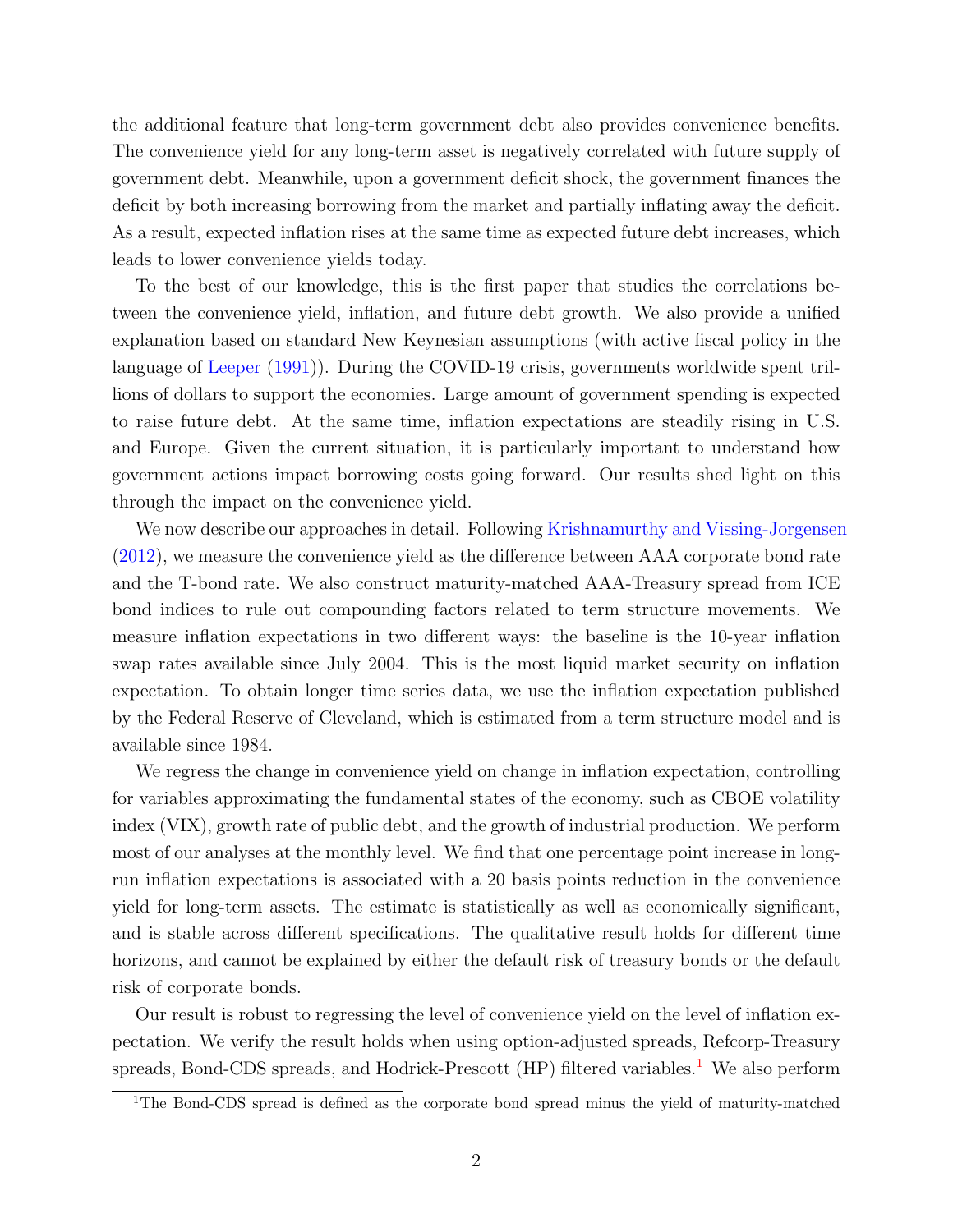the additional feature that long-term government debt also provides convenience benefits. The convenience yield for any long-term asset is negatively correlated with future supply of government debt. Meanwhile, upon a government deficit shock, the government finances the deficit by both increasing borrowing from the market and partially inflating away the deficit. As a result, expected inflation rises at the same time as expected future debt increases, which leads to lower convenience yields today.

To the best of our knowledge, this is the first paper that studies the correlations between the convenience yield, inflation, and future debt growth. We also provide a unified explanation based on standard New Keynesian assumptions (with active fiscal policy in the language of Leeper (1991)). During the COVID-19 crisis, governments worldwide spent trillions of dollars to support the economies. Large amount of government spending is expected to raise future debt. At the same time, inflation expectations are steadily rising in U.S. and Europe. Given the current situation, it is particularly important to understand how government actions impact borrowing costs going forward. Our results shed light on this through the impact on the convenience yield.

We now describe our approaches in detail. Following Krishnamurthy and Vissing-Jorgensen (2012), we measure the convenience yield as the difference between AAA corporate bond rate and the T-bond rate. We also construct maturity-matched AAA-Treasury spread from ICE bond indices to rule out compounding factors related to term structure movements. We measure inflation expectations in two different ways: the baseline is the 10-year inflation swap rates available since July 2004. This is the most liquid market security on inflation expectation. To obtain longer time series data, we use the inflation expectation published by the Federal Reserve of Cleveland, which is estimated from a term structure model and is available since 1984.

We regress the change in convenience yield on change in inflation expectation, controlling for variables approximating the fundamental states of the economy, such as CBOE volatility index (VIX), growth rate of public debt, and the growth of industrial production. We perform most of our analyses at the monthly level. We find that one percentage point increase in long-run inflation expectations is associated with a 20 basis points reduction in the convenience yield for long-term assets. The estimate is statistically as well as economically significant, and is stable across different specifications. The qualitative result holds for different time horizons, and cannot be explained by either the default risk of treasury bonds or the default risk of corporate bonds.

Our result is robust to regressing the level of convenience yield on the level of inflation expectation. We verify the result holds when using option-adjusted spreads, Refcorp-Treasury spreads, Bond-CDS spreads, and Hodrick-Prescott (HP) filtered variables.[1] We also perform

[1] The Bond-CDS spread is defined as the corporate bond spread minus the yield of maturity-matched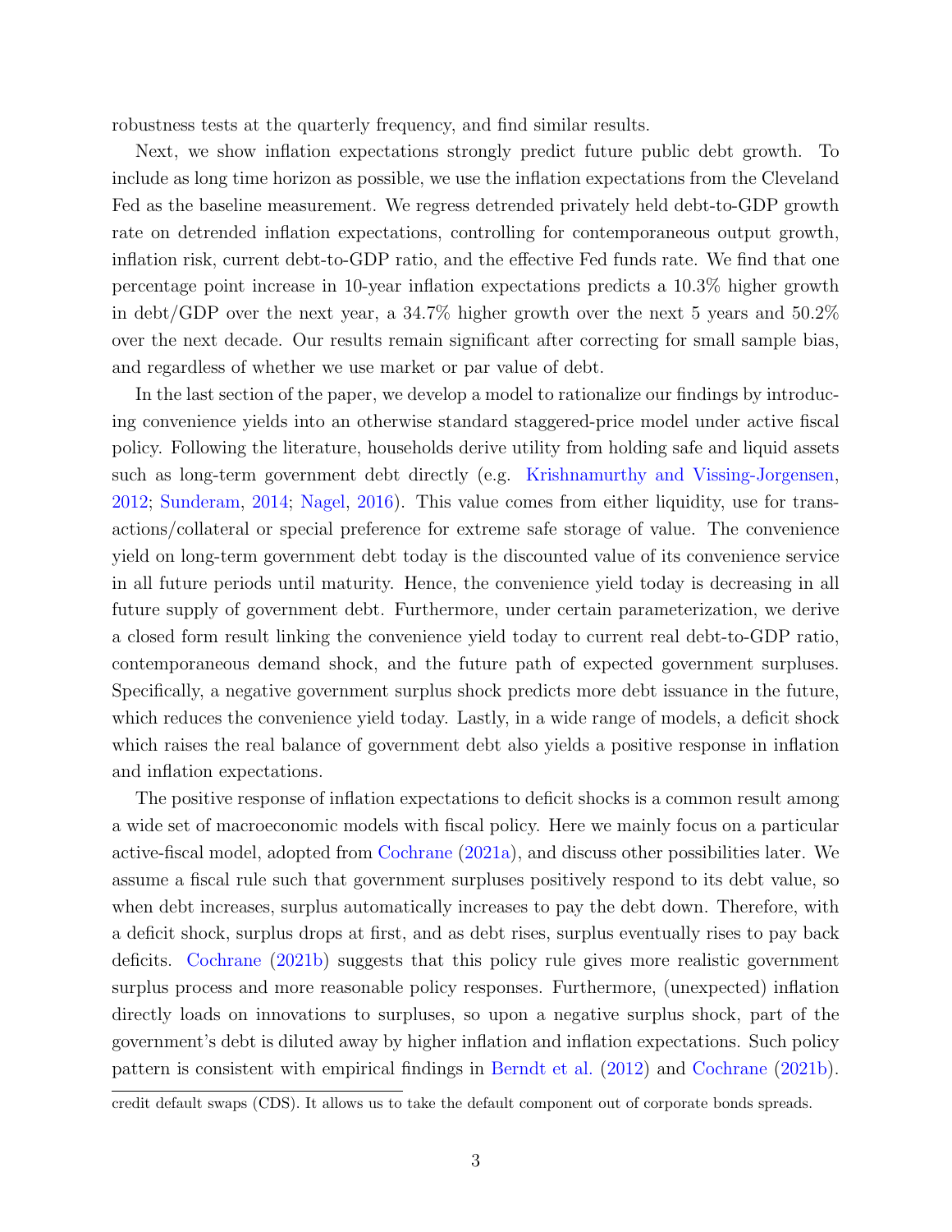robustness tests at the quarterly frequency, and find similar results.

Next, we show inflation expectations strongly predict future public debt growth. To include as long time horizon as possible, we use the inflation expectations from the Cleveland Fed as the baseline measurement. We regress detrended privately held debt-to-GDP growth rate on detrended inflation expectations, controlling for contemporaneous output growth, inflation risk, current debt-to-GDP ratio, and the effective Fed funds rate. We find that one percentage point increase in 10-year inflation expectations predicts a 10.3% higher growth in debt/GDP over the next year, a 34.7% higher growth over the next 5 years and 50.2% over the next decade. Our results remain significant after correcting for small sample bias, and regardless of whether we use market or par value of debt.

In the last section of the paper, we develop a model to rationalize our findings by introducing convenience yields into an otherwise standard staggered-price model under active fiscal policy. Following the literature, households derive utility from holding safe and liquid assets such as long-term government debt directly (e.g. Krishnamurthy and Vissing-Jorgensen, 2012; Sunderam, 2014; Nagel, 2016). This value comes from either liquidity, use for transactions/collateral or special preference for extreme safe storage of value. The convenience yield on long-term government debt today is the discounted value of its convenience service in all future periods until maturity. Hence, the convenience yield today is decreasing in all future supply of government debt. Furthermore, under certain parameterization, we derive a closed form result linking the convenience yield today to current real debt-to-GDP ratio, contemporaneous demand shock, and the future path of expected government surpluses. Specifically, a negative government surplus shock predicts more debt issuance in the future, which reduces the convenience yield today. Lastly, in a wide range of models, a deficit shock which raises the real balance of government debt also yields a positive response in inflation and inflation expectations.

The positive response of inflation expectations to deficit shocks is a common result among a wide set of macroeconomic models with fiscal policy. Here we mainly focus on a particular active-fiscal model, adopted from Cochrane (2021a), and discuss other possibilities later. We assume a fiscal rule such that government surpluses positively respond to its debt value, so when debt increases, surplus automatically increases to pay the debt down. Therefore, with a deficit shock, surplus drops at first, and as debt rises, surplus eventually rises to pay back deficits. Cochrane (2021b) suggests that this policy rule gives more realistic government surplus process and more reasonable policy responses. Furthermore, (unexpected) inflation directly loads on innovations to surpluses, so upon a negative surplus shock, part of the government's debt is diluted away by higher inflation and inflation expectations. Such policy pattern is consistent with empirical findings in Berndt et al. (2012) and Cochrane (2021b).

credit default swaps (CDS). It allows us to take the default component out of corporate bonds spreads.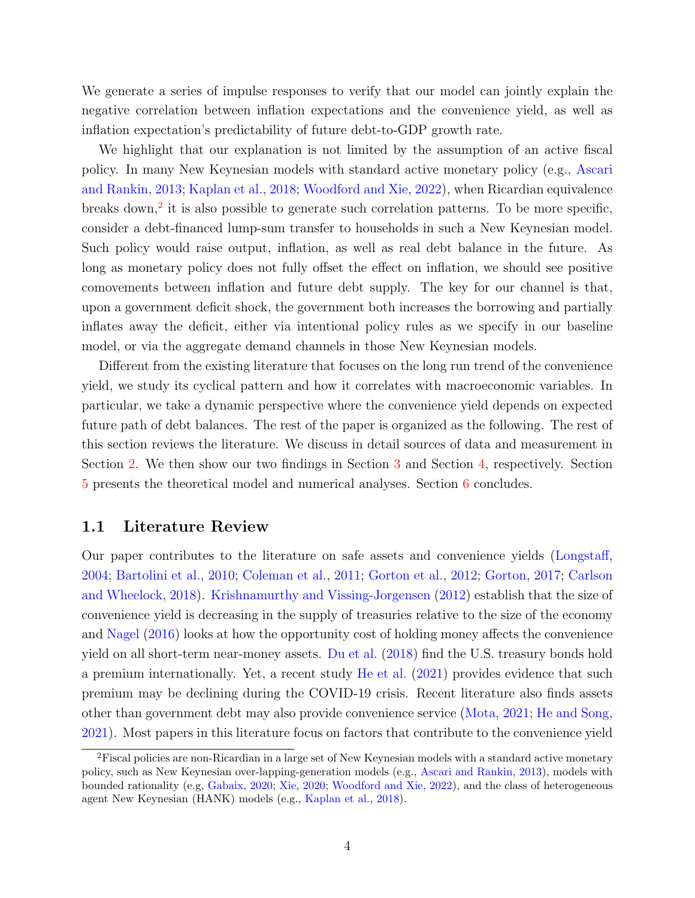We generate a series of impulse responses to verify that our model can jointly explain the negative correlation between inflation expectations and the convenience yield, as well as inflation expectation's predictability of future debt-to-GDP growth rate.

We highlight that our explanation is not limited by the assumption of an active fiscal policy. In many New Keynesian models with standard active monetary policy (e.g., Ascari and Rankin, 2013; Kaplan et al., 2018; Woodford and Xie, 2022), when Ricardian equivalence breaks down,[2] it is also possible to generate such correlation patterns. To be more specific, consider a debt-financed lump-sum transfer to households in such a New Keynesian model. Such policy would raise output, inflation, as well as real debt balance in the future. As long as monetary policy does not fully offset the effect on inflation, we should see positive comovements between inflation and future debt supply. The key for our channel is that, upon a government deficit shock, the government both increases the borrowing and partially inflates away the deficit, either via intentional policy rules as we specify in our baseline model, or via the aggregate demand channels in those New Keynesian models.

Different from the existing literature that focuses on the long run trend of the convenience yield, we study its cyclical pattern and how it correlates with macroeconomic variables. In particular, we take a dynamic perspective where the convenience yield depends on expected future path of debt balances. The rest of the paper is organized as the following. The rest of this section reviews the literature. We discuss in detail sources of data and measurement in Section 2. We then show our two findings in Section 3 and Section 4, respectively. Section 5 presents the theoretical model and numerical analyses. Section 6 concludes.

## 1.1 Literature Review

Our paper contributes to the literature on safe assets and convenience yields (Longstaff, 2004; Bartolini et al., 2010; Coleman et al., 2011; Gorton et al., 2012; Gorton, 2017; Carlson and Wheelock, 2018). Krishnamurthy and Vissing-Jorgensen (2012) establish that the size of convenience yield is decreasing in the supply of treasuries relative to the size of the economy and Nagel (2016) looks at how the opportunity cost of holding money affects the convenience yield on all short-term near-money assets. Du et al. (2018) find the U.S. treasury bonds hold a premium internationally. Yet, a recent study He et al. (2021) provides evidence that such premium may be declining during the COVID-19 crisis. Recent literature also finds assets other than government debt may also provide convenience service (Mota, 2021; He and Song, 2021). Most papers in this literature focus on factors that contribute to the convenience yield

[2]Fiscal policies are non-Ricardian in a large set of New Keynesian models with a standard active monetary policy, such as New Keynesian over-lapping-generation models (e.g., Ascari and Rankin, 2013), models with bounded rationality (e.g, Gabaix, 2020; Xie, 2020; Woodford and Xie, 2022), and the class of heterogeneous agent New Keynesian (HANK) models (e.g., Kaplan et al., 2018).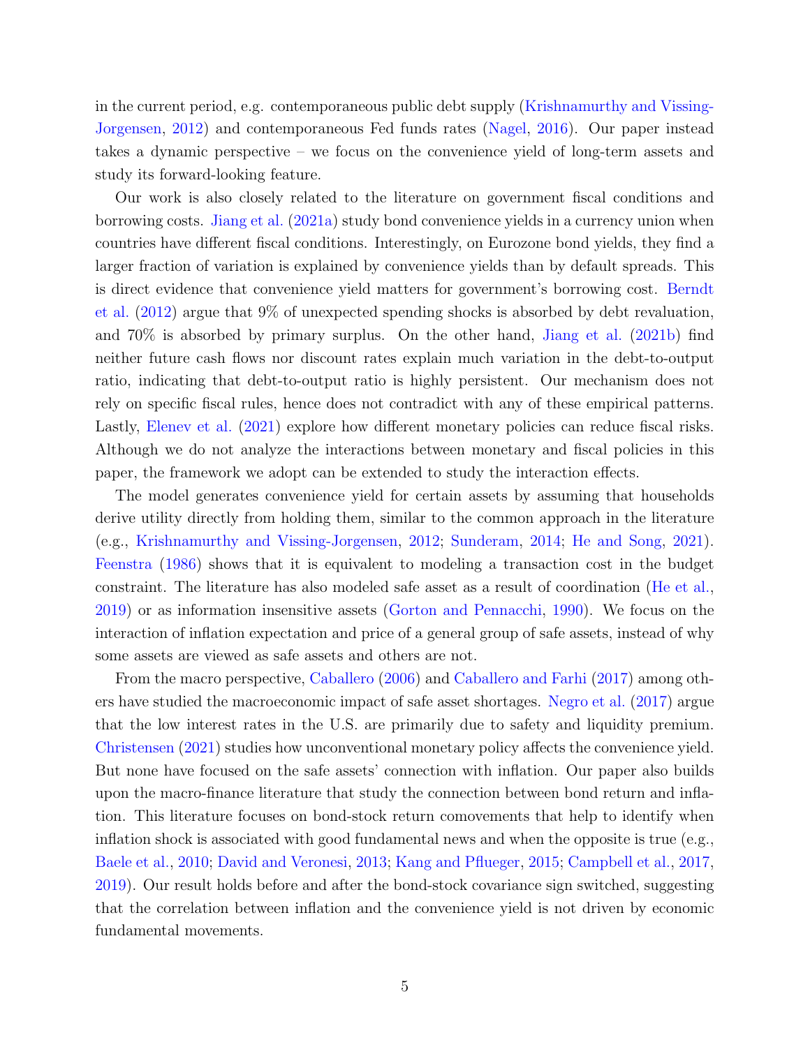in the current period, e.g. contemporaneous public debt supply (Krishnamurthy and Vissing-Jorgensen, 2012) and contemporaneous Fed funds rates (Nagel, 2016). Our paper instead takes a dynamic perspective – we focus on the convenience yield of long-term assets and study its forward-looking feature.

Our work is also closely related to the literature on government fiscal conditions and borrowing costs. Jiang et al. (2021a) study bond convenience yields in a currency union when countries have different fiscal conditions. Interestingly, on Eurozone bond yields, they find a larger fraction of variation is explained by convenience yields than by default spreads. This is direct evidence that convenience yield matters for government's borrowing cost. Berndt et al. (2012) argue that 9% of unexpected spending shocks is absorbed by debt revaluation, and 70% is absorbed by primary surplus. On the other hand, Jiang et al. (2021b) find neither future cash flows nor discount rates explain much variation in the debt-to-output ratio, indicating that debt-to-output ratio is highly persistent. Our mechanism does not rely on specific fiscal rules, hence does not contradict with any of these empirical patterns. Lastly, Elenev et al. (2021) explore how different monetary policies can reduce fiscal risks. Although we do not analyze the interactions between monetary and fiscal policies in this paper, the framework we adopt can be extended to study the interaction effects.

The model generates convenience yield for certain assets by assuming that households derive utility directly from holding them, similar to the common approach in the literature (e.g., Krishnamurthy and Vissing-Jorgensen, 2012; Sunderam, 2014; He and Song, 2021). Feenstra (1986) shows that it is equivalent to modeling a transaction cost in the budget constraint. The literature has also modeled safe asset as a result of coordination (He et al., 2019) or as information insensitive assets (Gorton and Pennacchi, 1990). We focus on the interaction of inflation expectation and price of a general group of safe assets, instead of why some assets are viewed as safe assets and others are not.

From the macro perspective, Caballero (2006) and Caballero and Farhi (2017) among others have studied the macroeconomic impact of safe asset shortages. Negro et al. (2017) argue that the low interest rates in the U.S. are primarily due to safety and liquidity premium. Christensen (2021) studies how unconventional monetary policy affects the convenience yield. But none have focused on the safe assets' connection with inflation. Our paper also builds upon the macro-finance literature that study the connection between bond return and inflation. This literature focuses on bond-stock return comovements that help to identify when inflation shock is associated with good fundamental news and when the opposite is true (e.g., Baele et al., 2010; David and Veronesi, 2013; Kang and Pflueger, 2015; Campbell et al., 2017, 2019). Our result holds before and after the bond-stock covariance sign switched, suggesting that the correlation between inflation and the convenience yield is not driven by economic fundamental movements.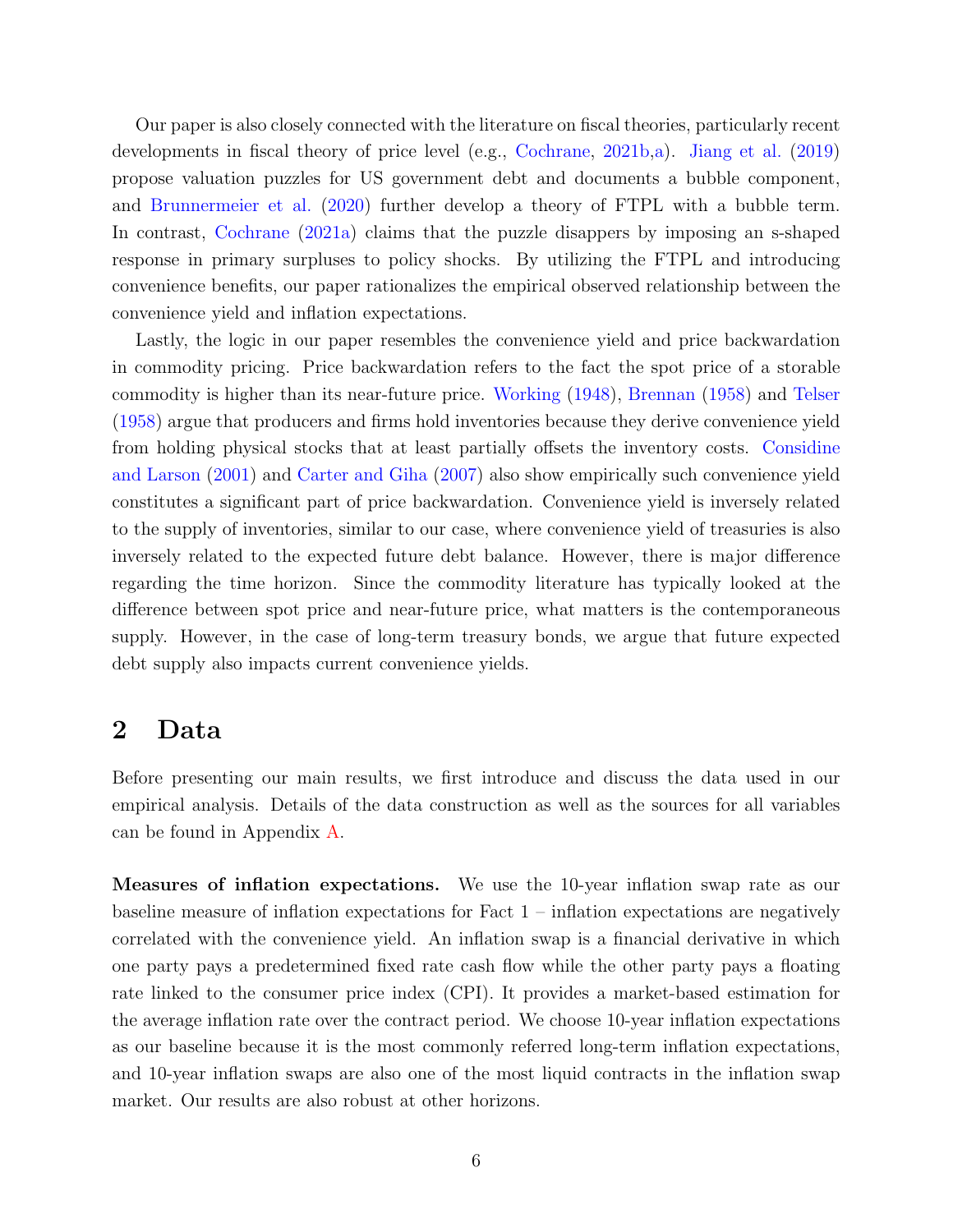Our paper is also closely connected with the literature on fiscal theories, particularly recent developments in fiscal theory of price level (e.g., Cochrane, 2021b,a). Jiang et al. (2019) propose valuation puzzles for US government debt and documents a bubble component, and Brunnermeier et al. (2020) further develop a theory of FTPL with a bubble term. In contrast, Cochrane (2021a) claims that the puzzle disappers by imposing an s-shaped response in primary surpluses to policy shocks. By utilizing the FTPL and introducing convenience benefits, our paper rationalizes the empirical observed relationship between the convenience yield and inflation expectations.

Lastly, the logic in our paper resembles the convenience yield and price backwardation in commodity pricing. Price backwardation refers to the fact the spot price of a storable commodity is higher than its near-future price. Working (1948), Brennan (1958) and Telser (1958) argue that producers and firms hold inventories because they derive convenience yield from holding physical stocks that at least partially offsets the inventory costs. Considine and Larson (2001) and Carter and Giha (2007) also show empirically such convenience yield constitutes a significant part of price backwardation. Convenience yield is inversely related to the supply of inventories, similar to our case, where convenience yield of treasuries is also inversely related to the expected future debt balance. However, there is major difference regarding the time horizon. Since the commodity literature has typically looked at the difference between spot price and near-future price, what matters is the contemporaneous supply. However, in the case of long-term treasury bonds, we argue that future expected debt supply also impacts current convenience yields.

# 2 Data

Before presenting our main results, we first introduce and discuss the data used in our empirical analysis. Details of the data construction as well as the sources for all variables can be found in Appendix A.

**Measures of inflation expectations.** We use the 10-year inflation swap rate as our baseline measure of inflation expectations for Fact 1 – inflation expectations are negatively correlated with the convenience yield. An inflation swap is a financial derivative in which one party pays a predetermined fixed rate cash flow while the other party pays a floating rate linked to the consumer price index (CPI). It provides a market-based estimation for the average inflation rate over the contract period. We choose 10-year inflation expectations as our baseline because it is the most commonly referred long-term inflation expectations, and 10-year inflation swaps are also one of the most liquid contracts in the inflation swap market. Our results are also robust at other horizons.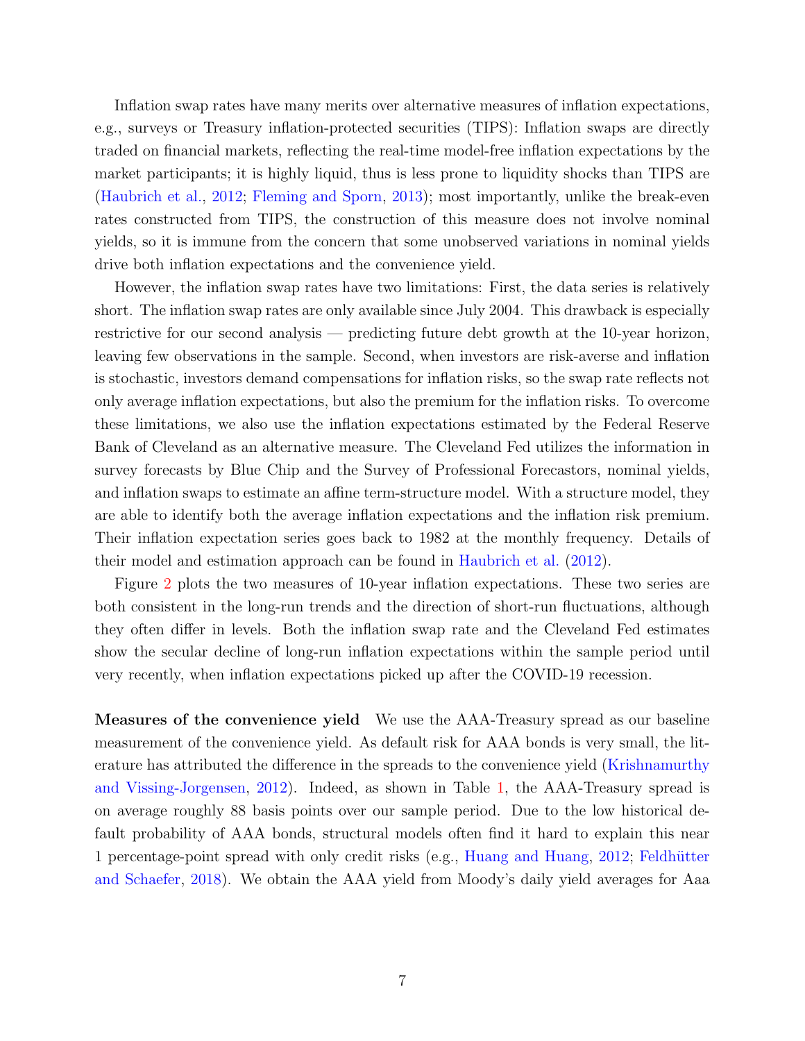Inflation swap rates have many merits over alternative measures of inflation expectations, e.g., surveys or Treasury inflation-protected securities (TIPS): Inflation swaps are directly traded on financial markets, reflecting the real-time model-free inflation expectations by the market participants; it is highly liquid, thus is less prone to liquidity shocks than TIPS are (Haubrich et al., 2012; Fleming and Sporn, 2013); most importantly, unlike the break-even rates constructed from TIPS, the construction of this measure does not involve nominal yields, so it is immune from the concern that some unobserved variations in nominal yields drive both inflation expectations and the convenience yield.

However, the inflation swap rates have two limitations: First, the data series is relatively short. The inflation swap rates are only available since July 2004. This drawback is especially restrictive for our second analysis — predicting future debt growth at the 10-year horizon, leaving few observations in the sample. Second, when investors are risk-averse and inflation is stochastic, investors demand compensations for inflation risks, so the swap rate reflects not only average inflation expectations, but also the premium for the inflation risks. To overcome these limitations, we also use the inflation expectations estimated by the Federal Reserve Bank of Cleveland as an alternative measure. The Cleveland Fed utilizes the information in survey forecasts by Blue Chip and the Survey of Professional Forecastors, nominal yields, and inflation swaps to estimate an affine term-structure model. With a structure model, they are able to identify both the average inflation expectations and the inflation risk premium. Their inflation expectation series goes back to 1982 at the monthly frequency. Details of their model and estimation approach can be found in Haubrich et al. (2012).

Figure 2 plots the two measures of 10-year inflation expectations. These two series are both consistent in the long-run trends and the direction of short-run fluctuations, although they often differ in levels. Both the inflation swap rate and the Cleveland Fed estimates show the secular decline of long-run inflation expectations within the sample period until very recently, when inflation expectations picked up after the COVID-19 recession.

**Measures of the convenience yield** We use the AAA-Treasury spread as our baseline measurement of the convenience yield. As default risk for AAA bonds is very small, the literature has attributed the difference in the spreads to the convenience yield (Krishnamurthy and Vissing-Jorgensen, 2012). Indeed, as shown in Table 1, the AAA-Treasury spread is on average roughly 88 basis points over our sample period. Due to the low historical default probability of AAA bonds, structural models often find it hard to explain this near 1 percentage-point spread with only credit risks (e.g., Huang and Huang, 2012; Feldhütter and Schaefer, 2018). We obtain the AAA yield from Moody's daily yield averages for Aaa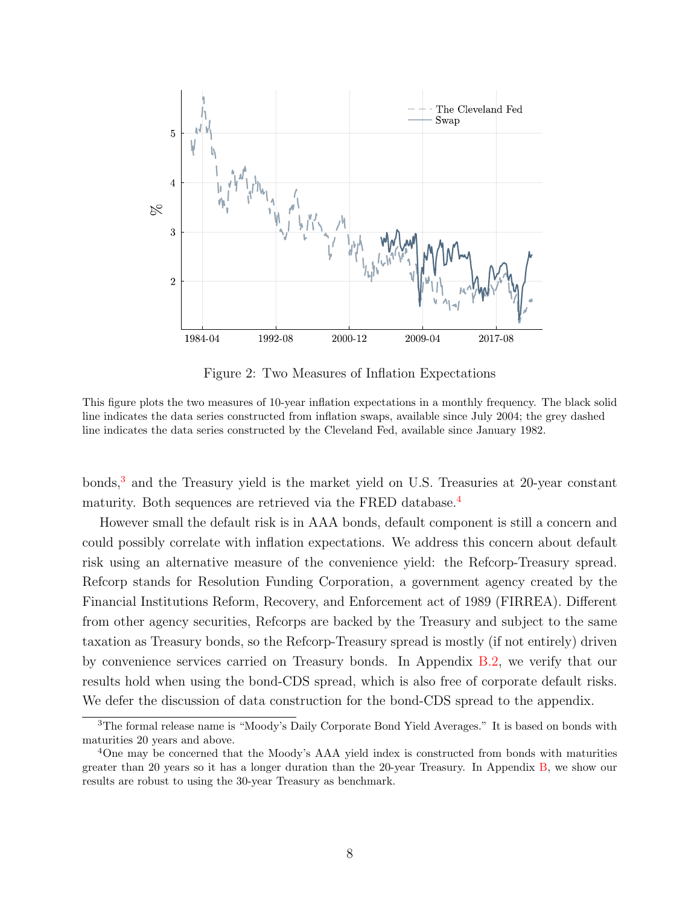Figure 2: Two Measures of Inflation Expectations

This figure plots the two measures of 10-year inflation expectations in a monthly frequency. The black solid line indicates the data series constructed from inflation swaps, available since July 2004; the grey dashed line indicates the data series constructed by the Cleveland Fed, available since January 1982.

bonds,[3] and the Treasury yield is the market yield on U.S. Treasuries at 20-year constant maturity. Both sequences are retrieved via the FRED database.[4]

However small the default risk is in AAA bonds, default component is still a concern and could possibly correlate with inflation expectations. We address this concern about default risk using an alternative measure of the convenience yield: the Refcorp-Treasury spread. Refcorp stands for Resolution Funding Corporation, a government agency created by the Financial Institutions Reform, Recovery, and Enforcement act of 1989 (FIRREA). Different from other agency securities, Refcorps are backed by the Treasury and subject to the same taxation as Treasury bonds, so the Refcorp-Treasury spread is mostly (if not entirely) driven by convenience services carried on Treasury bonds. In Appendix B.2, we verify that our results hold when using the bond-CDS spread, which is also free of corporate default risks. We defer the discussion of data construction for the bond-CDS spread to the appendix.

[3] The formal release name is "Moody's Daily Corporate Bond Yield Averages." It is based on bonds with maturities 20 years and above.

[4] One may be concerned that the Moody's AAA yield index is constructed from bonds with maturities greater than 20 years so it has a longer duration than the 20-year Treasury. In Appendix B, we show our results are robust to using the 30-year Treasury as benchmark.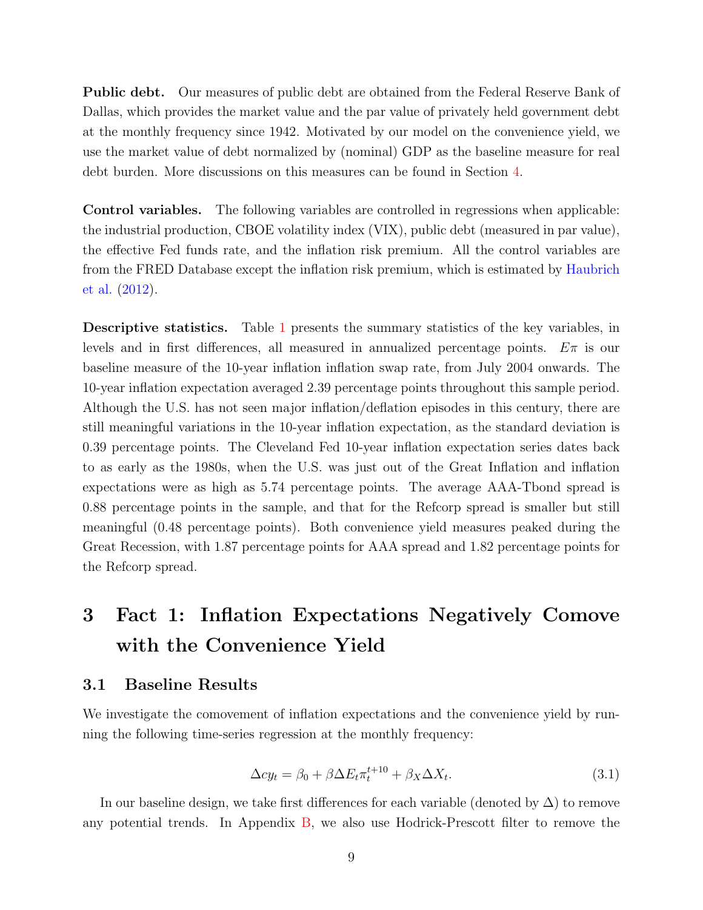**Public debt.** Our measures of public debt are obtained from the Federal Reserve Bank of Dallas, which provides the market value and the par value of privately held government debt at the monthly frequency since 1942. Motivated by our model on the convenience yield, we use the market value of debt normalized by (nominal) GDP as the baseline measure for real debt burden. More discussions on this measures can be found in Section 4.

**Control variables.** The following variables are controlled in regressions when applicable: the industrial production, CBOE volatility index (VIX), public debt (measured in par value), the effective Fed funds rate, and the inflation risk premium. All the control variables are from the FRED Database except the inflation risk premium, which is estimated by Haubrich et al. (2012).

**Descriptive statistics.** Table 1 presents the summary statistics of the key variables, in levels and in first differences, all measured in annualized percentage points. $E\pi$ is our baseline measure of the 10-year inflation inflation swap rate, from July 2004 onwards. The 10-year inflation expectation averaged 2.39 percentage points throughout this sample period. Although the U.S. has not seen major inflation/deflation episodes in this century, there are still meaningful variations in the 10-year inflation expectation, as the standard deviation is 0.39 percentage points. The Cleveland Fed 10-year inflation expectation series dates back to as early as the 1980s, when the U.S. was just out of the Great Inflation and inflation expectations were as high as 5.74 percentage points. The average AAA-Tbond spread is 0.88 percentage points in the sample, and that for the Refcorp spread is smaller but still meaningful (0.48 percentage points). Both convenience yield measures peaked during the Great Recession, with 1.87 percentage points for AAA spread and 1.82 percentage points for the Refcorp spread.

# 3 Fact 1: Inflation Expectations Negatively Comove with the Convenience Yield

## 3.1 Baseline Results

We investigate the comovement of inflation expectations and the convenience yield by running the following time-series regression at the monthly frequency:

$$\Delta cy_t = \beta_0 + \beta \Delta E_t \pi_t^{t+10} + \beta_X \Delta X_t. \tag{3.1}$$

In our baseline design, we take first differences for each variable (denoted by $\Delta$) to remove any potential trends. In Appendix B, we also use Hodrick-Prescott filter to remove the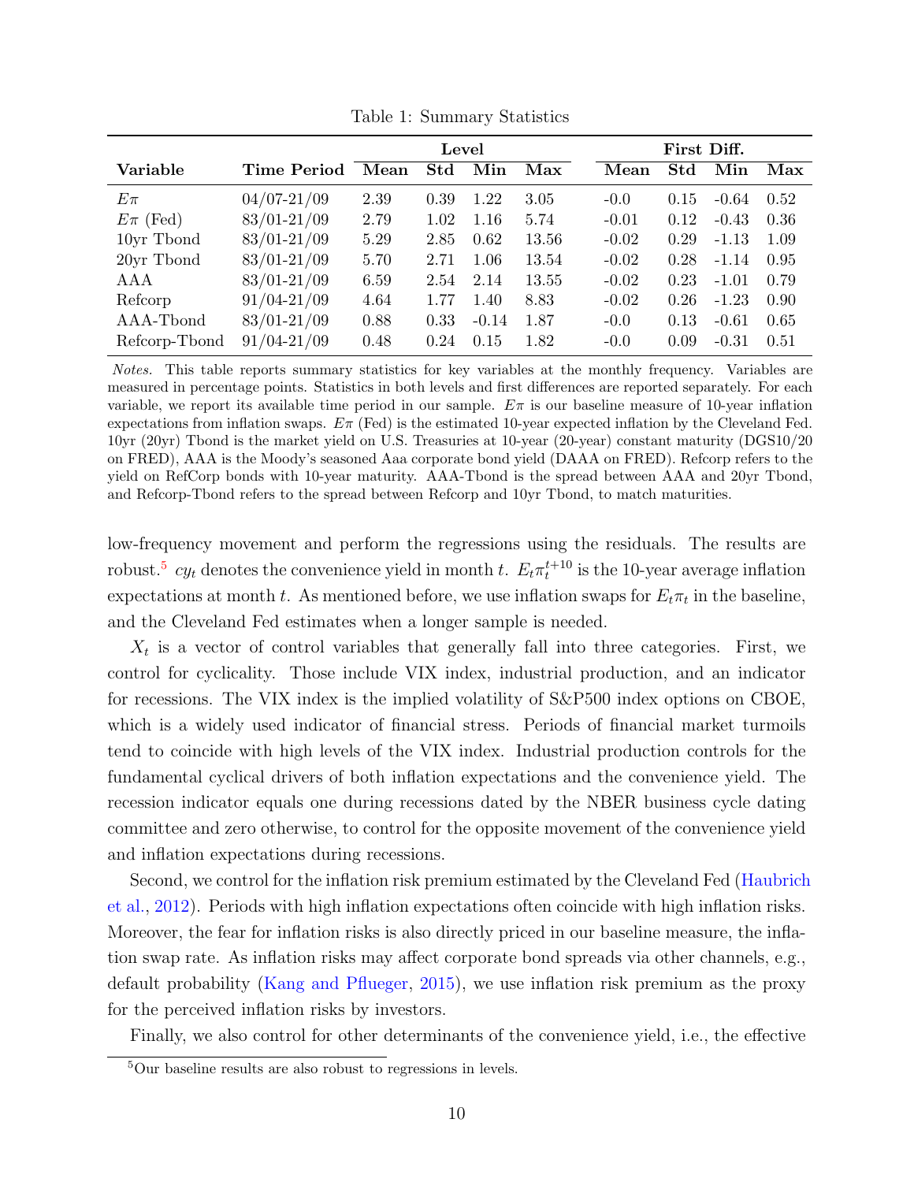Table 1: Summary Statistics

| Variable | Time Period | Level | | | | First Diff. | | | |
|---|---|---|---|---|---|---|---|---|---|
| | | Mean | Std | Min | Max | Mean | Std | Min | Max |
| $E\pi$ | 04/07-21/09 | 2.39 | 0.39 | 1.22 | 3.05 | -0.0 | 0.15 | -0.64 | 0.52 |
| $E\pi$ (Fed) | 83/01-21/09 | 2.79 | 1.02 | 1.16 | 5.74 | -0.01 | 0.12 | -0.43 | 0.36 |
| 10yr Tbond | 83/01-21/09 | 5.29 | 2.85 | 0.62 | 13.56 | -0.02 | 0.29 | -1.13 | 1.09 |
| 20yr Tbond | 83/01-21/09 | 5.70 | 2.71 | 1.06 | 13.54 | -0.02 | 0.28 | -1.14 | 0.95 |
| AAA | 83/01-21/09 | 6.59 | 2.54 | 2.14 | 13.55 | -0.02 | 0.23 | -1.01 | 0.79 |
| Refcorp | 91/04-21/09 | 4.64 | 1.77 | 1.40 | 8.83 | -0.02 | 0.26 | -1.23 | 0.90 |
| AAA-Tbond | 83/01-21/09 | 0.88 | 0.33 | -0.14 | 1.87 | -0.0 | 0.13 | -0.61 | 0.65 |
| Refcorp-Tbond | 91/04-21/09 | 0.48 | 0.24 | 0.15 | 1.82 | -0.0 | 0.09 | -0.31 | 0.51 |

*Notes.* This table reports summary statistics for key variables at the monthly frequency. Variables are measured in percentage points. Statistics in both levels and first differences are reported separately. For each variable, we report its available time period in our sample. $E\pi$ is our baseline measure of 10-year inflation expectations from inflation swaps. $E\pi$ (Fed) is the estimated 10-year expected inflation by the Cleveland Fed. 10yr (20yr) Tbond is the market yield on U.S. Treasuries at 10-year (20-year) constant maturity (DGS10/20 on FRED), AAA is the Moody's seasoned Aaa corporate bond yield (DAAA on FRED). Refcorp refers to the yield on RefCorp bonds with 10-year maturity. AAA-Tbond is the spread between AAA and 20yr Tbond, and Refcorp-Tbond refers to the spread between Refcorp and 10yr Tbond, to match maturities.

low-frequency movement and perform the regressions using the residuals. The results are robust.[5] $cy_t$ denotes the convenience yield in month $t$. $E_t\pi_t^{t+10}$ is the 10-year average inflation expectations at month $t$. As mentioned before, we use inflation swaps for $E_t\pi_t$ in the baseline, and the Cleveland Fed estimates when a longer sample is needed.

$X_t$ is a vector of control variables that generally fall into three categories. First, we control for cyclicality. Those include VIX index, industrial production, and an indicator for recessions. The VIX index is the implied volatility of S&P500 index options on CBOE, which is a widely used indicator of financial stress. Periods of financial market turmoils tend to coincide with high levels of the VIX index. Industrial production controls for the fundamental cyclical drivers of both inflation expectations and the convenience yield. The recession indicator equals one during recessions dated by the NBER business cycle dating committee and zero otherwise, to control for the opposite movement of the convenience yield and inflation expectations during recessions.

Second, we control for the inflation risk premium estimated by the Cleveland Fed (Haubrich et al., 2012). Periods with high inflation expectations often coincide with high inflation risks. Moreover, the fear for inflation risks is also directly priced in our baseline measure, the inflation swap rate. As inflation risks may affect corporate bond spreads via other channels, e.g., default probability (Kang and Pflueger, 2015), we use inflation risk premium as the proxy for the perceived inflation risks by investors.

Finally, we also control for other determinants of the convenience yield, i.e., the effective

[5] Our baseline results are also robust to regressions in levels.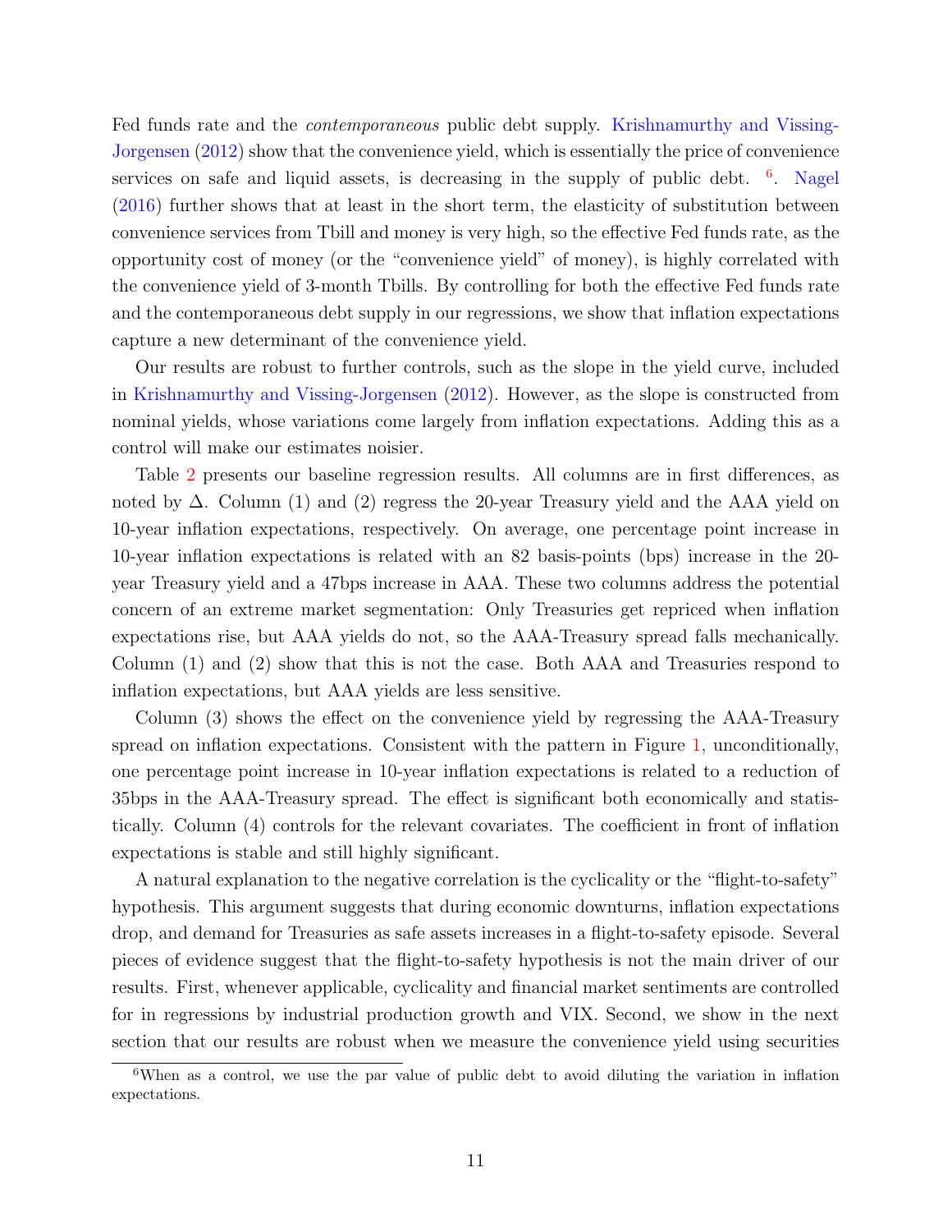Fed funds rate and the *contemporaneous* public debt supply. Krishnamurthy and Vissing-Jorgensen (2012) show that the convenience yield, which is essentially the price of convenience services on safe and liquid assets, is decreasing in the supply of public debt. [6]. Nagel (2016) further shows that at least in the short term, the elasticity of substitution between convenience services from Tbill and money is very high, so the effective Fed funds rate, as the opportunity cost of money (or the "convenience yield" of money), is highly correlated with the convenience yield of 3-month Tbills. By controlling for both the effective Fed funds rate and the contemporaneous debt supply in our regressions, we show that inflation expectations capture a new determinant of the convenience yield.

Our results are robust to further controls, such as the slope in the yield curve, included in Krishnamurthy and Vissing-Jorgensen (2012). However, as the slope is constructed from nominal yields, whose variations come largely from inflation expectations. Adding this as a control will make our estimates noisier.

Table 2 presents our baseline regression results. All columns are in first differences, as noted by $\Delta$. Column (1) and (2) regress the 20-year Treasury yield and the AAA yield on 10-year inflation expectations, respectively. On average, one percentage point increase in 10-year inflation expectations is related with an 82 basis-points (bps) increase in the 20-year Treasury yield and a 47bps increase in AAA. These two columns address the potential concern of an extreme market segmentation: Only Treasuries get repriced when inflation expectations rise, but AAA yields do not, so the AAA-Treasury spread falls mechanically. Column (1) and (2) show that this is not the case. Both AAA and Treasuries respond to inflation expectations, but AAA yields are less sensitive.

Column (3) shows the effect on the convenience yield by regressing the AAA-Treasury spread on inflation expectations. Consistent with the pattern in Figure 1, unconditionally, one percentage point increase in 10-year inflation expectations is related to a reduction of 35bps in the AAA-Treasury spread. The effect is significant both economically and statistically. Column (4) controls for the relevant covariates. The coefficient in front of inflation expectations is stable and still highly significant.

A natural explanation to the negative correlation is the cyclicality or the "flight-to-safety" hypothesis. This argument suggests that during economic downturns, inflation expectations drop, and demand for Treasuries as safe assets increases in a flight-to-safety episode. Several pieces of evidence suggest that the flight-to-safety hypothesis is not the main driver of our results. First, whenever applicable, cyclicality and financial market sentiments are controlled for in regressions by industrial production growth and VIX. Second, we show in the next section that our results are robust when we measure the convenience yield using securities

[6] When as a control, we use the par value of public debt to avoid diluting the variation in inflation expectations.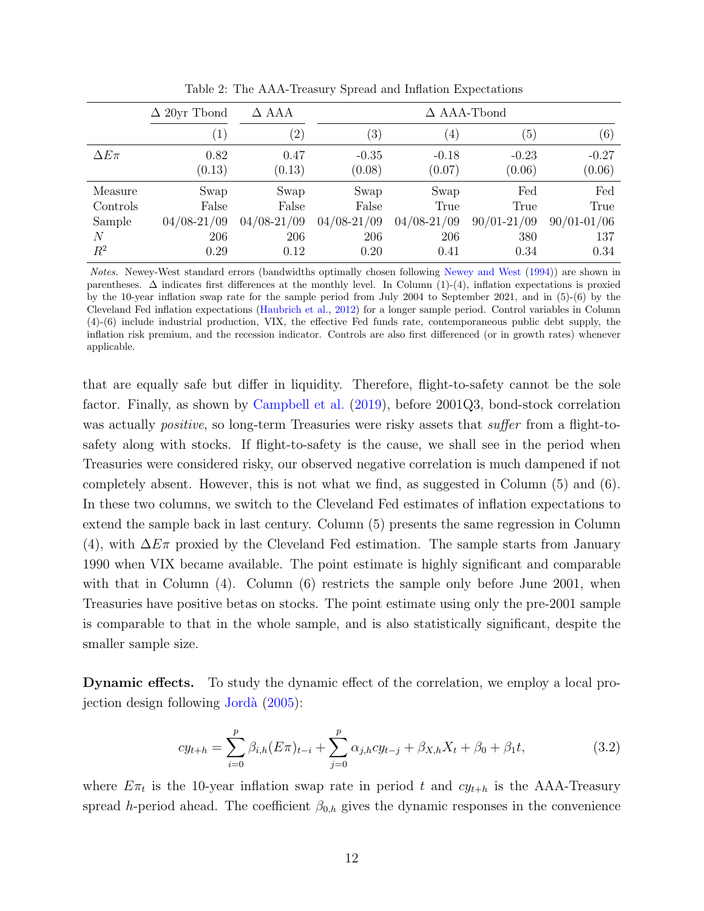Table 2: The AAA-Treasury Spread and Inflation Expectations

| | $\Delta$ 20yr Tbond | $\Delta$ AAA | $\Delta$ AAA-Tbond | | | |
|---|---|---|---|---|---|---|
| | (1) | (2) | (3) | (4) | (5) | (6) |
| $\Delta E\pi$ | 0.82 | 0.47 | -0.35 | -0.18 | -0.23 | -0.27 |
| | (0.13) | (0.13) | (0.08) | (0.07) | (0.06) | (0.06) |
| Measure | Swap | Swap | Swap | Swap | Fed | Fed |
| Controls | False | False | False | True | True | True |
| Sample | 04/08-21/09 | 04/08-21/09 | 04/08-21/09 | 04/08-21/09 | 90/01-21/09 | 90/01-01/06 |
| $N$ | 206 | 206 | 206 | 206 | 380 | 137 |
| $R^2$ | 0.29 | 0.12 | 0.20 | 0.41 | 0.34 | 0.34 |

*Notes.* Newey-West standard errors (bandwidths optimally chosen following Newey and West (1994)) are shown in parentheses. $\Delta$ indicates first differences at the monthly level. In Column (1)-(4), inflation expectations is proxied by the 10-year inflation swap rate for the sample period from July 2004 to September 2021, and in (5)-(6) by the Cleveland Fed inflation expectations (Haubrich et al., 2012) for a longer sample period. Control variables in Column (4)-(6) include industrial production, VIX, the effective Fed funds rate, contemporaneous public debt supply, the inflation risk premium, and the recession indicator. Controls are also first differenced (or in growth rates) whenever applicable.

that are equally safe but differ in liquidity. Therefore, flight-to-safety cannot be the sole factor. Finally, as shown by Campbell et al. (2019), before 2001Q3, bond-stock correlation was actually *positive*, so long-term Treasuries were risky assets that *suffer* from a flight-to-safety along with stocks. If flight-to-safety is the cause, we shall see in the period when Treasuries were considered risky, our observed negative correlation is much dampened if not completely absent. However, this is not what we find, as suggested in Column (5) and (6). In these two columns, we switch to the Cleveland Fed estimates of inflation expectations to extend the sample back in last century. Column (5) presents the same regression in Column (4), with $\Delta E\pi$ proxied by the Cleveland Fed estimation. The sample starts from January 1990 when VIX became available. The point estimate is highly significant and comparable with that in Column (4). Column (6) restricts the sample only before June 2001, when Treasuries have positive betas on stocks. The point estimate using only the pre-2001 sample is comparable to that in the whole sample, and is also statistically significant, despite the smaller sample size.

**Dynamic effects.** To study the dynamic effect of the correlation, we employ a local projection design following Jordà (2005):

$$cy_{t+h} = \sum_{i=0}^{p} \beta_{i,h}(E\pi)_{t-i} + \sum_{j=0}^{p} \alpha_{j,h} cy_{t-j} + \beta_{X,h} X_t + \beta_0 + \beta_1 t, \tag{3.2}$$

where $E\pi_t$ is the 10-year inflation swap rate in period $t$ and $cy_{t+h}$ is the AAA-Treasury spread $h$-period ahead. The coefficient $\beta_{0,h}$ gives the dynamic responses in the convenience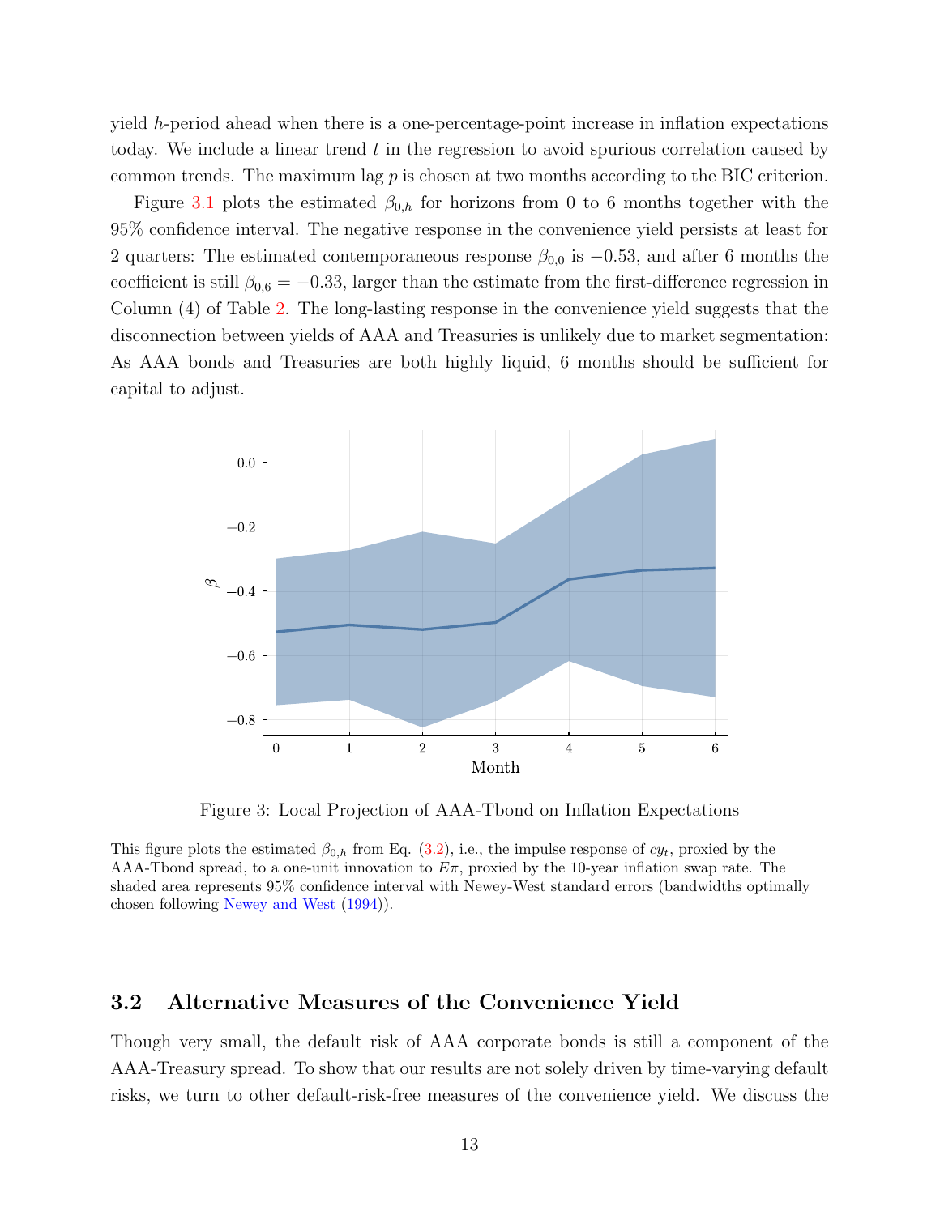yield $h$-period ahead when there is a one-percentage-point increase in inflation expectations today. We include a linear trend $t$ in the regression to avoid spurious correlation caused by common trends. The maximum lag $p$ is chosen at two months according to the BIC criterion.

Figure 3.1 plots the estimated $\beta_{0,h}$ for horizons from 0 to 6 months together with the 95% confidence interval. The negative response in the convenience yield persists at least for 2 quarters: The estimated contemporaneous response $\beta_{0,0}$ is $-0.53$, and after 6 months the coefficient is still $\beta_{0,6} = -0.33$, larger than the estimate from the first-difference regression in Column (4) of Table 2. The long-lasting response in the convenience yield suggests that the disconnection between yields of AAA and Treasuries is unlikely due to market segmentation: As AAA bonds and Treasuries are both highly liquid, 6 months should be sufficient for capital to adjust.

Figure 3: Local Projection of AAA-Tbond on Inflation Expectations

This figure plots the estimated $\beta_{0,h}$ from Eq. (3.2), i.e., the impulse response of $cy_t$, proxied by the AAA-Tbond spread, to a one-unit innovation to $E\pi$, proxied by the 10-year inflation swap rate. The shaded area represents 95% confidence interval with Newey-West standard errors (bandwidths optimally chosen following Newey and West (1994)).

## 3.2 Alternative Measures of the Convenience Yield

Though very small, the default risk of AAA corporate bonds is still a component of the AAA-Treasury spread. To show that our results are not solely driven by time-varying default risks, we turn to other default-risk-free measures of the convenience yield. We discuss the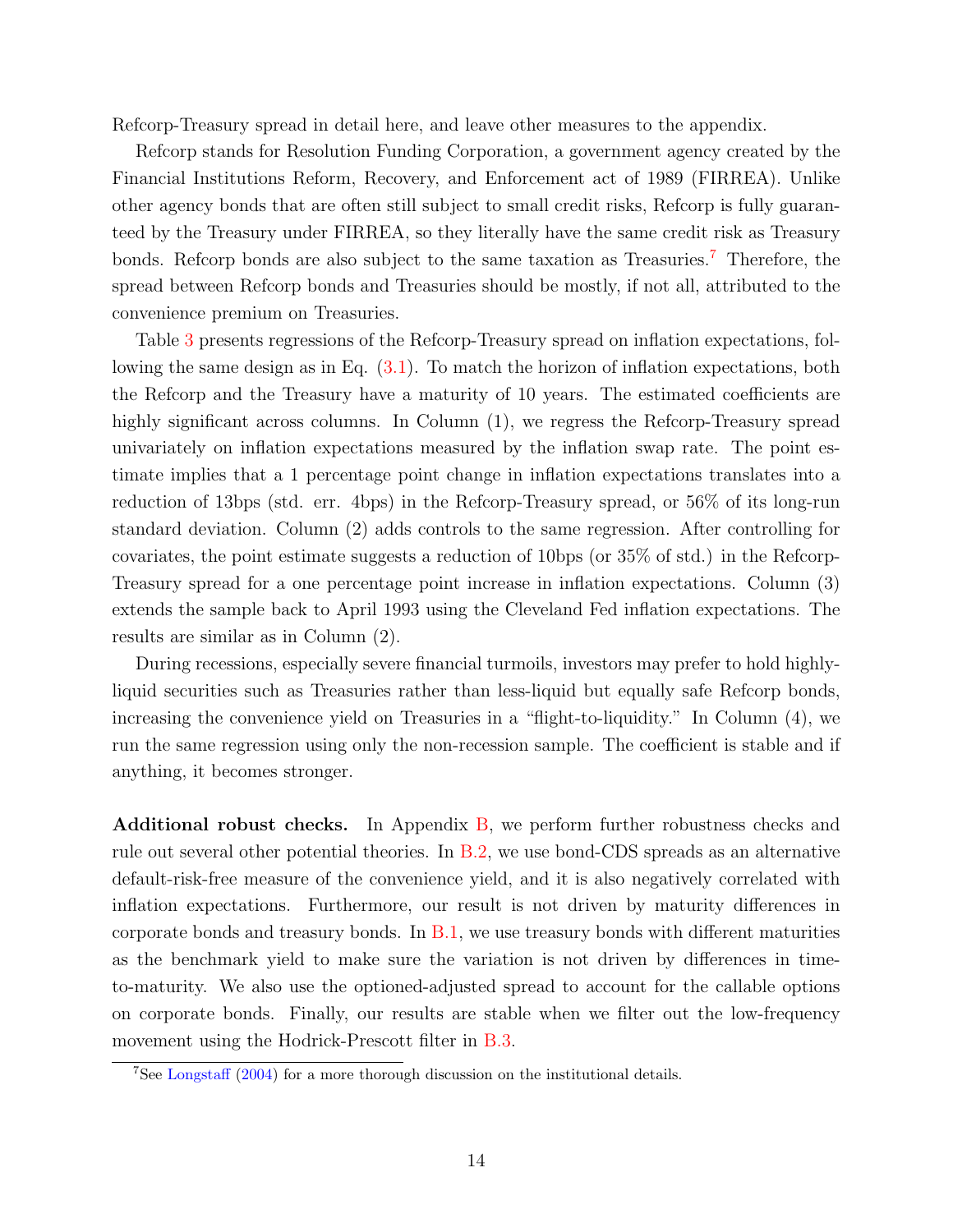Refcorp-Treasury spread in detail here, and leave other measures to the appendix.

Refcorp stands for Resolution Funding Corporation, a government agency created by the Financial Institutions Reform, Recovery, and Enforcement act of 1989 (FIRREA). Unlike other agency bonds that are often still subject to small credit risks, Refcorp is fully guaranteed by the Treasury under FIRREA, so they literally have the same credit risk as Treasury bonds. Refcorp bonds are also subject to the same taxation as Treasuries.[7] Therefore, the spread between Refcorp bonds and Treasuries should be mostly, if not all, attributed to the convenience premium on Treasuries.

Table 3 presents regressions of the Refcorp-Treasury spread on inflation expectations, following the same design as in Eq. (3.1). To match the horizon of inflation expectations, both the Refcorp and the Treasury have a maturity of 10 years. The estimated coefficients are highly significant across columns. In Column (1), we regress the Refcorp-Treasury spread univariately on inflation expectations measured by the inflation swap rate. The point estimate implies that a 1 percentage point change in inflation expectations translates into a reduction of 13bps (std. err. 4bps) in the Refcorp-Treasury spread, or 56% of its long-run standard deviation. Column (2) adds controls to the same regression. After controlling for covariates, the point estimate suggests a reduction of 10bps (or 35% of std.) in the Refcorp-Treasury spread for a one percentage point increase in inflation expectations. Column (3) extends the sample back to April 1993 using the Cleveland Fed inflation expectations. The results are similar as in Column (2).

During recessions, especially severe financial turmoils, investors may prefer to hold highly-liquid securities such as Treasuries rather than less-liquid but equally safe Refcorp bonds, increasing the convenience yield on Treasuries in a "flight-to-liquidity." In Column (4), we run the same regression using only the non-recession sample. The coefficient is stable and if anything, it becomes stronger.

**Additional robust checks.** In Appendix B, we perform further robustness checks and rule out several other potential theories. In B.2, we use bond-CDS spreads as an alternative default-risk-free measure of the convenience yield, and it is also negatively correlated with inflation expectations. Furthermore, our result is not driven by maturity differences in corporate bonds and treasury bonds. In B.1, we use treasury bonds with different maturities as the benchmark yield to make sure the variation is not driven by differences in time-to-maturity. We also use the optioned-adjusted spread to account for the callable options on corporate bonds. Finally, our results are stable when we filter out the low-frequency movement using the Hodrick-Prescott filter in B.3.

[7] See Longstaff (2004) for a more thorough discussion on the institutional details.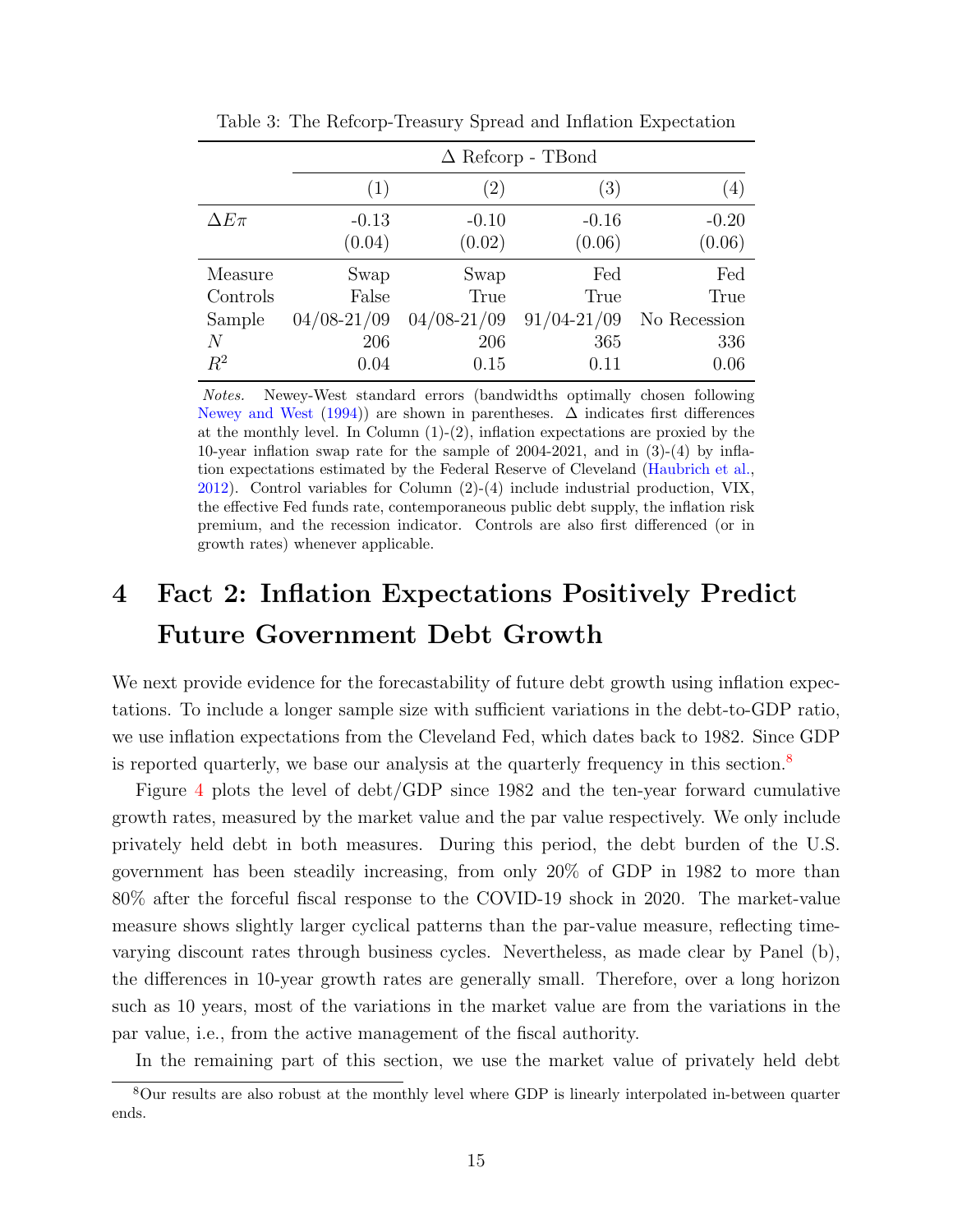Table 3: The Refcorp-Treasury Spread and Inflation Expectation

| | Δ Refcorp - TBond | | | |
|---|---|---|---|---|
| | (1) | (2) | (3) | (4) |
| $\Delta E\pi$ | -0.13 | -0.10 | -0.16 | -0.20 |
| | (0.04) | (0.02) | (0.06) | (0.06) |
| Measure | Swap | Swap | Fed | Fed |
| Controls | False | True | True | True |
| Sample | 04/08-21/09 | 04/08-21/09 | 91/04-21/09 | No Recession |
| $N$ | 206 | 206 | 365 | 336 |
| $R^2$ | 0.04 | 0.15 | 0.11 | 0.06 |

*Notes.* Newey-West standard errors (bandwidths optimally chosen following Newey and West (1994)) are shown in parentheses. Δ indicates first differences at the monthly level. In Column (1)-(2), inflation expectations are proxied by the 10-year inflation swap rate for the sample of 2004-2021, and in (3)-(4) by inflation expectations estimated by the Federal Reserve of Cleveland (Haubrich et al., 2012). Control variables for Column (2)-(4) include industrial production, VIX, the effective Fed funds rate, contemporaneous public debt supply, the inflation risk premium, and the recession indicator. Controls are also first differenced (or in growth rates) whenever applicable.

# 4 Fact 2: Inflation Expectations Positively Predict Future Government Debt Growth

We next provide evidence for the forecastability of future debt growth using inflation expectations. To include a longer sample size with sufficient variations in the debt-to-GDP ratio, we use inflation expectations from the Cleveland Fed, which dates back to 1982. Since GDP is reported quarterly, we base our analysis at the quarterly frequency in this section.[8]

Figure 4 plots the level of debt/GDP since 1982 and the ten-year forward cumulative growth rates, measured by the market value and the par value respectively. We only include privately held debt in both measures. During this period, the debt burden of the U.S. government has been steadily increasing, from only 20% of GDP in 1982 to more than 80% after the forceful fiscal response to the COVID-19 shock in 2020. The market-value measure shows slightly larger cyclical patterns than the par-value measure, reflecting time-varying discount rates through business cycles. Nevertheless, as made clear by Panel (b), the differences in 10-year growth rates are generally small. Therefore, over a long horizon such as 10 years, most of the variations in the market value are from the variations in the par value, i.e., from the active management of the fiscal authority.

In the remaining part of this section, we use the market value of privately held debt

[8] Our results are also robust at the monthly level where GDP is linearly interpolated in-between quarter ends.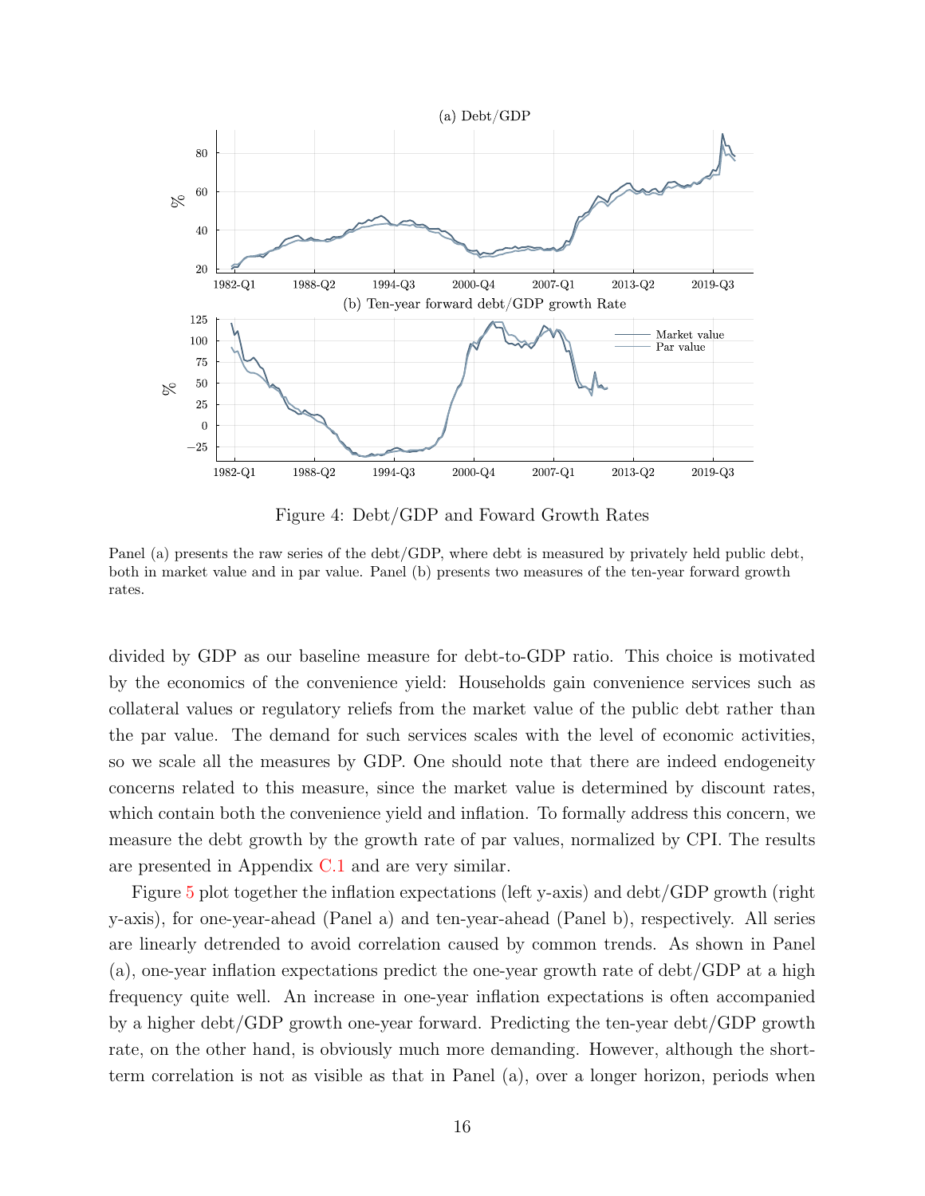Figure 4: Debt/GDP and Foward Growth Rates

Panel (a) presents the raw series of the debt/GDP, where debt is measured by privately held public debt, both in market value and in par value. Panel (b) presents two measures of the ten-year forward growth rates.

divided by GDP as our baseline measure for debt-to-GDP ratio. This choice is motivated by the economics of the convenience yield: Households gain convenience services such as collateral values or regulatory reliefs from the market value of the public debt rather than the par value. The demand for such services scales with the level of economic activities, so we scale all the measures by GDP. One should note that there are indeed endogeneity concerns related to this measure, since the market value is determined by discount rates, which contain both the convenience yield and inflation. To formally address this concern, we measure the debt growth by the growth rate of par values, normalized by CPI. The results are presented in Appendix C.1 and are very similar.

Figure 5 plot together the inflation expectations (left y-axis) and debt/GDP growth (right y-axis), for one-year-ahead (Panel a) and ten-year-ahead (Panel b), respectively. All series are linearly detrended to avoid correlation caused by common trends. As shown in Panel (a), one-year inflation expectations predict the one-year growth rate of debt/GDP at a high frequency quite well. An increase in one-year inflation expectations is often accompanied by a higher debt/GDP growth one-year forward. Predicting the ten-year debt/GDP growth rate, on the other hand, is obviously much more demanding. However, although the short-term correlation is not as visible as that in Panel (a), over a longer horizon, periods when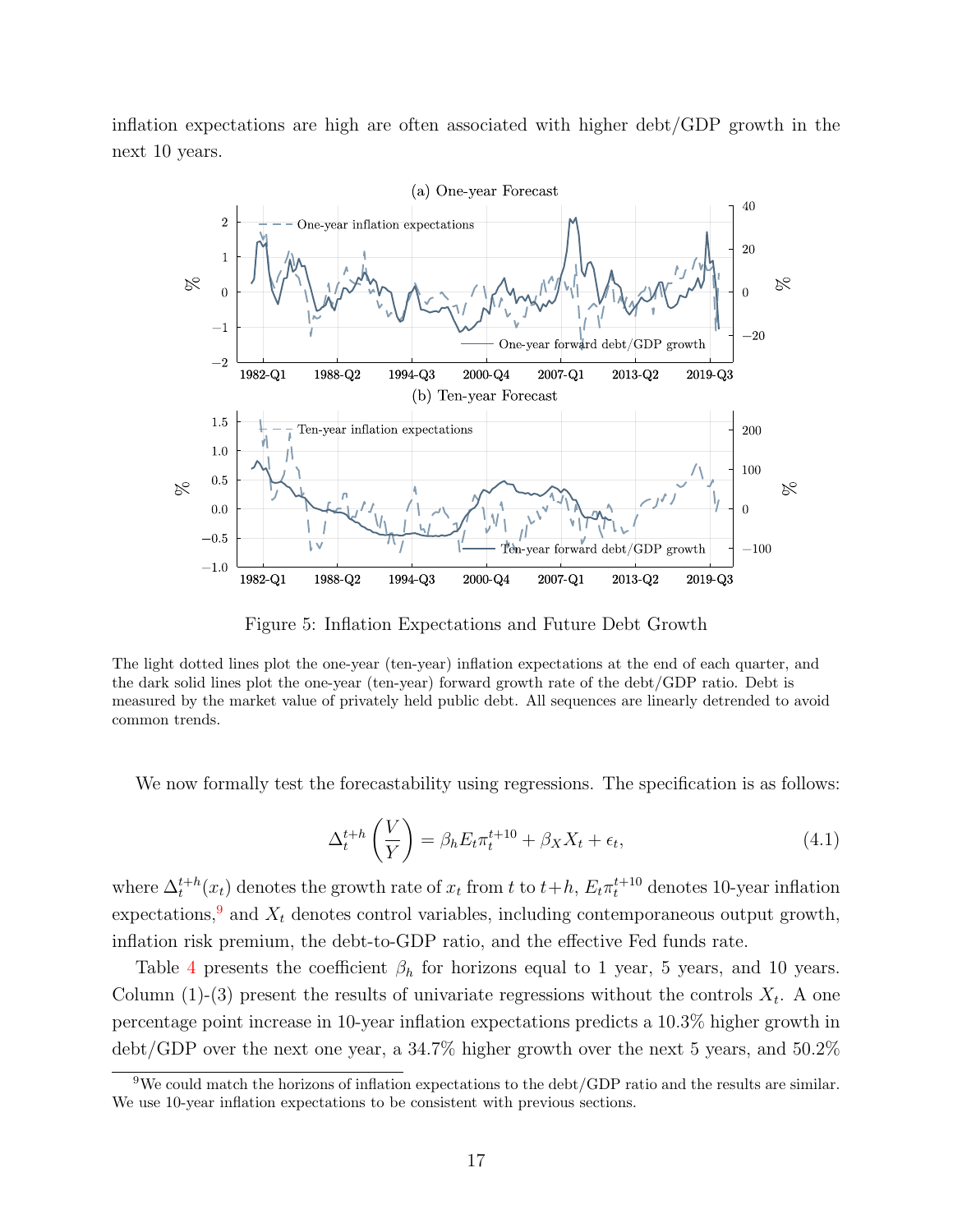inflation expectations are high are often associated with higher debt/GDP growth in the next 10 years.

Figure 5: Inflation Expectations and Future Debt Growth

The light dotted lines plot the one-year (ten-year) inflation expectations at the end of each quarter, and the dark solid lines plot the one-year (ten-year) forward growth rate of the debt/GDP ratio. Debt is measured by the market value of privately held public debt. All sequences are linearly detrended to avoid common trends.

We now formally test the forecastability using regressions. The specification is as follows:

$$\Delta_t^{t+h}\left(\frac{V}{Y}\right) = \beta_h E_t \pi_t^{t+10} + \beta_X X_t + \epsilon_t, \tag{4.1}$$

where $\Delta_t^{t+h}(x_t)$ denotes the growth rate of $x_t$ from $t$ to $t+h$, $E_t \pi_t^{t+10}$ denotes 10-year inflation expectations,[9] and $X_t$ denotes control variables, including contemporaneous output growth, inflation risk premium, the debt-to-GDP ratio, and the effective Fed funds rate.

Table 4 presents the coefficient $\beta_h$ for horizons equal to 1 year, 5 years, and 10 years. Column (1)-(3) present the results of univariate regressions without the controls $X_t$. A one percentage point increase in 10-year inflation expectations predicts a 10.3% higher growth in debt/GDP over the next one year, a 34.7% higher growth over the next 5 years, and 50.2%

[9] We could match the horizons of inflation expectations to the debt/GDP ratio and the results are similar. We use 10-year inflation expectations to be consistent with previous sections.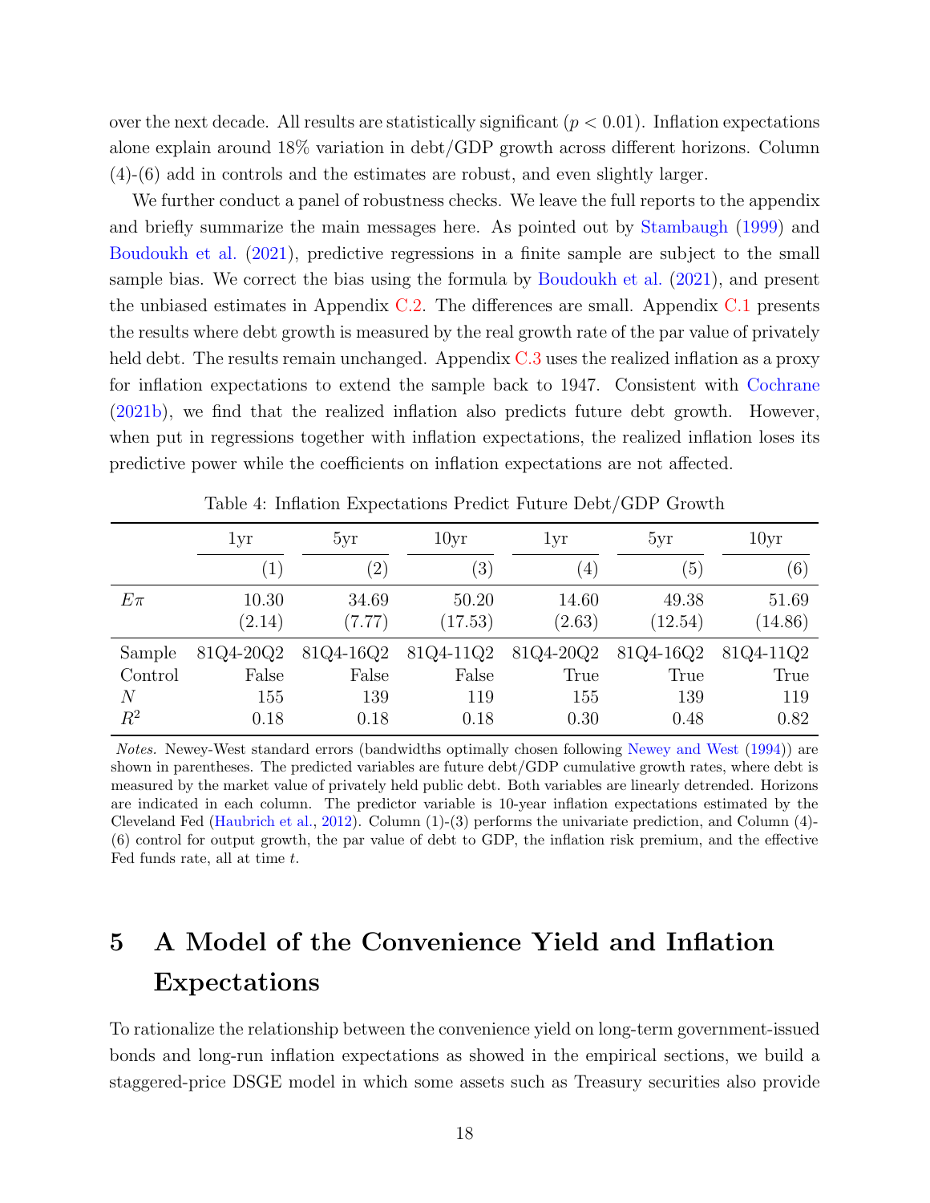over the next decade. All results are statistically significant ($p < 0.01$). Inflation expectations alone explain around 18% variation in debt/GDP growth across different horizons. Column (4)-(6) add in controls and the estimates are robust, and even slightly larger.

We further conduct a panel of robustness checks. We leave the full reports to the appendix and briefly summarize the main messages here. As pointed out by Stambaugh (1999) and Boudoukh et al. (2021), predictive regressions in a finite sample are subject to the small sample bias. We correct the bias using the formula by Boudoukh et al. (2021), and present the unbiased estimates in Appendix C.2. The differences are small. Appendix C.1 presents the results where debt growth is measured by the real growth rate of the par value of privately held debt. The results remain unchanged. Appendix C.3 uses the realized inflation as a proxy for inflation expectations to extend the sample back to 1947. Consistent with Cochrane (2021b), we find that the realized inflation also predicts future debt growth. However, when put in regressions together with inflation expectations, the realized inflation loses its predictive power while the coefficients on inflation expectations are not affected.

Table 4: Inflation Expectations Predict Future Debt/GDP Growth

| | 1yr | 5yr | 10yr | 1yr | 5yr | 10yr |
|---|---|---|---|---|---|---|
| | (1) | (2) | (3) | (4) | (5) | (6) |
| $E\pi$ | 10.30 | 34.69 | 50.20 | 14.60 | 49.38 | 51.69 |
| | (2.14) | (7.77) | (17.53) | (2.63) | (12.54) | (14.86) |
| Sample | 81Q4-20Q2 | 81Q4-16Q2 | 81Q4-11Q2 | 81Q4-20Q2 | 81Q4-16Q2 | 81Q4-11Q2 |
| Control | False | False | False | True | True | True |
| $N$ | 155 | 139 | 119 | 155 | 139 | 119 |
| $R^2$ | 0.18 | 0.18 | 0.18 | 0.30 | 0.48 | 0.82 |

*Notes.* Newey-West standard errors (bandwidths optimally chosen following Newey and West (1994)) are shown in parentheses. The predicted variables are future debt/GDP cumulative growth rates, where debt is measured by the market value of privately held public debt. Both variables are linearly detrended. Horizons are indicated in each column. The predictor variable is 10-year inflation expectations estimated by the Cleveland Fed (Haubrich et al., 2012). Column (1)-(3) performs the univariate prediction, and Column (4)-(6) control for output growth, the par value of debt to GDP, the inflation risk premium, and the effective Fed funds rate, all at time $t$.

# 5 A Model of the Convenience Yield and Inflation Expectations

To rationalize the relationship between the convenience yield on long-term government-issued bonds and long-run inflation expectations as showed in the empirical sections, we build a staggered-price DSGE model in which some assets such as Treasury securities also provide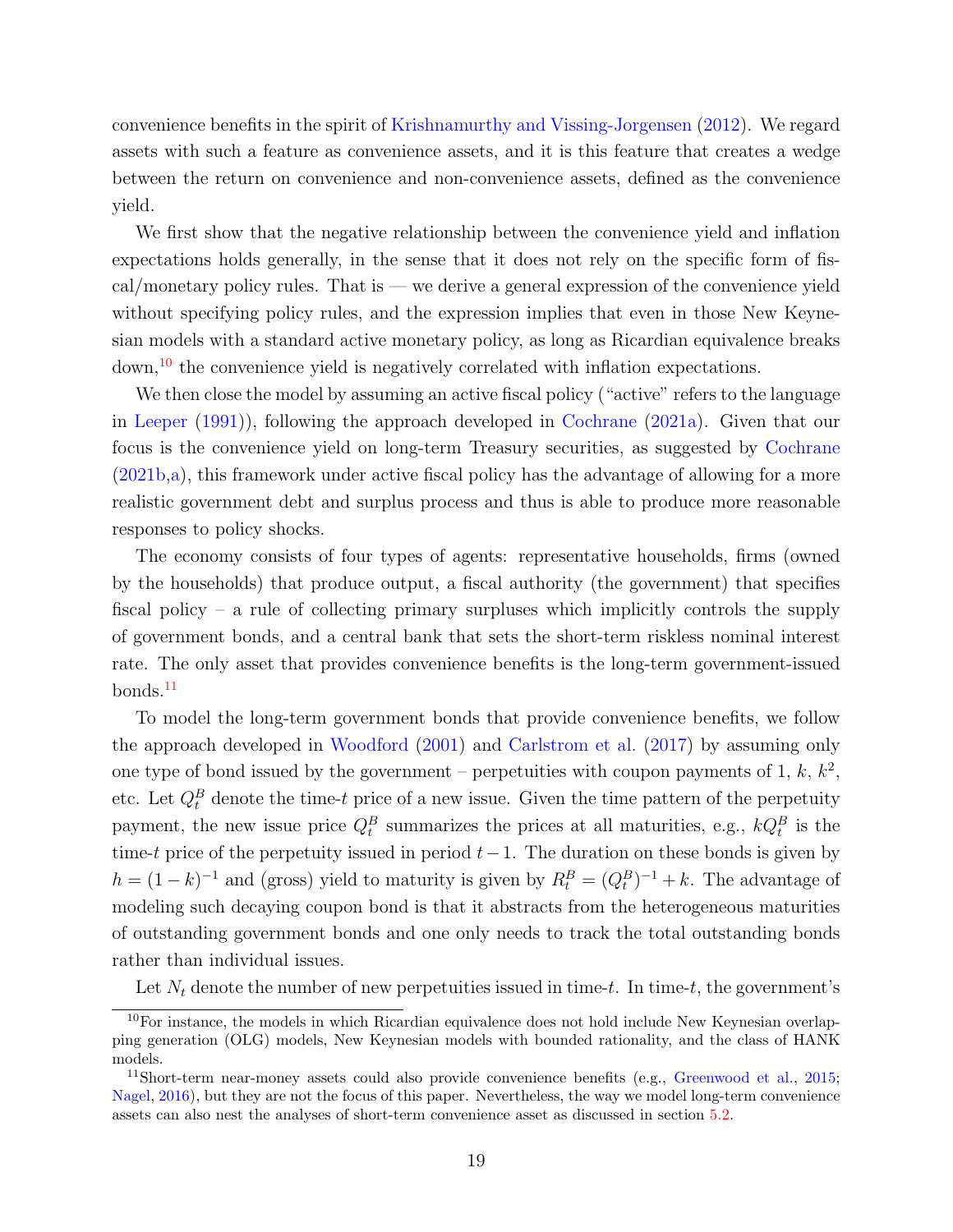convenience benefits in the spirit of Krishnamurthy and Vissing-Jorgensen (2012). We regard assets with such a feature as convenience assets, and it is this feature that creates a wedge between the return on convenience and non-convenience assets, defined as the convenience yield.

We first show that the negative relationship between the convenience yield and inflation expectations holds generally, in the sense that it does not rely on the specific form of fiscal/monetary policy rules. That is — we derive a general expression of the convenience yield without specifying policy rules, and the expression implies that even in those New Keynesian models with a standard active monetary policy, as long as Ricardian equivalence breaks down,[10] the convenience yield is negatively correlated with inflation expectations.

We then close the model by assuming an active fiscal policy ("active" refers to the language in Leeper (1991)), following the approach developed in Cochrane (2021a). Given that our focus is the convenience yield on long-term Treasury securities, as suggested by Cochrane (2021b,a), this framework under active fiscal policy has the advantage of allowing for a more realistic government debt and surplus process and thus is able to produce more reasonable responses to policy shocks.

The economy consists of four types of agents: representative households, firms (owned by the households) that produce output, a fiscal authority (the government) that specifies fiscal policy – a rule of collecting primary surpluses which implicitly controls the supply of government bonds, and a central bank that sets the short-term riskless nominal interest rate. The only asset that provides convenience benefits is the long-term government-issued bonds.[11]

To model the long-term government bonds that provide convenience benefits, we follow the approach developed in Woodford (2001) and Carlstrom et al. (2017) by assuming only one type of bond issued by the government – perpetuities with coupon payments of 1, $k$, $k^2$, etc. Let $Q_t^B$ denote the time-$t$ price of a new issue. Given the time pattern of the perpetuity payment, the new issue price $Q_t^B$ summarizes the prices at all maturities, e.g., $kQ_t^B$ is the time-$t$ price of the perpetuity issued in period $t-1$. The duration on these bonds is given by $h = (1-k)^{-1}$ and (gross) yield to maturity is given by $R_t^B = (Q_t^B)^{-1} + k$. The advantage of modeling such decaying coupon bond is that it abstracts from the heterogeneous maturities of outstanding government bonds and one only needs to track the total outstanding bonds rather than individual issues.

Let $N_t$ denote the number of new perpetuities issued in time-$t$. In time-$t$, the government's

[10] For instance, the models in which Ricardian equivalence does not hold include New Keynesian overlapping generation (OLG) models, New Keynesian models with bounded rationality, and the class of HANK models.

[11] Short-term near-money assets could also provide convenience benefits (e.g., Greenwood et al., 2015; Nagel, 2016), but they are not the focus of this paper. Nevertheless, the way we model long-term convenience assets can also nest the analyses of short-term convenience asset as discussed in section 5.2.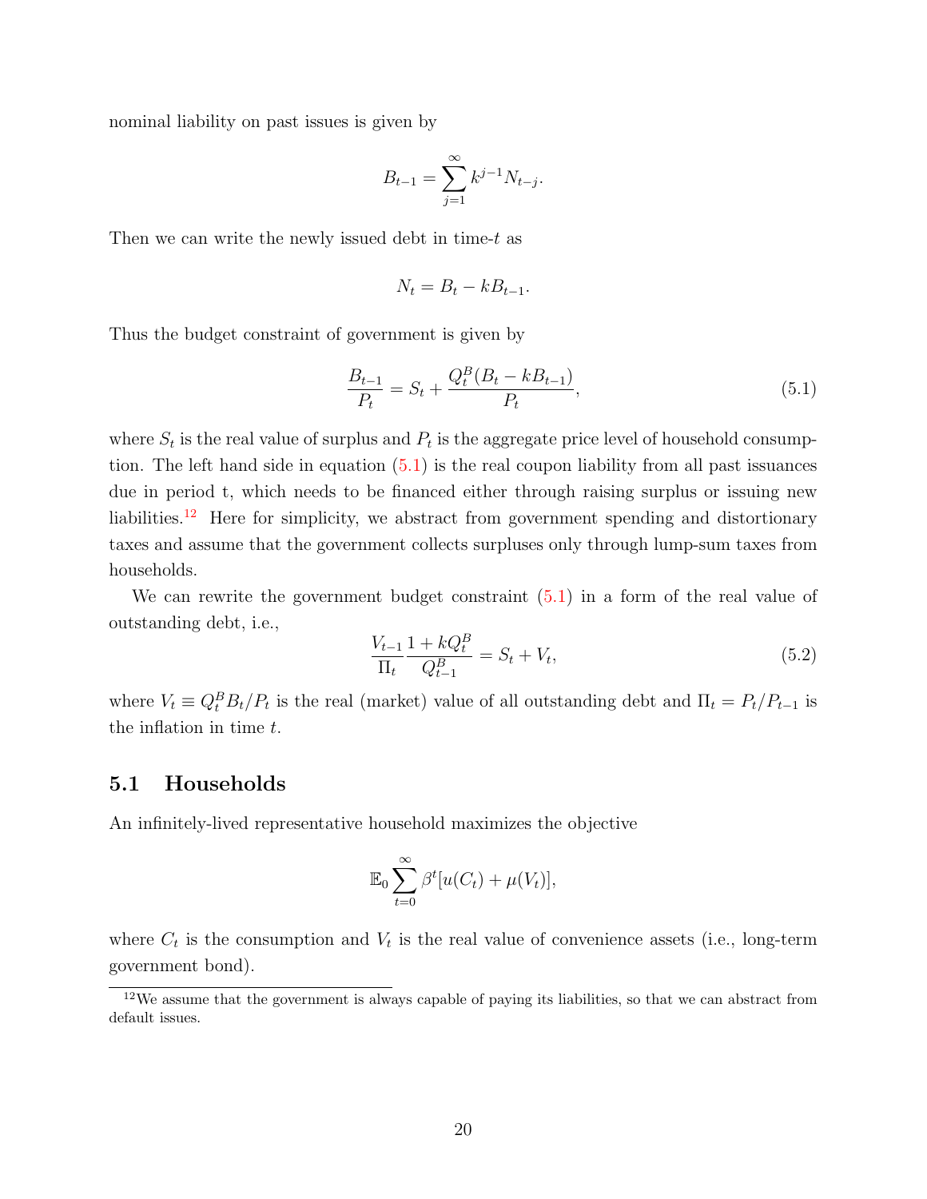nominal liability on past issues is given by

$$B_{t-1} = \sum_{j=1}^{\infty} k^{j-1} N_{t-j}.$$

Then we can write the newly issued debt in time-$t$ as

$$N_t = B_t - kB_{t-1}.$$

Thus the budget constraint of government is given by

$$\frac{B_{t-1}}{P_t} = S_t + \frac{Q_t^B (B_t - kB_{t-1})}{P_t}, \tag{5.1}$$

where $S_t$ is the real value of surplus and $P_t$ is the aggregate price level of household consumption. The left hand side in equation (5.1) is the real coupon liability from all past issuances due in period t, which needs to be financed either through raising surplus or issuing new liabilities.[12] Here for simplicity, we abstract from government spending and distortionary taxes and assume that the government collects surpluses only through lump-sum taxes from households.

We can rewrite the government budget constraint (5.1) in a form of the real value of outstanding debt, i.e.,

$$\frac{V_{t-1}}{\Pi_t} \frac{1 + kQ_t^B}{Q_{t-1}^B} = S_t + V_t, \tag{5.2}$$

where $V_t \equiv Q_t^B B_t / P_t$ is the real (market) value of all outstanding debt and $\Pi_t = P_t / P_{t-1}$ is the inflation in time $t$.

## 5.1 Households

An infinitely-lived representative household maximizes the objective

$$\mathbb{E}_0 \sum_{t=0}^{\infty} \beta^t [u(C_t) + \mu(V_t)],$$

where $C_t$ is the consumption and $V_t$ is the real value of convenience assets (i.e., long-term government bond).

[12] We assume that the government is always capable of paying its liabilities, so that we can abstract from default issues.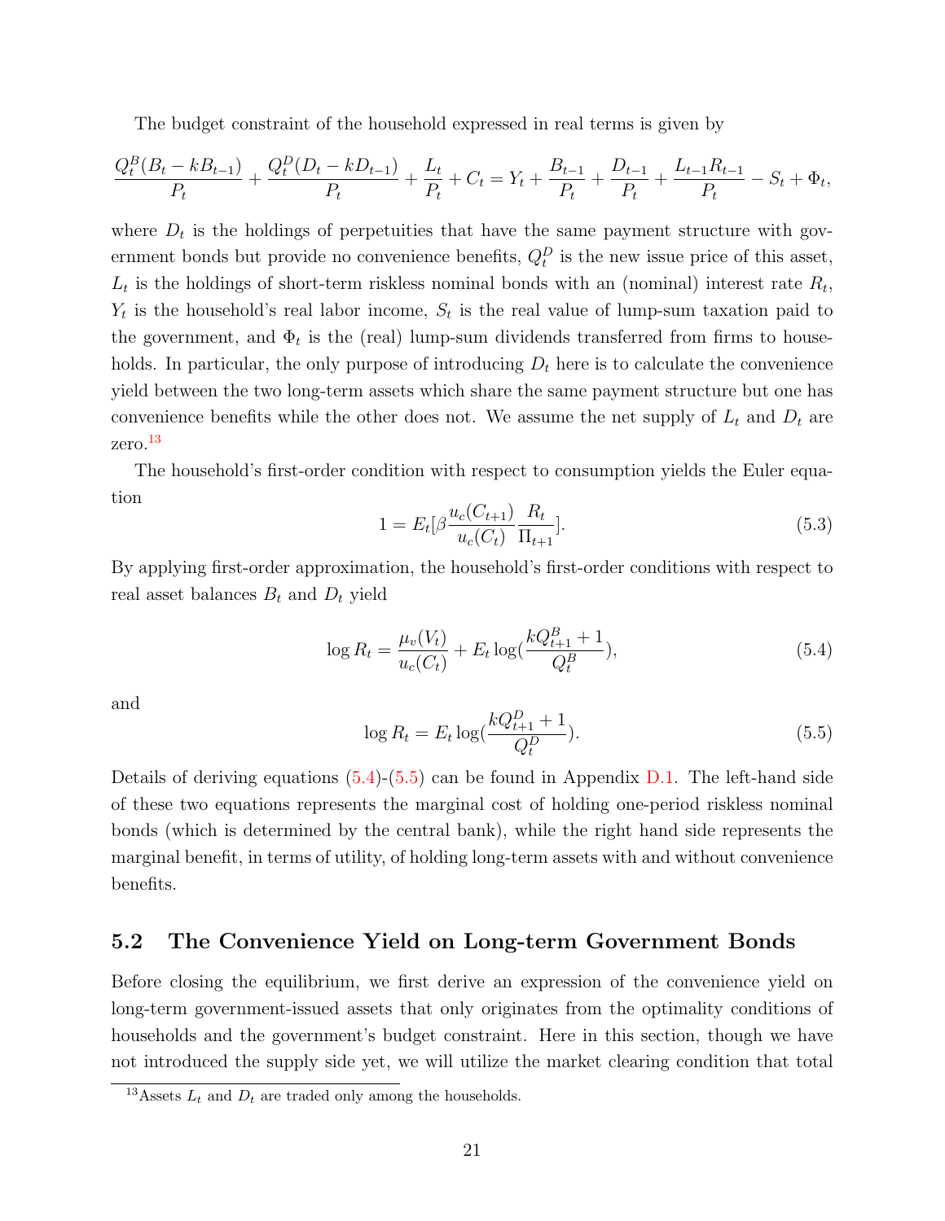The budget constraint of the household expressed in real terms is given by

$$\frac{Q_t^B(B_t - kB_{t-1})}{P_t} + \frac{Q_t^D(D_t - kD_{t-1})}{P_t} + \frac{L_t}{P_t} + C_t = Y_t + \frac{B_{t-1}}{P_t} + \frac{D_{t-1}}{P_t} + \frac{L_{t-1}R_{t-1}}{P_t} - S_t + \Phi_t,$$

where $D_t$ is the holdings of perpetuities that have the same payment structure with government bonds but provide no convenience benefits, $Q_t^D$ is the new issue price of this asset, $L_t$ is the holdings of short-term riskless nominal bonds with an (nominal) interest rate $R_t$, $Y_t$ is the household's real labor income, $S_t$ is the real value of lump-sum taxation paid to the government, and $\Phi_t$ is the (real) lump-sum dividends transferred from firms to households. In particular, the only purpose of introducing $D_t$ here is to calculate the convenience yield between the two long-term assets which share the same payment structure but one has convenience benefits while the other does not. We assume the net supply of $L_t$ and $D_t$ are zero.[13]

The household's first-order condition with respect to consumption yields the Euler equation

$$1 = E_t[\beta \frac{u_c(C_{t+1})}{u_c(C_t)} \frac{R_t}{\Pi_{t+1}}]. \tag{5.3}$$

By applying first-order approximation, the household's first-order conditions with respect to real asset balances $B_t$ and $D_t$ yield

$$\log R_t = \frac{\mu_v(V_t)}{u_c(C_t)} + E_t \log(\frac{kQ_{t+1}^B + 1}{Q_t^B}), \tag{5.4}$$

and

$$\log R_t = E_t \log(\frac{kQ_{t+1}^D + 1}{Q_t^D}). \tag{5.5}$$

Details of deriving equations (5.4)-(5.5) can be found in Appendix D.1. The left-hand side of these two equations represents the marginal cost of holding one-period riskless nominal bonds (which is determined by the central bank), while the right hand side represents the marginal benefit, in terms of utility, of holding long-term assets with and without convenience benefits.

## 5.2 The Convenience Yield on Long-term Government Bonds

Before closing the equilibrium, we first derive an expression of the convenience yield on long-term government-issued assets that only originates from the optimality conditions of households and the government's budget constraint. Here in this section, though we have not introduced the supply side yet, we will utilize the market clearing condition that total

[13] Assets $L_t$ and $D_t$ are traded only among the households.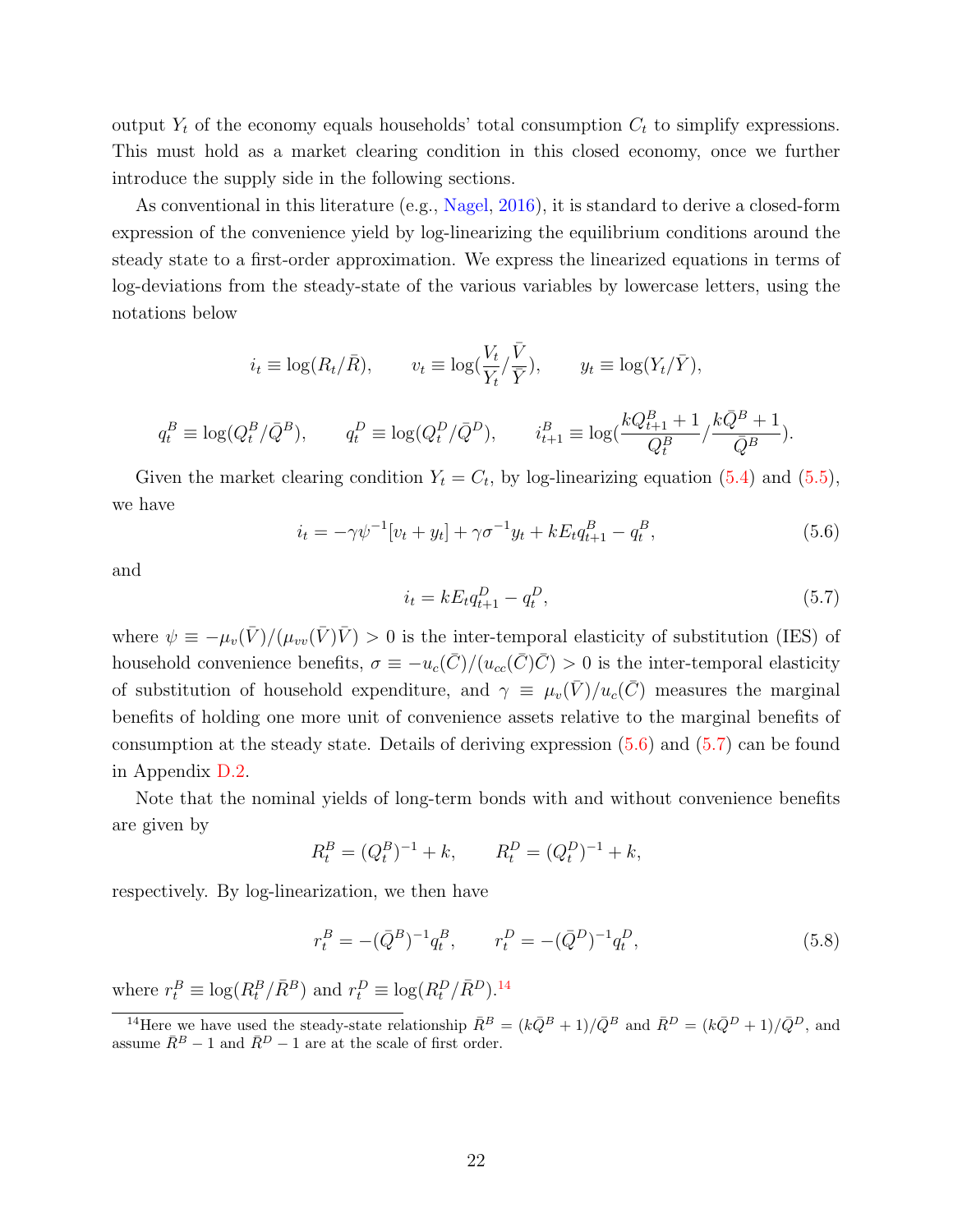output $Y_t$ of the economy equals households' total consumption $C_t$ to simplify expressions. This must hold as a market clearing condition in this closed economy, once we further introduce the supply side in the following sections.

As conventional in this literature (e.g., Nagel, 2016), it is standard to derive a closed-form expression of the convenience yield by log-linearizing the equilibrium conditions around the steady state to a first-order approximation. We express the linearized equations in terms of log-deviations from the steady-state of the various variables by lowercase letters, using the notations below

$$i_t \equiv \log(R_t/\bar{R}), \qquad v_t \equiv \log(\frac{V_t}{Y_t}/\frac{\bar{V}}{\bar{Y}}), \qquad y_t \equiv \log(Y_t/\bar{Y}),$$

$$q_t^B \equiv \log(Q_t^B/\bar{Q}^B), \qquad q_t^D \equiv \log(Q_t^D/\bar{Q}^D), \qquad i_{t+1}^B \equiv \log(\frac{kQ_{t+1}^B + 1}{Q_t^B}/\frac{k\bar{Q}^B + 1}{\bar{Q}^B}).$$

Given the market clearing condition $Y_t = C_t$, by log-linearizing equation (5.4) and (5.5), we have

$$i_t = -\gamma\psi^{-1}[v_t + y_t] + \gamma\sigma^{-1}y_t + kE_t q_{t+1}^B - q_t^B, \tag{5.6}$$

and

$$i_t = kE_t q_{t+1}^D - q_t^D, \tag{5.7}$$

where $\psi \equiv -\mu_v(\bar{V})/(\mu_{vv}(\bar{V})\bar{V}) > 0$ is the inter-temporal elasticity of substitution (IES) of household convenience benefits, $\sigma \equiv -u_c(\bar{C})/(u_{cc}(\bar{C})\bar{C}) > 0$ is the inter-temporal elasticity of substitution of household expenditure, and $\gamma \equiv \mu_v(\bar{V})/u_c(\bar{C})$ measures the marginal benefits of holding one more unit of convenience assets relative to the marginal benefits of consumption at the steady state. Details of deriving expression (5.6) and (5.7) can be found in Appendix D.2.

Note that the nominal yields of long-term bonds with and without convenience benefits are given by

$$R_t^B = (Q_t^B)^{-1} + k, \qquad R_t^D = (Q_t^D)^{-1} + k,$$

respectively. By log-linearization, we then have

$$r_t^B = -(\bar{Q}^B)^{-1}q_t^B, \qquad r_t^D = -(\bar{Q}^D)^{-1}q_t^D, \tag{5.8}$$

where $r_t^B \equiv \log(R_t^B/\bar{R}^B)$ and $r_t^D \equiv \log(R_t^D/\bar{R}^D)$.[14]

[14] Here we have used the steady-state relationship $\bar{R}^B = (k\bar{Q}^B + 1)/\bar{Q}^B$ and $\bar{R}^D = (k\bar{Q}^D + 1)/\bar{Q}^D$, and assume $\bar{R}^B - 1$ and $\bar{R}^D - 1$ are at the scale of first order.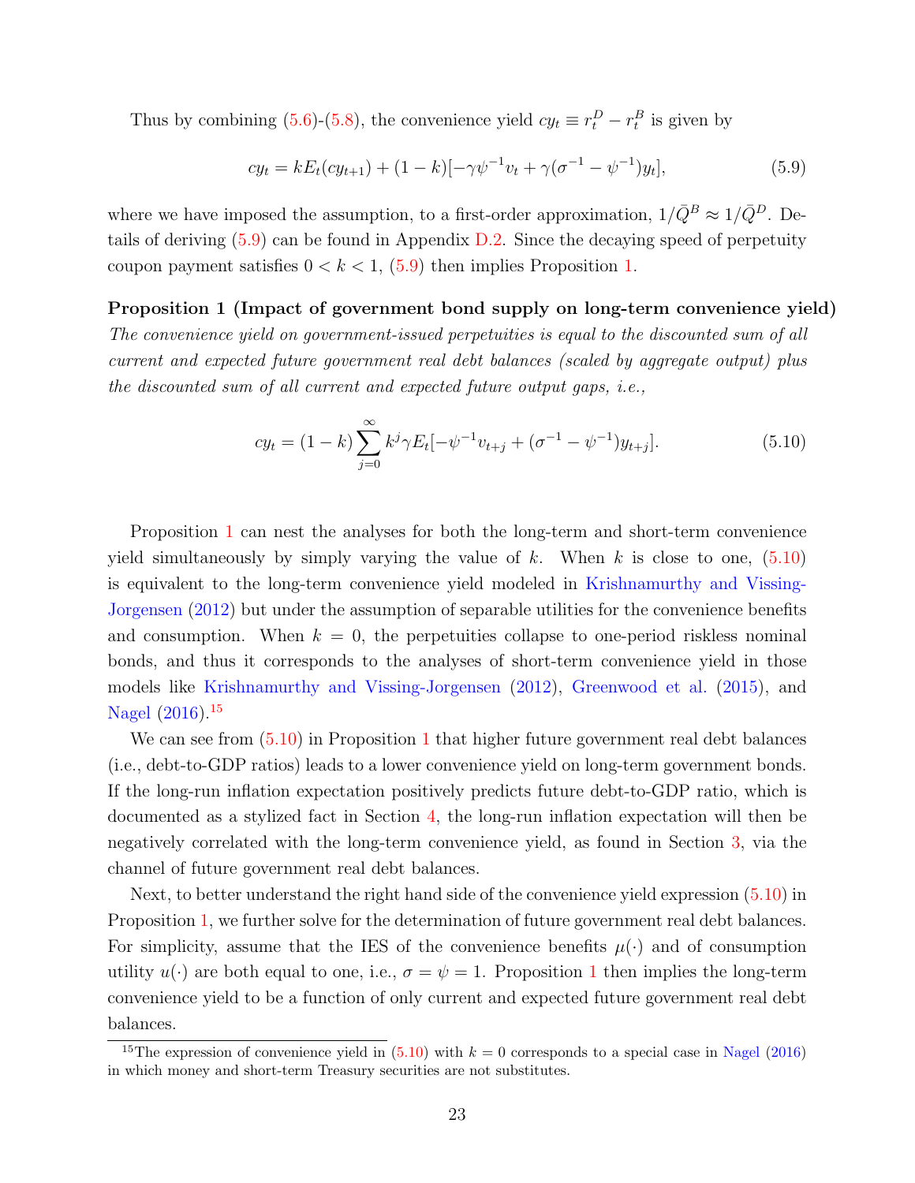Thus by combining (5.6)-(5.8), the convenience yield $cy_t \equiv r_t^D - r_t^B$ is given by

$$cy_t = kE_t(cy_{t+1}) + (1-k)[-\gamma\psi^{-1}v_t + \gamma(\sigma^{-1} - \psi^{-1})y_t], \tag{5.9}$$

where we have imposed the assumption, to a first-order approximation, $1/\bar{Q}^B \approx 1/\bar{Q}^D$. Details of deriving (5.9) can be found in Appendix D.2. Since the decaying speed of perpetuity coupon payment satisfies $0 < k < 1$, (5.9) then implies Proposition 1.

**Proposition 1 (Impact of government bond supply on long-term convenience yield)** *The convenience yield on government-issued perpetuities is equal to the discounted sum of all current and expected future government real debt balances (scaled by aggregate output) plus the discounted sum of all current and expected future output gaps, i.e.,*

$$cy_t = (1-k)\sum_{j=0}^{\infty} k^j \gamma E_t[-\psi^{-1}v_{t+j} + (\sigma^{-1} - \psi^{-1})y_{t+j}]. \tag{5.10}$$

Proposition 1 can nest the analyses for both the long-term and short-term convenience yield simultaneously by simply varying the value of $k$. When $k$ is close to one, (5.10) is equivalent to the long-term convenience yield modeled in Krishnamurthy and Vissing-Jorgensen (2012) but under the assumption of separable utilities for the convenience benefits and consumption. When $k = 0$, the perpetuities collapse to one-period riskless nominal bonds, and thus it corresponds to the analyses of short-term convenience yield in those models like Krishnamurthy and Vissing-Jorgensen (2012), Greenwood et al. (2015), and Nagel (2016).[15]

We can see from (5.10) in Proposition 1 that higher future government real debt balances (i.e., debt-to-GDP ratios) leads to a lower convenience yield on long-term government bonds. If the long-run inflation expectation positively predicts future debt-to-GDP ratio, which is documented as a stylized fact in Section 4, the long-run inflation expectation will then be negatively correlated with the long-term convenience yield, as found in Section 3, via the channel of future government real debt balances.

Next, to better understand the right hand side of the convenience yield expression (5.10) in Proposition 1, we further solve for the determination of future government real debt balances. For simplicity, assume that the IES of the convenience benefits $\mu(\cdot)$ and of consumption utility $u(\cdot)$ are both equal to one, i.e., $\sigma = \psi = 1$. Proposition 1 then implies the long-term convenience yield to be a function of only current and expected future government real debt balances.

[15] The expression of convenience yield in (5.10) with $k = 0$ corresponds to a special case in Nagel (2016) in which money and short-term Treasury securities are not substitutes.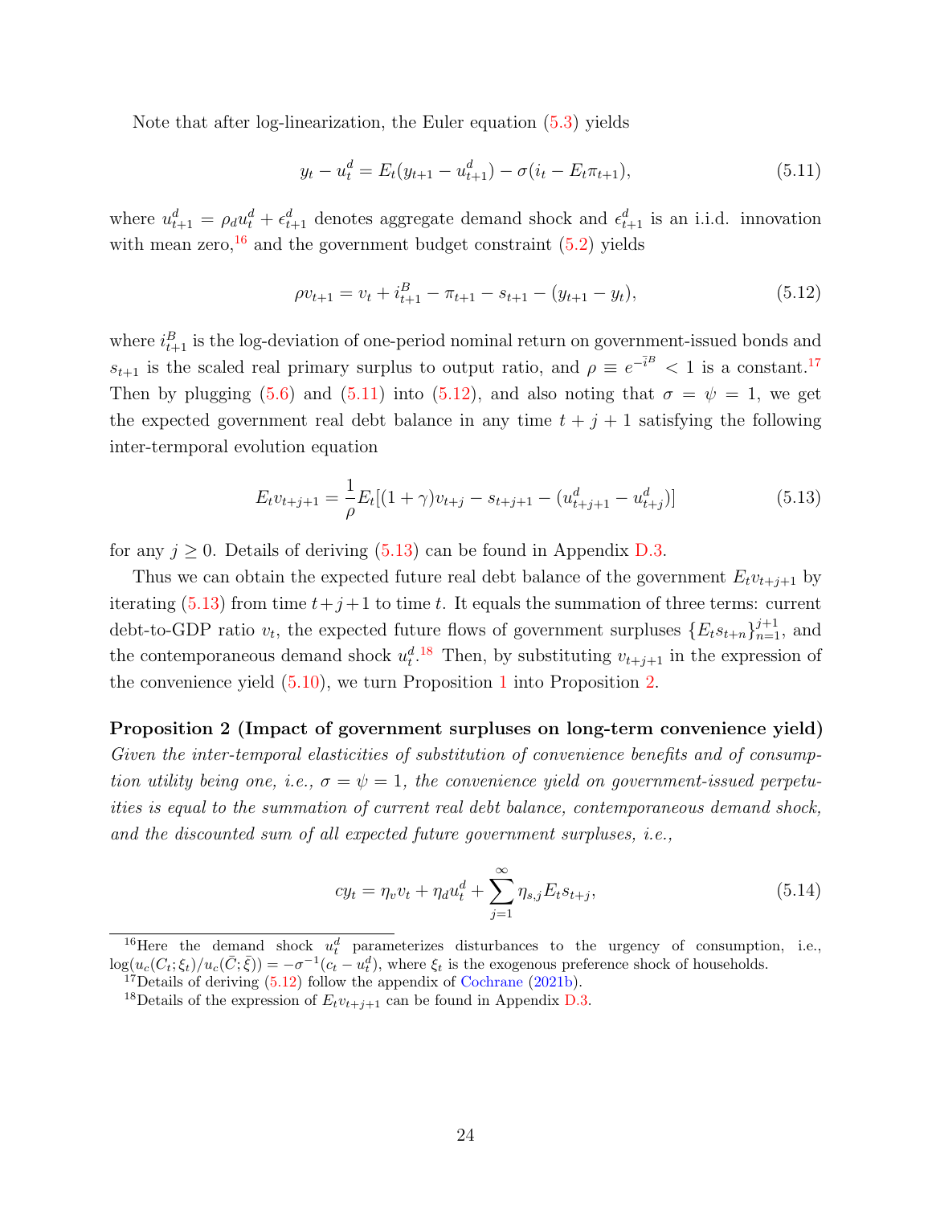Note that after log-linearization, the Euler equation (5.3) yields

$$y_t - u_t^d = E_t(y_{t+1} - u_{t+1}^d) - \sigma(i_t - E_t\pi_{t+1}), \tag{5.11}$$

where $u_{t+1}^d = \rho_d u_t^d + \epsilon_{t+1}^d$ denotes aggregate demand shock and $\epsilon_{t+1}^d$ is an i.i.d. innovation with mean zero,[16] and the government budget constraint (5.2) yields

$$\rho v_{t+1} = v_t + i_{t+1}^B - \pi_{t+1} - s_{t+1} - (y_{t+1} - y_t), \tag{5.12}$$

where $i_{t+1}^B$ is the log-deviation of one-period nominal return on government-issued bonds and $s_{t+1}$ is the scaled real primary surplus to output ratio, and $\rho \equiv e^{-\bar{i}^B} < 1$ is a constant.[17] Then by plugging (5.6) and (5.11) into (5.12), and also noting that $\sigma = \psi = 1$, we get the expected government real debt balance in any time $t+j+1$ satisfying the following inter-termporal evolution equation

$$E_t v_{t+j+1} = \frac{1}{\rho} E_t[(1+\gamma)v_{t+j} - s_{t+j+1} - (u_{t+j+1}^d - u_{t+j}^d)] \tag{5.13}$$

for any $j \geq 0$. Details of deriving (5.13) can be found in Appendix D.3.

Thus we can obtain the expected future real debt balance of the government $E_t v_{t+j+1}$ by iterating (5.13) from time $t+j+1$ to time $t$. It equals the summation of three terms: current debt-to-GDP ratio $v_t$, the expected future flows of government surpluses $\{E_t s_{t+n}\}_{n=1}^{j+1}$, and the contemporaneous demand shock $u_t^d$.[18] Then, by substituting $v_{t+j+1}$ in the expression of the convenience yield (5.10), we turn Proposition 1 into Proposition 2.

**Proposition 2 (Impact of government surpluses on long-term convenience yield)** *Given the inter-temporal elasticities of substitution of convenience benefits and of consumption utility being one, i.e., $\sigma = \psi = 1$, the convenience yield on government-issued perpetuities is equal to the summation of current real debt balance, contemporaneous demand shock, and the discounted sum of all expected future government surpluses, i.e.,*

$$cy_t = \eta_v v_t + \eta_d u_t^d + \sum_{j=1}^{\infty} \eta_{s,j} E_t s_{t+j}, \tag{5.14}$$

[16] Here the demand shock $u_t^d$ parameterizes disturbances to the urgency of consumption, i.e., $\log(u_c(C_t;\xi_t)/u_c(\bar{C};\bar{\xi})) = -\sigma^{-1}(c_t - u_t^d)$, where $\xi_t$ is the exogenous preference shock of households.

[17] Details of deriving (5.12) follow the appendix of Cochrane (2021b).

[18] Details of the expression of $E_t v_{t+j+1}$ can be found in Appendix D.3.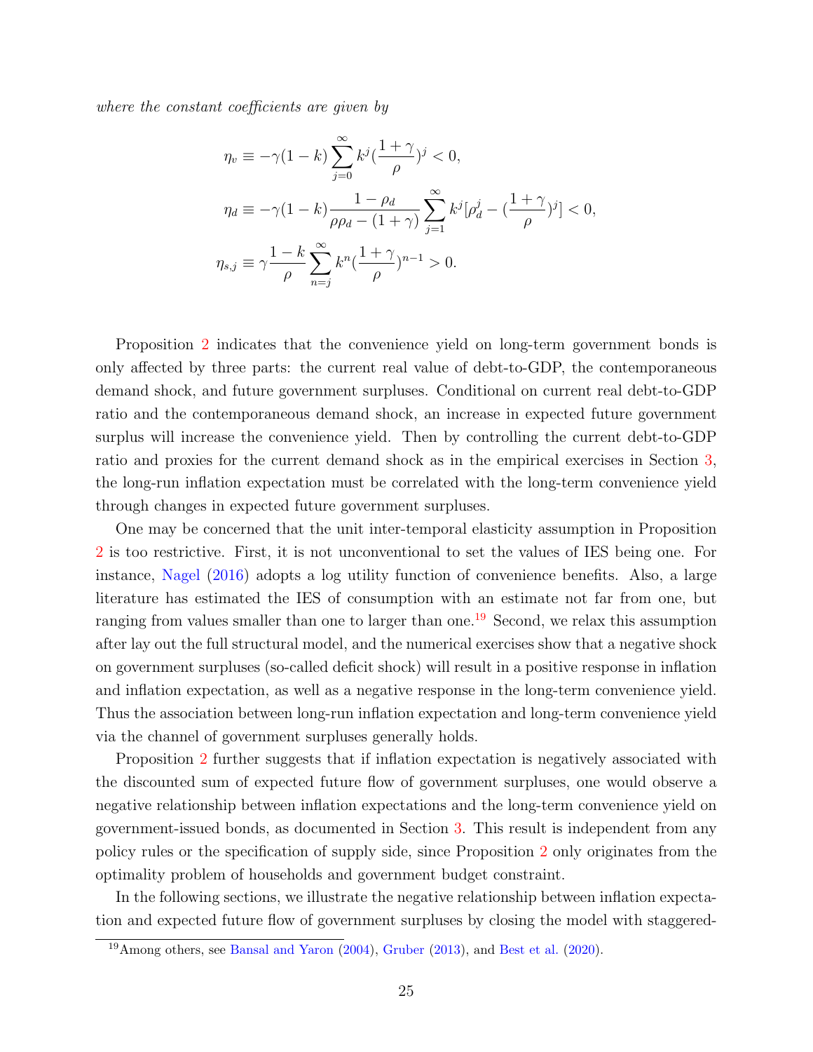*where the constant coefficients are given by*

$$
\begin{aligned}
\eta_v &\equiv -\gamma(1-k)\sum_{j=0}^{\infty} k^j (\frac{1+\gamma}{\rho})^j < 0, \\
\eta_d &\equiv -\gamma(1-k)\frac{1-\rho_d}{\rho\rho_d - (1+\gamma)}\sum_{j=1}^{\infty} k^j [\rho_d^j - (\frac{1+\gamma}{\rho})^j] < 0, \\
\eta_{s,j} &\equiv \gamma \frac{1-k}{\rho}\sum_{n=j}^{\infty} k^n (\frac{1+\gamma}{\rho})^{n-1} > 0.
\end{aligned}
$$

Proposition 2 indicates that the convenience yield on long-term government bonds is only affected by three parts: the current real value of debt-to-GDP, the contemporaneous demand shock, and future government surpluses. Conditional on current real debt-to-GDP ratio and the contemporaneous demand shock, an increase in expected future government surplus will increase the convenience yield. Then by controlling the current debt-to-GDP ratio and proxies for the current demand shock as in the empirical exercises in Section 3, the long-run inflation expectation must be correlated with the long-term convenience yield through changes in expected future government surpluses.

One may be concerned that the unit inter-temporal elasticity assumption in Proposition 2 is too restrictive. First, it is not unconventional to set the values of IES being one. For instance, Nagel (2016) adopts a log utility function of convenience benefits. Also, a large literature has estimated the IES of consumption with an estimate not far from one, but ranging from values smaller than one to larger than one.[19] Second, we relax this assumption after lay out the full structural model, and the numerical exercises show that a negative shock on government surpluses (so-called deficit shock) will result in a positive response in inflation and inflation expectation, as well as a negative response in the long-term convenience yield. Thus the association between long-run inflation expectation and long-term convenience yield via the channel of government surpluses generally holds.

Proposition 2 further suggests that if inflation expectation is negatively associated with the discounted sum of expected future flow of government surpluses, one would observe a negative relationship between inflation expectations and the long-term convenience yield on government-issued bonds, as documented in Section 3. This result is independent from any policy rules or the specification of supply side, since Proposition 2 only originates from the optimality problem of households and government budget constraint.

In the following sections, we illustrate the negative relationship between inflation expectation and expected future flow of government surpluses by closing the model with staggered-

[19]Among others, see Bansal and Yaron (2004), Gruber (2013), and Best et al. (2020).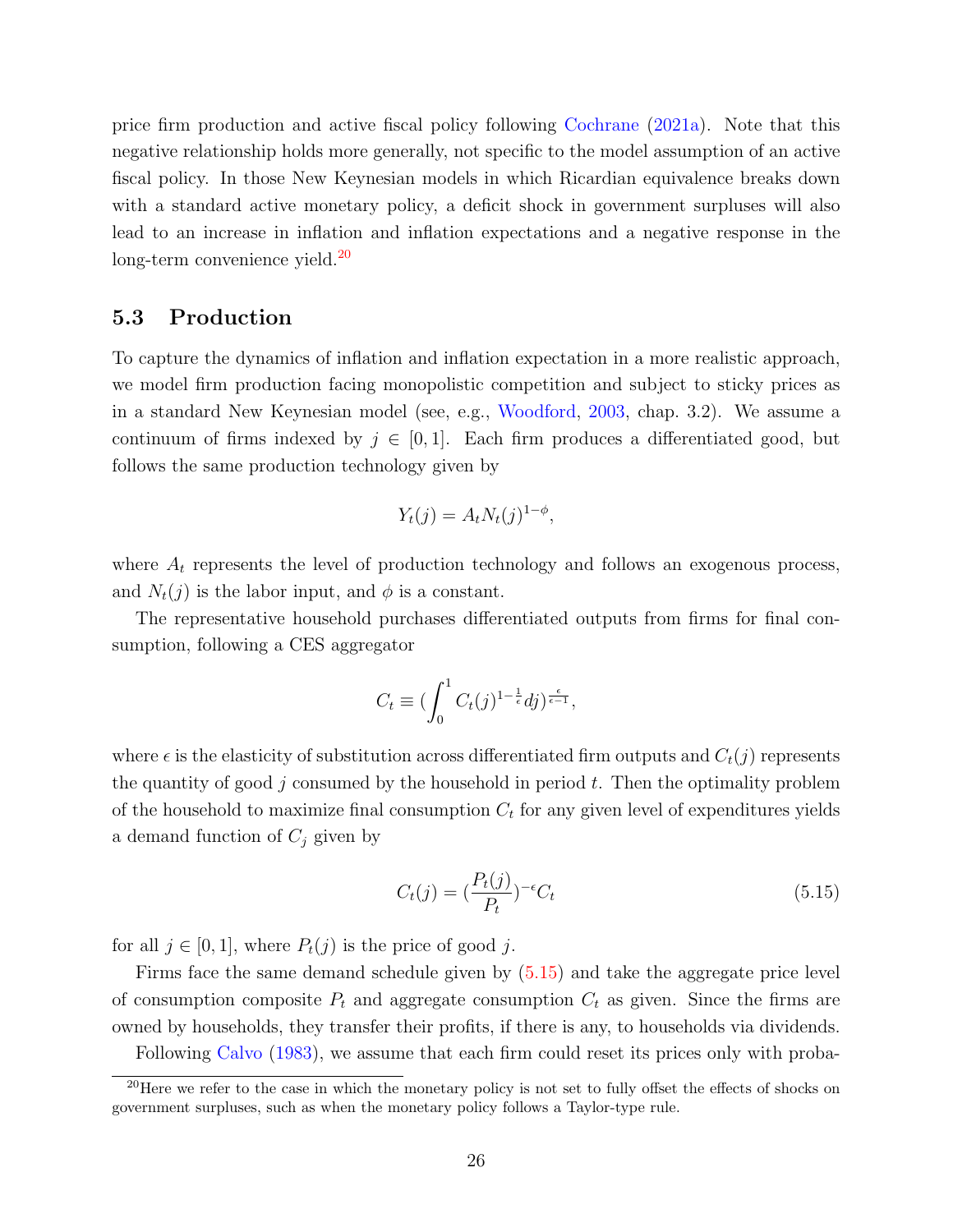price firm production and active fiscal policy following Cochrane (2021a). Note that this negative relationship holds more generally, not specific to the model assumption of an active fiscal policy. In those New Keynesian models in which Ricardian equivalence breaks down with a standard active monetary policy, a deficit shock in government surpluses will also lead to an increase in inflation and inflation expectations and a negative response in the long-term convenience yield.[20]

### 5.3 Production

To capture the dynamics of inflation and inflation expectation in a more realistic approach, we model firm production facing monopolistic competition and subject to sticky prices as in a standard New Keynesian model (see, e.g., Woodford, 2003, chap. 3.2). We assume a continuum of firms indexed by $j \in [0, 1]$. Each firm produces a differentiated good, but follows the same production technology given by

$$Y_t(j) = A_t N_t(j)^{1-\phi},$$

where $A_t$ represents the level of production technology and follows an exogenous process, and $N_t(j)$ is the labor input, and $\phi$ is a constant.

The representative household purchases differentiated outputs from firms for final consumption, following a CES aggregator

$$C_t \equiv (\int_0^1 C_t(j)^{1-\frac{1}{\epsilon}} dj)^{\frac{\epsilon}{\epsilon-1}},$$

where $\epsilon$ is the elasticity of substitution across differentiated firm outputs and $C_t(j)$ represents the quantity of good $j$ consumed by the household in period $t$. Then the optimality problem of the household to maximize final consumption $C_t$ for any given level of expenditures yields a demand function of $C_j$ given by

$$C_t(j) = (\frac{P_t(j)}{P_t})^{-\epsilon} C_t \tag{5.15}$$

for all $j \in [0, 1]$, where $P_t(j)$ is the price of good $j$.

Firms face the same demand schedule given by (5.15) and take the aggregate price level of consumption composite $P_t$ and aggregate consumption $C_t$ as given. Since the firms are owned by households, they transfer their profits, if there is any, to households via dividends.

Following Calvo (1983), we assume that each firm could reset its prices only with proba-

[20] Here we refer to the case in which the monetary policy is not set to fully offset the effects of shocks on government surpluses, such as when the monetary policy follows a Taylor-type rule.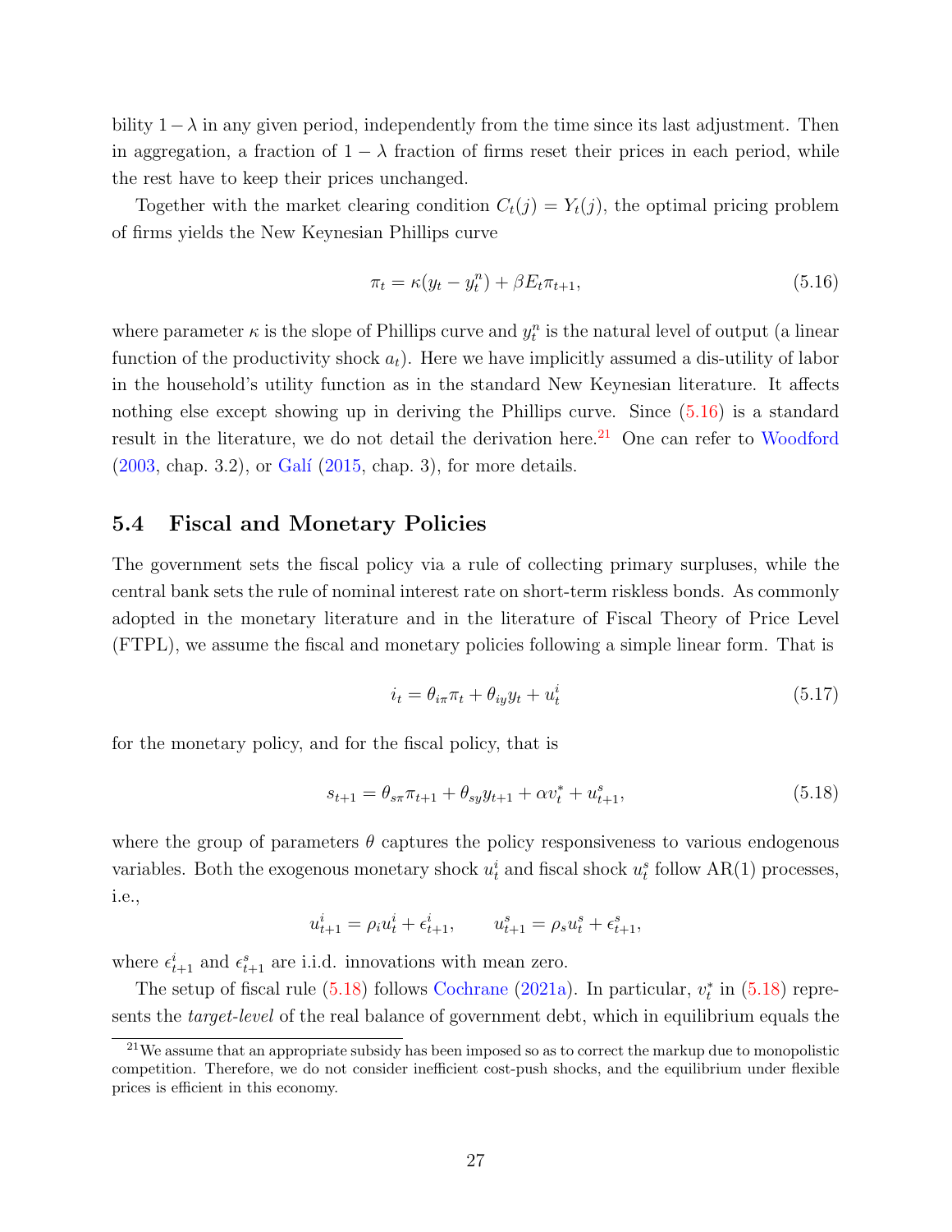bility $1-\lambda$ in any given period, independently from the time since its last adjustment. Then in aggregation, a fraction of $1-\lambda$ fraction of firms reset their prices in each period, while the rest have to keep their prices unchanged.

Together with the market clearing condition $C_t(j) = Y_t(j)$, the optimal pricing problem of firms yields the New Keynesian Phillips curve

$$\pi_t = \kappa(y_t - y_t^n) + \beta E_t \pi_{t+1}, \tag{5.16}$$

where parameter $\kappa$ is the slope of Phillips curve and $y_t^n$ is the natural level of output (a linear function of the productivity shock $a_t$). Here we have implicitly assumed a dis-utility of labor in the household's utility function as in the standard New Keynesian literature. It affects nothing else except showing up in deriving the Phillips curve. Since (5.16) is a standard result in the literature, we do not detail the derivation here.[21] One can refer to Woodford (2003, chap. 3.2), or Galí (2015, chap. 3), for more details.

## 5.4 Fiscal and Monetary Policies

The government sets the fiscal policy via a rule of collecting primary surpluses, while the central bank sets the rule of nominal interest rate on short-term riskless bonds. As commonly adopted in the monetary literature and in the literature of Fiscal Theory of Price Level (FTPL), we assume the fiscal and monetary policies following a simple linear form. That is

$$i_t = \theta_{i\pi}\pi_t + \theta_{iy} y_t + u_t^i \tag{5.17}$$

for the monetary policy, and for the fiscal policy, that is

$$s_{t+1} = \theta_{s\pi}\pi_{t+1} + \theta_{sy} y_{t+1} + \alpha v_t^* + u_{t+1}^s, \tag{5.18}$$

where the group of parameters $\theta$ captures the policy responsiveness to various endogenous variables. Both the exogenous monetary shock $u_t^i$ and fiscal shock $u_t^s$ follow AR(1) processes, i.e.,

$$u_{t+1}^i = \rho_i u_t^i + \epsilon_{t+1}^i, \qquad u_{t+1}^s = \rho_s u_t^s + \epsilon_{t+1}^s,$$

where $\epsilon_{t+1}^i$ and $\epsilon_{t+1}^s$ are i.i.d. innovations with mean zero.

The setup of fiscal rule (5.18) follows Cochrane (2021a). In particular, $v_t^*$ in (5.18) represents the *target-level* of the real balance of government debt, which in equilibrium equals the

[21] We assume that an appropriate subsidy has been imposed so as to correct the markup due to monopolistic competition. Therefore, we do not consider inefficient cost-push shocks, and the equilibrium under flexible prices is efficient in this economy.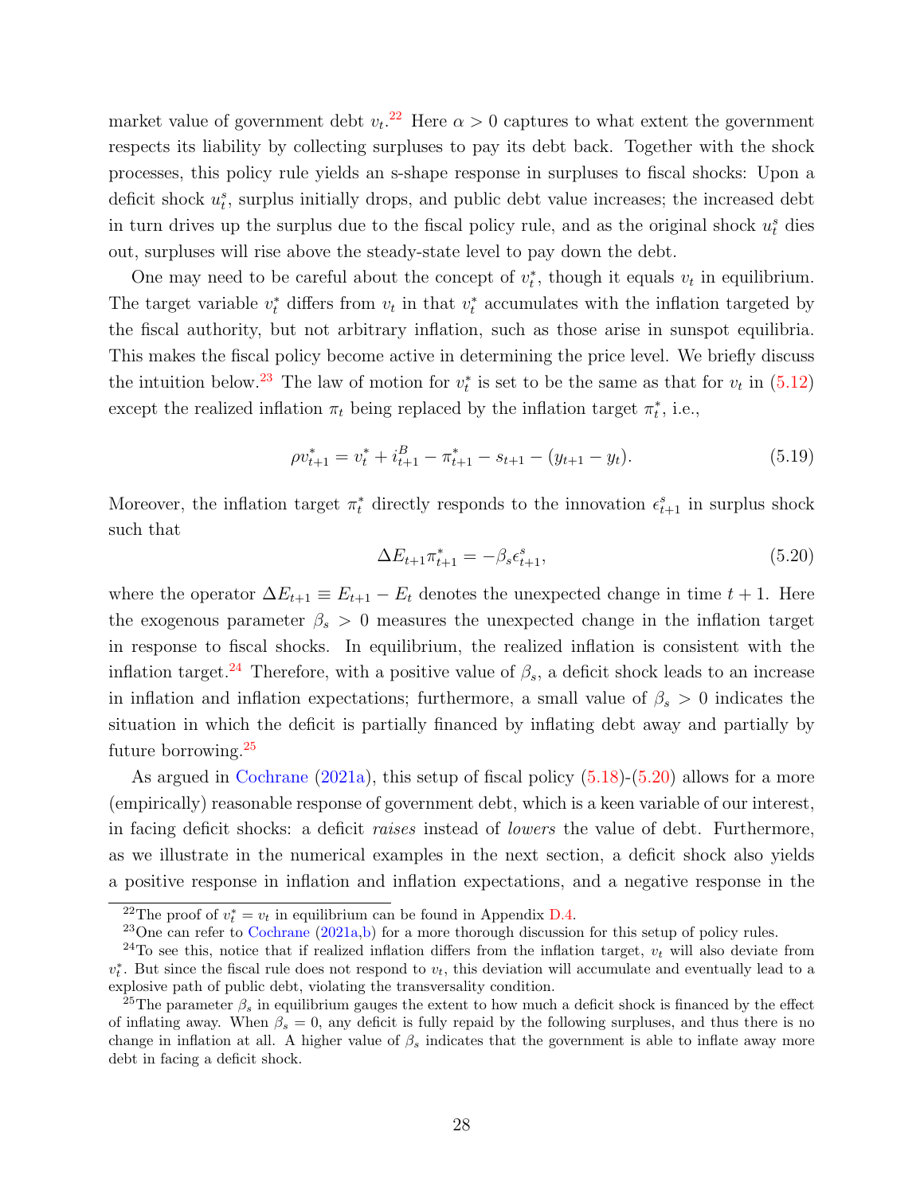market value of government debt $v_t$.[22] Here $\alpha > 0$ captures to what extent the government respects its liability by collecting surpluses to pay its debt back. Together with the shock processes, this policy rule yields an s-shape response in surpluses to fiscal shocks: Upon a deficit shock $u_t^s$, surplus initially drops, and public debt value increases; the increased debt in turn drives up the surplus due to the fiscal policy rule, and as the original shock $u_t^s$ dies out, surpluses will rise above the steady-state level to pay down the debt.

One may need to be careful about the concept of $v_t^*$, though it equals $v_t$ in equilibrium. The target variable $v_t^*$ differs from $v_t$ in that $v_t^*$ accumulates with the inflation targeted by the fiscal authority, but not arbitrary inflation, such as those arise in sunspot equilibria. This makes the fiscal policy become active in determining the price level. We briefly discuss the intuition below.[23] The law of motion for $v_t^*$ is set to be the same as that for $v_t$ in (5.12) except the realized inflation $\pi_t$ being replaced by the inflation target $\pi_t^*$, i.e.,

$$\rho v_{t+1}^* = v_t^* + i_{t+1}^B - \pi_{t+1}^* - s_{t+1} - (y_{t+1} - y_t). \tag{5.19}$$

Moreover, the inflation target $\pi_t^*$ directly responds to the innovation $\epsilon_{t+1}^s$ in surplus shock such that

$$\Delta E_{t+1}\pi_{t+1}^* = -\beta_s \epsilon_{t+1}^s, \tag{5.20}$$

where the operator $\Delta E_{t+1} \equiv E_{t+1} - E_t$ denotes the unexpected change in time $t+1$. Here the exogenous parameter $\beta_s > 0$ measures the unexpected change in the inflation target in response to fiscal shocks. In equilibrium, the realized inflation is consistent with the inflation target.[24] Therefore, with a positive value of $\beta_s$, a deficit shock leads to an increase in inflation and inflation expectations; furthermore, a small value of $\beta_s > 0$ indicates the situation in which the deficit is partially financed by inflating debt away and partially by future borrowing.[25]

As argued in Cochrane (2021a), this setup of fiscal policy (5.18)-(5.20) allows for a more (empirically) reasonable response of government debt, which is a keen variable of our interest, in facing deficit shocks: a deficit *raises* instead of *lowers* the value of debt. Furthermore, as we illustrate in the numerical examples in the next section, a deficit shock also yields a positive response in inflation and inflation expectations, and a negative response in the

[22] The proof of $v_t^* = v_t$ in equilibrium can be found in Appendix D.4.

[23] One can refer to Cochrane (2021a,b) for a more thorough discussion for this setup of policy rules.

[24] To see this, notice that if realized inflation differs from the inflation target, $v_t$ will also deviate from $v_t^*$. But since the fiscal rule does not respond to $v_t$, this deviation will accumulate and eventually lead to a explosive path of public debt, violating the transversality condition.

[25] The parameter $\beta_s$ in equilibrium gauges the extent to how much a deficit shock is financed by the effect of inflating away. When $\beta_s = 0$, any deficit is fully repaid by the following surpluses, and thus there is no change in inflation at all. A higher value of $\beta_s$ indicates that the government is able to inflate away more debt in facing a deficit shock.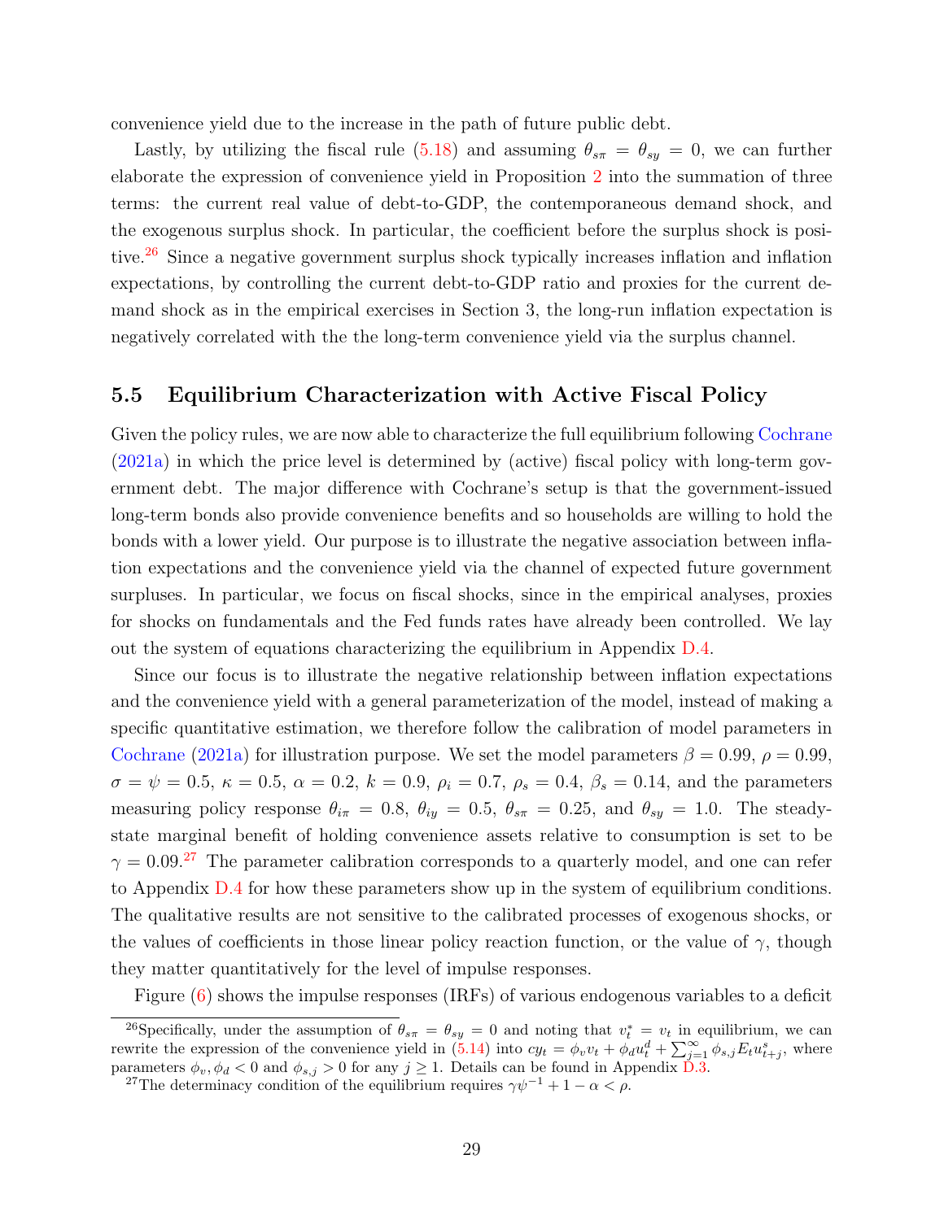convenience yield due to the increase in the path of future public debt.

Lastly, by utilizing the fiscal rule (5.18) and assuming $\theta_{s\pi} = \theta_{sy} = 0$, we can further elaborate the expression of convenience yield in Proposition 2 into the summation of three terms: the current real value of debt-to-GDP, the contemporaneous demand shock, and the exogenous surplus shock. In particular, the coefficient before the surplus shock is positive.[26] Since a negative government surplus shock typically increases inflation and inflation expectations, by controlling the current debt-to-GDP ratio and proxies for the current demand shock as in the empirical exercises in Section 3, the long-run inflation expectation is negatively correlated with the the long-term convenience yield via the surplus channel.

## 5.5 Equilibrium Characterization with Active Fiscal Policy

Given the policy rules, we are now able to characterize the full equilibrium following Cochrane (2021a) in which the price level is determined by (active) fiscal policy with long-term government debt. The major difference with Cochrane's setup is that the government-issued long-term bonds also provide convenience benefits and so households are willing to hold the bonds with a lower yield. Our purpose is to illustrate the negative association between inflation expectations and the convenience yield via the channel of expected future government surpluses. In particular, we focus on fiscal shocks, since in the empirical analyses, proxies for shocks on fundamentals and the Fed funds rates have already been controlled. We lay out the system of equations characterizing the equilibrium in Appendix D.4.

Since our focus is to illustrate the negative relationship between inflation expectations and the convenience yield with a general parameterization of the model, instead of making a specific quantitative estimation, we therefore follow the calibration of model parameters in Cochrane (2021a) for illustration purpose. We set the model parameters $\beta = 0.99$, $\rho = 0.99$, $\sigma = \psi = 0.5$, $\kappa = 0.5$, $\alpha = 0.2$, $k = 0.9$, $\rho_i = 0.7$, $\rho_s = 0.4$, $\beta_s = 0.14$, and the parameters measuring policy response $\theta_{i\pi} = 0.8$, $\theta_{iy} = 0.5$, $\theta_{s\pi} = 0.25$, and $\theta_{sy} = 1.0$. The steady-state marginal benefit of holding convenience assets relative to consumption is set to be $\gamma = 0.09$.[27] The parameter calibration corresponds to a quarterly model, and one can refer to Appendix D.4 for how these parameters show up in the system of equilibrium conditions. The qualitative results are not sensitive to the calibrated processes of exogenous shocks, or the values of coefficients in those linear policy reaction function, or the value of $\gamma$, though they matter quantitatively for the level of impulse responses.

Figure (6) shows the impulse responses (IRFs) of various endogenous variables to a deficit

[26] Specifically, under the assumption of $\theta_{s\pi} = \theta_{sy} = 0$ and noting that $v_t^* = v_t$ in equilibrium, we can rewrite the expression of the convenience yield in (5.14) into $cy_t = \phi_v v_t + \phi_d u_t^d + \sum_{j=1}^{\infty} \phi_{s,j} E_t u_{t+j}^s$, where parameters $\phi_v, \phi_d < 0$ and $\phi_{s,j} > 0$ for any $j \geq 1$. Details can be found in Appendix D.3.

[27] The determinacy condition of the equilibrium requires $\gamma\psi^{-1} + 1 - \alpha < \rho$.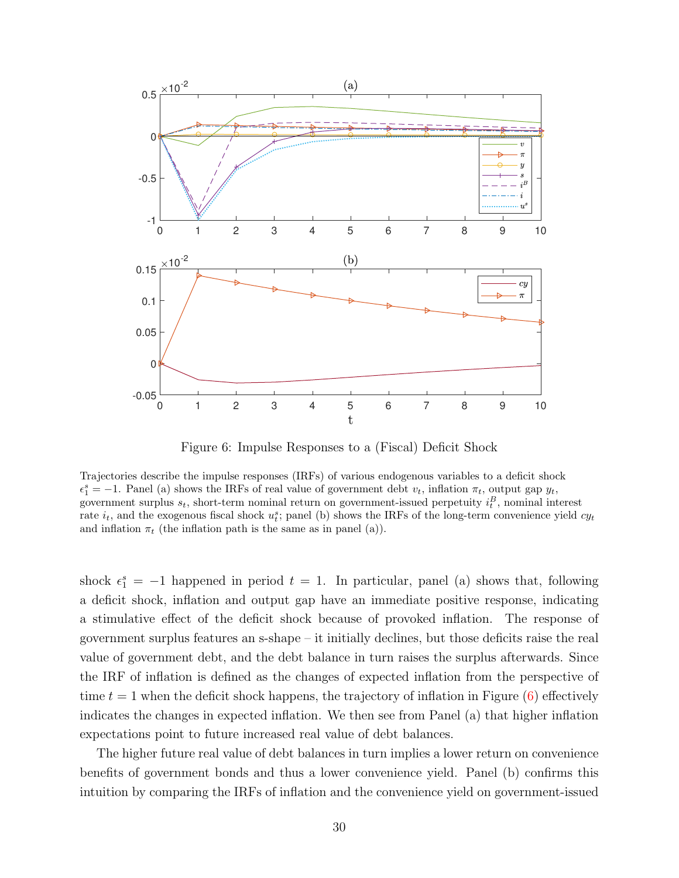Figure 6: Impulse Responses to a (Fiscal) Deficit Shock

Trajectories describe the impulse responses (IRFs) of various endogenous variables to a deficit shock $\epsilon_1^s = -1$. Panel (a) shows the IRFs of real value of government debt $v_t$, inflation $\pi_t$, output gap $y_t$, government surplus $s_t$, short-term nominal return on government-issued perpetuity $i_t^B$, nominal interest rate $i_t$, and the exogenous fiscal shock $u_t^s$; panel (b) shows the IRFs of the long-term convenience yield $cy_t$ and inflation $\pi_t$ (the inflation path is the same as in panel (a)).

shock $\epsilon_1^s = -1$ happened in period $t = 1$. In particular, panel (a) shows that, following a deficit shock, inflation and output gap have an immediate positive response, indicating a stimulative effect of the deficit shock because of provoked inflation. The response of government surplus features an s-shape – it initially declines, but those deficits raise the real value of government debt, and the debt balance in turn raises the surplus afterwards. Since the IRF of inflation is defined as the changes of expected inflation from the perspective of time $t = 1$ when the deficit shock happens, the trajectory of inflation in Figure (6) effectively indicates the changes in expected inflation. We then see from Panel (a) that higher inflation expectations point to future increased real value of debt balances.

The higher future real value of debt balances in turn implies a lower return on convenience benefits of government bonds and thus a lower convenience yield. Panel (b) confirms this intuition by comparing the IRFs of inflation and the convenience yield on government-issued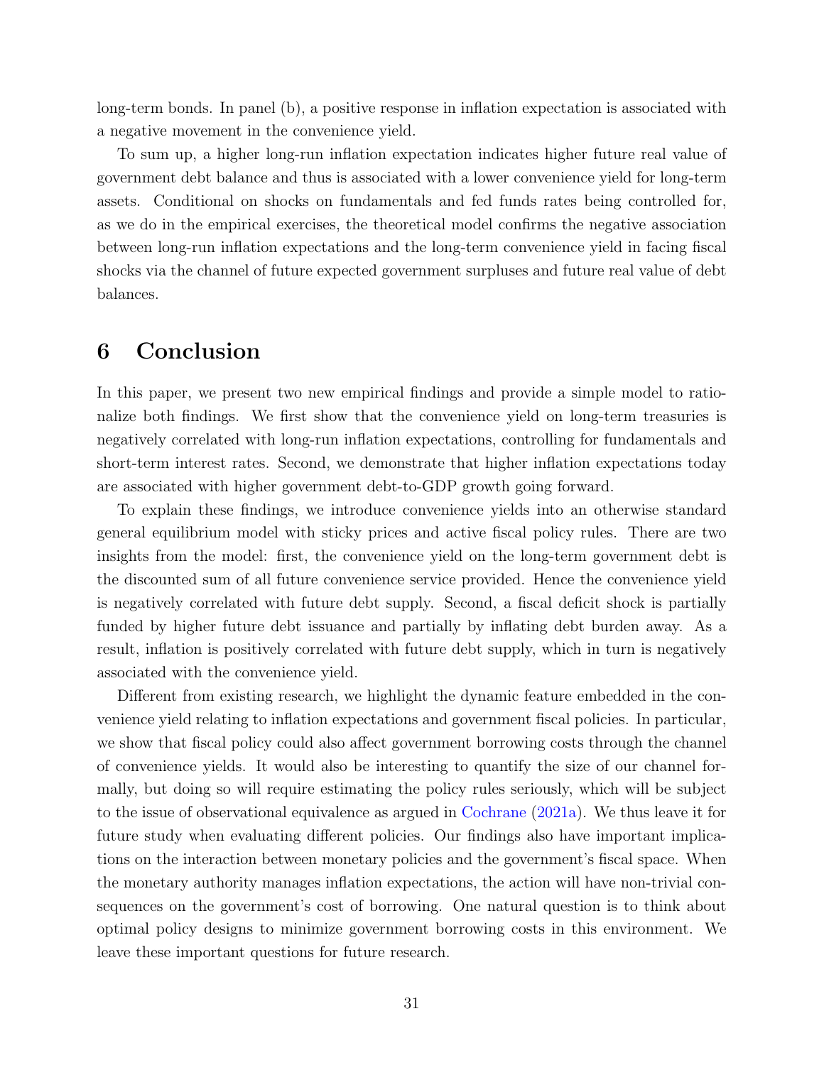long-term bonds. In panel (b), a positive response in inflation expectation is associated with a negative movement in the convenience yield.

To sum up, a higher long-run inflation expectation indicates higher future real value of government debt balance and thus is associated with a lower convenience yield for long-term assets. Conditional on shocks on fundamentals and fed funds rates being controlled for, as we do in the empirical exercises, the theoretical model confirms the negative association between long-run inflation expectations and the long-term convenience yield in facing fiscal shocks via the channel of future expected government surpluses and future real value of debt balances.

# 6 Conclusion

In this paper, we present two new empirical findings and provide a simple model to rationalize both findings. We first show that the convenience yield on long-term treasuries is negatively correlated with long-run inflation expectations, controlling for fundamentals and short-term interest rates. Second, we demonstrate that higher inflation expectations today are associated with higher government debt-to-GDP growth going forward.

To explain these findings, we introduce convenience yields into an otherwise standard general equilibrium model with sticky prices and active fiscal policy rules. There are two insights from the model: first, the convenience yield on the long-term government debt is the discounted sum of all future convenience service provided. Hence the convenience yield is negatively correlated with future debt supply. Second, a fiscal deficit shock is partially funded by higher future debt issuance and partially by inflating debt burden away. As a result, inflation is positively correlated with future debt supply, which in turn is negatively associated with the convenience yield.

Different from existing research, we highlight the dynamic feature embedded in the convenience yield relating to inflation expectations and government fiscal policies. In particular, we show that fiscal policy could also affect government borrowing costs through the channel of convenience yields. It would also be interesting to quantify the size of our channel formally, but doing so will require estimating the policy rules seriously, which will be subject to the issue of observational equivalence as argued in Cochrane (2021a). We thus leave it for future study when evaluating different policies. Our findings also have important implications on the interaction between monetary policies and the government's fiscal space. When the monetary authority manages inflation expectations, the action will have non-trivial consequences on the government's cost of borrowing. One natural question is to think about optimal policy designs to minimize government borrowing costs in this environment. We leave these important questions for future research.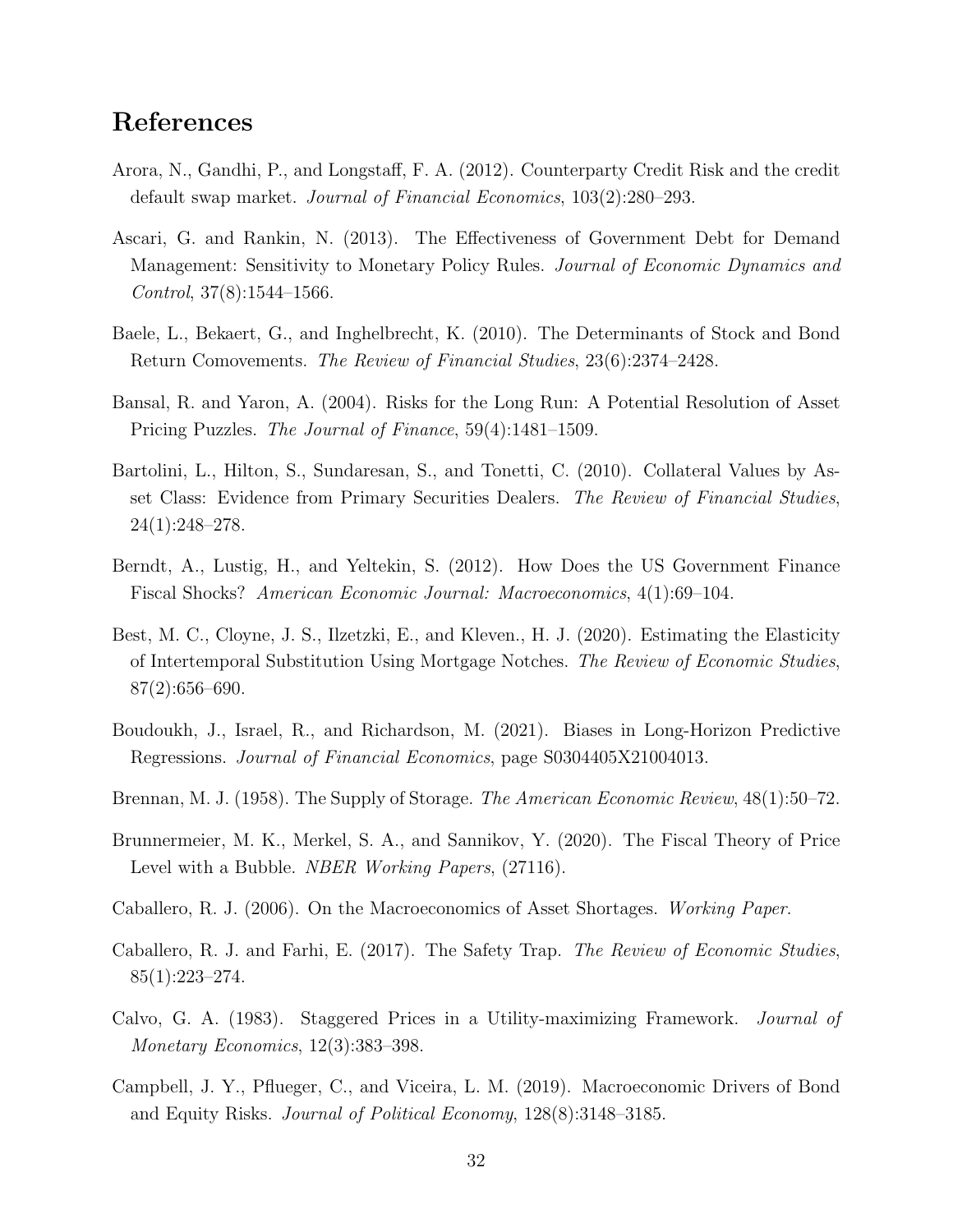## References

Arora, N., Gandhi, P., and Longstaff, F. A. (2012). Counterparty Credit Risk and the credit default swap market. *Journal of Financial Economics*, 103(2):280–293.

Ascari, G. and Rankin, N. (2013). The Effectiveness of Government Debt for Demand Management: Sensitivity to Monetary Policy Rules. *Journal of Economic Dynamics and Control*, 37(8):1544–1566.

Baele, L., Bekaert, G., and Inghelbrecht, K. (2010). The Determinants of Stock and Bond Return Comovements. *The Review of Financial Studies*, 23(6):2374–2428.

Bansal, R. and Yaron, A. (2004). Risks for the Long Run: A Potential Resolution of Asset Pricing Puzzles. *The Journal of Finance*, 59(4):1481–1509.

Bartolini, L., Hilton, S., Sundaresan, S., and Tonetti, C. (2010). Collateral Values by Asset Class: Evidence from Primary Securities Dealers. *The Review of Financial Studies*, 24(1):248–278.

Berndt, A., Lustig, H., and Yeltekin, S. (2012). How Does the US Government Finance Fiscal Shocks? *American Economic Journal: Macroeconomics*, 4(1):69–104.

Best, M. C., Cloyne, J. S., Ilzetzki, E., and Kleven., H. J. (2020). Estimating the Elasticity of Intertemporal Substitution Using Mortgage Notches. *The Review of Economic Studies*, 87(2):656–690.

Boudoukh, J., Israel, R., and Richardson, M. (2021). Biases in Long-Horizon Predictive Regressions. *Journal of Financial Economics*, page S0304405X21004013.

Brennan, M. J. (1958). The Supply of Storage. *The American Economic Review*, 48(1):50–72.

Brunnermeier, M. K., Merkel, S. A., and Sannikov, Y. (2020). The Fiscal Theory of Price Level with a Bubble. *NBER Working Papers*, (27116).

Caballero, R. J. (2006). On the Macroeconomics of Asset Shortages. *Working Paper*.

Caballero, R. J. and Farhi, E. (2017). The Safety Trap. *The Review of Economic Studies*, 85(1):223–274.

Calvo, G. A. (1983). Staggered Prices in a Utility-maximizing Framework. *Journal of Monetary Economics*, 12(3):383–398.

Campbell, J. Y., Pflueger, C., and Viceira, L. M. (2019). Macroeconomic Drivers of Bond and Equity Risks. *Journal of Political Economy*, 128(8):3148–3185.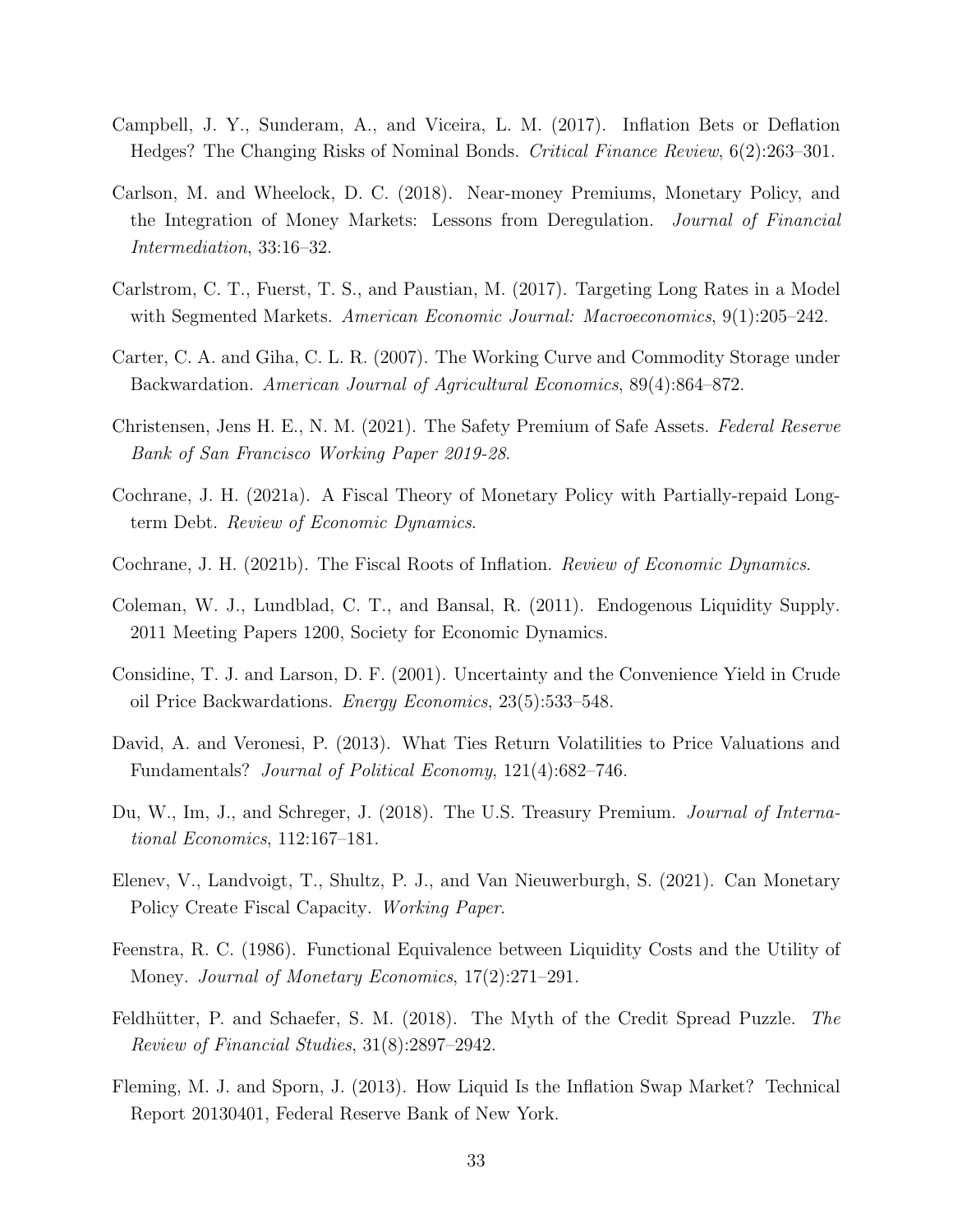Campbell, J. Y., Sunderam, A., and Viceira, L. M. (2017). Inflation Bets or Deflation Hedges? The Changing Risks of Nominal Bonds. *Critical Finance Review*, 6(2):263–301.

Carlson, M. and Wheelock, D. C. (2018). Near-money Premiums, Monetary Policy, and the Integration of Money Markets: Lessons from Deregulation. *Journal of Financial Intermediation*, 33:16–32.

Carlstrom, C. T., Fuerst, T. S., and Paustian, M. (2017). Targeting Long Rates in a Model with Segmented Markets. *American Economic Journal: Macroeconomics*, 9(1):205–242.

Carter, C. A. and Giha, C. L. R. (2007). The Working Curve and Commodity Storage under Backwardation. *American Journal of Agricultural Economics*, 89(4):864–872.

Christensen, Jens H. E., N. M. (2021). The Safety Premium of Safe Assets. *Federal Reserve Bank of San Francisco Working Paper 2019-28*.

Cochrane, J. H. (2021a). A Fiscal Theory of Monetary Policy with Partially-repaid Long-term Debt. *Review of Economic Dynamics*.

Cochrane, J. H. (2021b). The Fiscal Roots of Inflation. *Review of Economic Dynamics*.

Coleman, W. J., Lundblad, C. T., and Bansal, R. (2011). Endogenous Liquidity Supply. 2011 Meeting Papers 1200, Society for Economic Dynamics.

Considine, T. J. and Larson, D. F. (2001). Uncertainty and the Convenience Yield in Crude oil Price Backwardations. *Energy Economics*, 23(5):533–548.

David, A. and Veronesi, P. (2013). What Ties Return Volatilities to Price Valuations and Fundamentals? *Journal of Political Economy*, 121(4):682–746.

Du, W., Im, J., and Schreger, J. (2018). The U.S. Treasury Premium. *Journal of International Economics*, 112:167–181.

Elenev, V., Landvoigt, T., Shultz, P. J., and Van Nieuwerburgh, S. (2021). Can Monetary Policy Create Fiscal Capacity. *Working Paper*.

Feenstra, R. C. (1986). Functional Equivalence between Liquidity Costs and the Utility of Money. *Journal of Monetary Economics*, 17(2):271–291.

Feldhütter, P. and Schaefer, S. M. (2018). The Myth of the Credit Spread Puzzle. *The Review of Financial Studies*, 31(8):2897–2942.

Fleming, M. J. and Sporn, J. (2013). How Liquid Is the Inflation Swap Market? Technical Report 20130401, Federal Reserve Bank of New York.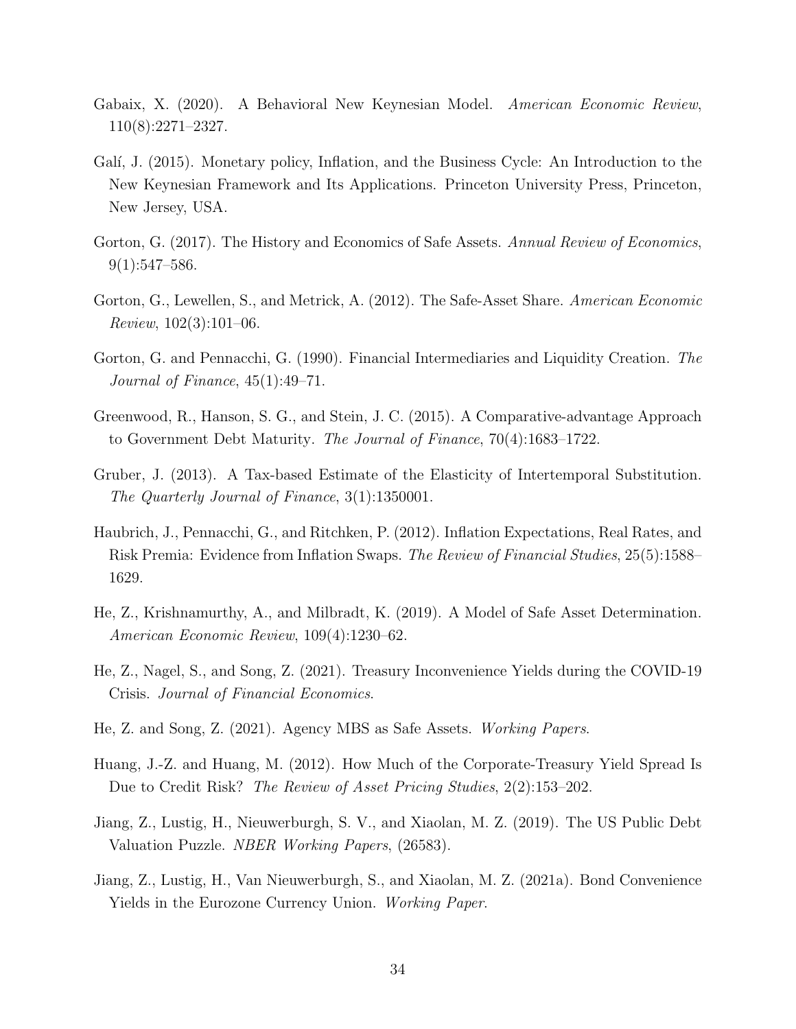Gabaix, X. (2020). A Behavioral New Keynesian Model. *American Economic Review*, 110(8):2271–2327.

Galí, J. (2015). Monetary policy, Inflation, and the Business Cycle: An Introduction to the New Keynesian Framework and Its Applications. Princeton University Press, Princeton, New Jersey, USA.

Gorton, G. (2017). The History and Economics of Safe Assets. *Annual Review of Economics*, 9(1):547–586.

Gorton, G., Lewellen, S., and Metrick, A. (2012). The Safe-Asset Share. *American Economic Review*, 102(3):101–06.

Gorton, G. and Pennacchi, G. (1990). Financial Intermediaries and Liquidity Creation. *The Journal of Finance*, 45(1):49–71.

Greenwood, R., Hanson, S. G., and Stein, J. C. (2015). A Comparative-advantage Approach to Government Debt Maturity. *The Journal of Finance*, 70(4):1683–1722.

Gruber, J. (2013). A Tax-based Estimate of the Elasticity of Intertemporal Substitution. *The Quarterly Journal of Finance*, 3(1):1350001.

Haubrich, J., Pennacchi, G., and Ritchken, P. (2012). Inflation Expectations, Real Rates, and Risk Premia: Evidence from Inflation Swaps. *The Review of Financial Studies*, 25(5):1588–1629.

He, Z., Krishnamurthy, A., and Milbradt, K. (2019). A Model of Safe Asset Determination. *American Economic Review*, 109(4):1230–62.

He, Z., Nagel, S., and Song, Z. (2021). Treasury Inconvenience Yields during the COVID-19 Crisis. *Journal of Financial Economics*.

He, Z. and Song, Z. (2021). Agency MBS as Safe Assets. *Working Papers*.

Huang, J.-Z. and Huang, M. (2012). How Much of the Corporate-Treasury Yield Spread Is Due to Credit Risk? *The Review of Asset Pricing Studies*, 2(2):153–202.

Jiang, Z., Lustig, H., Nieuwerburgh, S. V., and Xiaolan, M. Z. (2019). The US Public Debt Valuation Puzzle. *NBER Working Papers*, (26583).

Jiang, Z., Lustig, H., Van Nieuwerburgh, S., and Xiaolan, M. Z. (2021a). Bond Convenience Yields in the Eurozone Currency Union. *Working Paper*.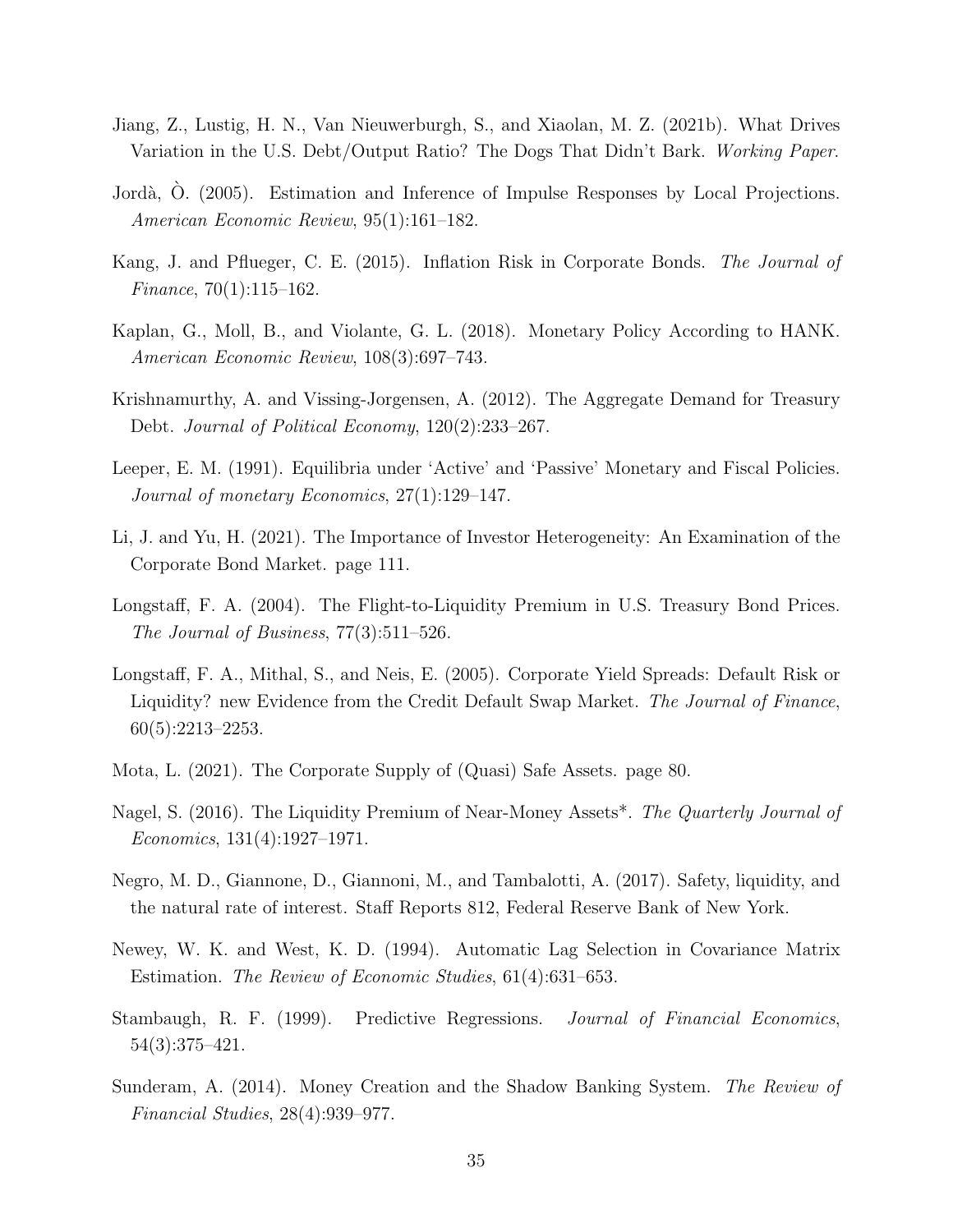Jiang, Z., Lustig, H. N., Van Nieuwerburgh, S., and Xiaolan, M. Z. (2021b). What Drives Variation in the U.S. Debt/Output Ratio? The Dogs That Didn't Bark. *Working Paper*.

Jordà, Ò. (2005). Estimation and Inference of Impulse Responses by Local Projections. *American Economic Review*, 95(1):161–182.

Kang, J. and Pflueger, C. E. (2015). Inflation Risk in Corporate Bonds. *The Journal of Finance*, 70(1):115–162.

Kaplan, G., Moll, B., and Violante, G. L. (2018). Monetary Policy According to HANK. *American Economic Review*, 108(3):697–743.

Krishnamurthy, A. and Vissing-Jorgensen, A. (2012). The Aggregate Demand for Treasury Debt. *Journal of Political Economy*, 120(2):233–267.

Leeper, E. M. (1991). Equilibria under 'Active' and 'Passive' Monetary and Fiscal Policies. *Journal of monetary Economics*, 27(1):129–147.

Li, J. and Yu, H. (2021). The Importance of Investor Heterogeneity: An Examination of the Corporate Bond Market. page 111.

Longstaff, F. A. (2004). The Flight-to-Liquidity Premium in U.S. Treasury Bond Prices. *The Journal of Business*, 77(3):511–526.

Longstaff, F. A., Mithal, S., and Neis, E. (2005). Corporate Yield Spreads: Default Risk or Liquidity? new Evidence from the Credit Default Swap Market. *The Journal of Finance*, 60(5):2213–2253.

Mota, L. (2021). The Corporate Supply of (Quasi) Safe Assets. page 80.

Nagel, S. (2016). The Liquidity Premium of Near-Money Assets*. *The Quarterly Journal of Economics*, 131(4):1927–1971.

Negro, M. D., Giannone, D., Giannoni, M., and Tambalotti, A. (2017). Safety, liquidity, and the natural rate of interest. Staff Reports 812, Federal Reserve Bank of New York.

Newey, W. K. and West, K. D. (1994). Automatic Lag Selection in Covariance Matrix Estimation. *The Review of Economic Studies*, 61(4):631–653.

Stambaugh, R. F. (1999). Predictive Regressions. *Journal of Financial Economics*, 54(3):375–421.

Sunderam, A. (2014). Money Creation and the Shadow Banking System. *The Review of Financial Studies*, 28(4):939–977.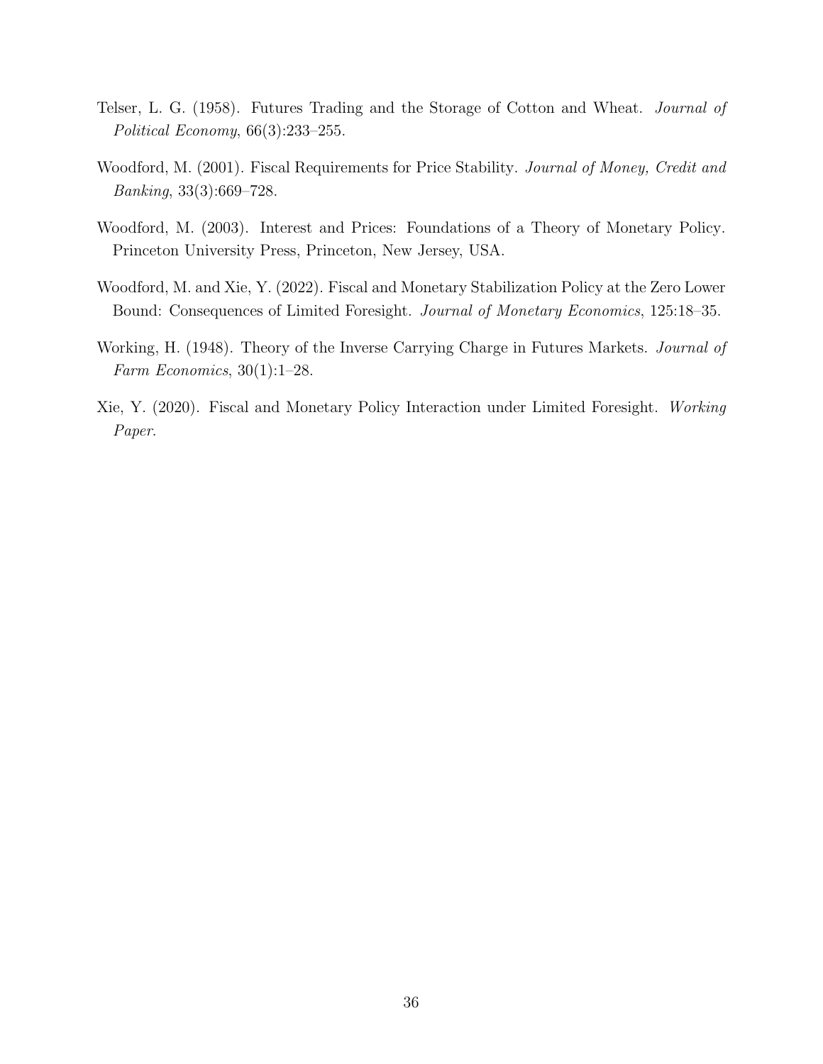Telser, L. G. (1958). Futures Trading and the Storage of Cotton and Wheat. *Journal of Political Economy*, 66(3):233–255.

Woodford, M. (2001). Fiscal Requirements for Price Stability. *Journal of Money, Credit and Banking*, 33(3):669–728.

Woodford, M. (2003). Interest and Prices: Foundations of a Theory of Monetary Policy. Princeton University Press, Princeton, New Jersey, USA.

Woodford, M. and Xie, Y. (2022). Fiscal and Monetary Stabilization Policy at the Zero Lower Bound: Consequences of Limited Foresight. *Journal of Monetary Economics*, 125:18–35.

Working, H. (1948). Theory of the Inverse Carrying Charge in Futures Markets. *Journal of Farm Economics*, 30(1):1–28.

Xie, Y. (2020). Fiscal and Monetary Policy Interaction under Limited Foresight. *Working Paper*.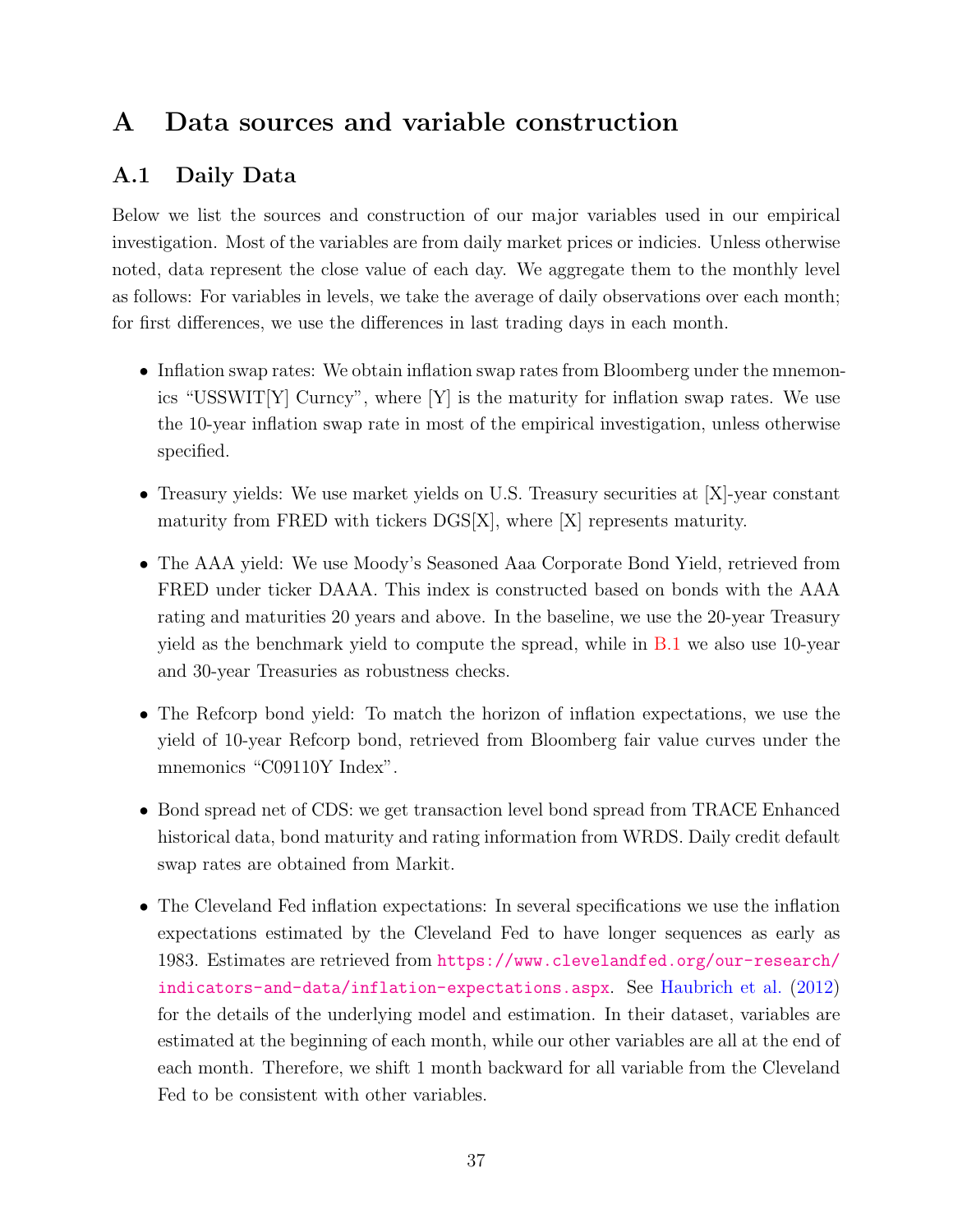# A Data sources and variable construction

## A.1 Daily Data

Below we list the sources and construction of our major variables used in our empirical investigation. Most of the variables are from daily market prices or indicies. Unless otherwise noted, data represent the close value of each day. We aggregate them to the monthly level as follows: For variables in levels, we take the average of daily observations over each month; for first differences, we use the differences in last trading days in each month.

- Inflation swap rates: We obtain inflation swap rates from Bloomberg under the mnemonics "USSWIT[Y] Curncy", where [Y] is the maturity for inflation swap rates. We use the 10-year inflation swap rate in most of the empirical investigation, unless otherwise specified.

- Treasury yields: We use market yields on U.S. Treasury securities at [X]-year constant maturity from FRED with tickers DGS[X], where [X] represents maturity.

- The AAA yield: We use Moody's Seasoned Aaa Corporate Bond Yield, retrieved from FRED under ticker DAAA. This index is constructed based on bonds with the AAA rating and maturities 20 years and above. In the baseline, we use the 20-year Treasury yield as the benchmark yield to compute the spread, while in B.1 we also use 10-year and 30-year Treasuries as robustness checks.

- The Refcorp bond yield: To match the horizon of inflation expectations, we use the yield of 10-year Refcorp bond, retrieved from Bloomberg fair value curves under the mnemonics "C09110Y Index".

- Bond spread net of CDS: we get transaction level bond spread from TRACE Enhanced historical data, bond maturity and rating information from WRDS. Daily credit default swap rates are obtained from Markit.

- The Cleveland Fed inflation expectations: In several specifications we use the inflation expectations estimated by the Cleveland Fed to have longer sequences as early as 1983. Estimates are retrieved from https://www.clevelandfed.org/our-research/indicators-and-data/inflation-expectations.aspx. See Haubrich et al. (2012) for the details of the underlying model and estimation. In their dataset, variables are estimated at the beginning of each month, while our other variables are all at the end of each month. Therefore, we shift 1 month backward for all variable from the Cleveland Fed to be consistent with other variables.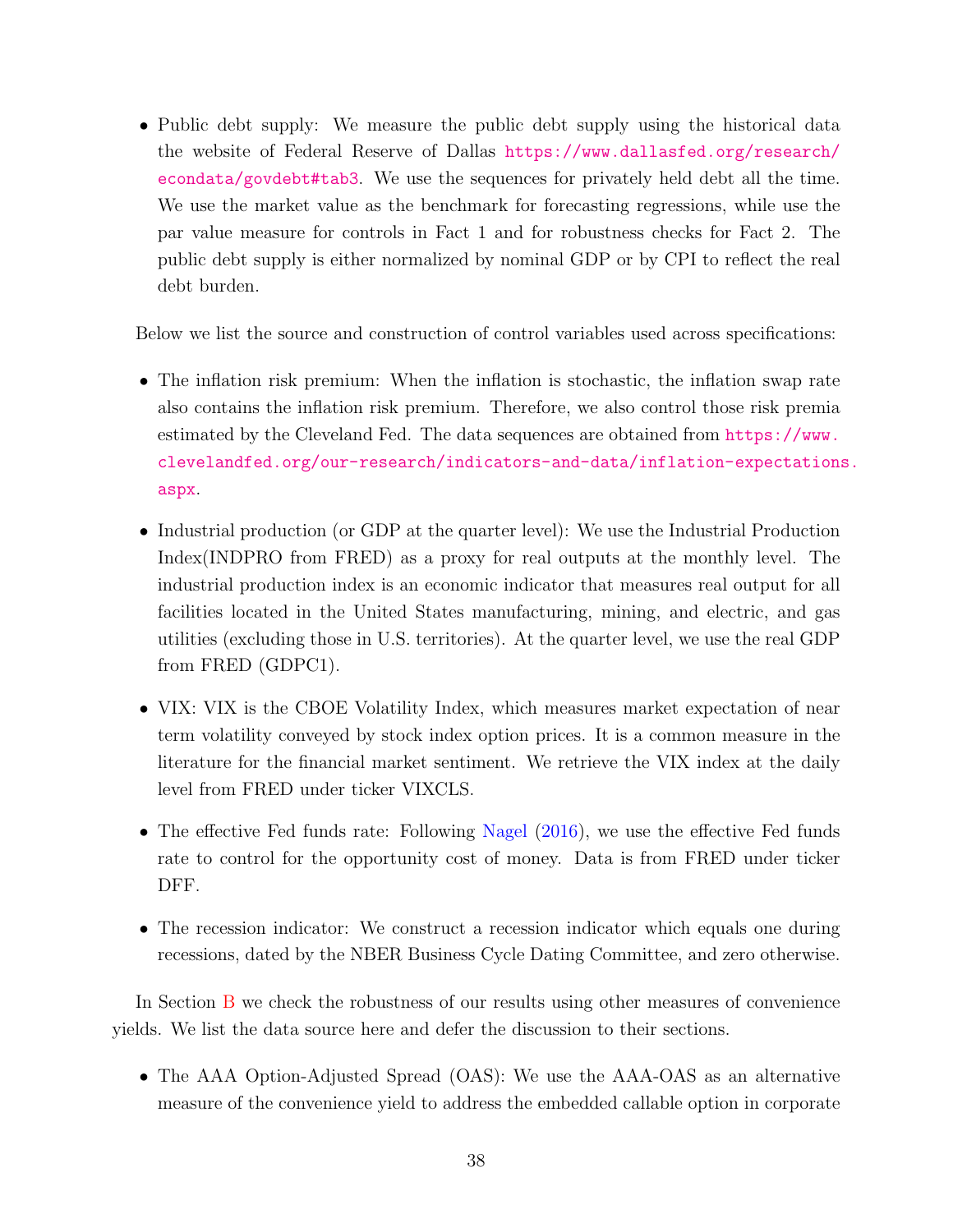- Public debt supply: We measure the public debt supply using the historical data the website of Federal Reserve of Dallas https://www.dallasfed.org/research/econdata/govdebt#tab3. We use the sequences for privately held debt all the time. We use the market value as the benchmark for forecasting regressions, while use the par value measure for controls in Fact 1 and for robustness checks for Fact 2. The public debt supply is either normalized by nominal GDP or by CPI to reflect the real debt burden.

Below we list the source and construction of control variables used across specifications:

- The inflation risk premium: When the inflation is stochastic, the inflation swap rate also contains the inflation risk premium. Therefore, we also control those risk premia estimated by the Cleveland Fed. The data sequences are obtained from https://www.clevelandfed.org/our-research/indicators-and-data/inflation-expectations.aspx.

- Industrial production (or GDP at the quarter level): We use the Industrial Production Index(INDPRO from FRED) as a proxy for real outputs at the monthly level. The industrial production index is an economic indicator that measures real output for all facilities located in the United States manufacturing, mining, and electric, and gas utilities (excluding those in U.S. territories). At the quarter level, we use the real GDP from FRED (GDPC1).

- VIX: VIX is the CBOE Volatility Index, which measures market expectation of near term volatility conveyed by stock index option prices. It is a common measure in the literature for the financial market sentiment. We retrieve the VIX index at the daily level from FRED under ticker VIXCLS.

- The effective Fed funds rate: Following Nagel (2016), we use the effective Fed funds rate to control for the opportunity cost of money. Data is from FRED under ticker DFF.

- The recession indicator: We construct a recession indicator which equals one during recessions, dated by the NBER Business Cycle Dating Committee, and zero otherwise.

In Section B we check the robustness of our results using other measures of convenience yields. We list the data source here and defer the discussion to their sections.

- The AAA Option-Adjusted Spread (OAS): We use the AAA-OAS as an alternative measure of the convenience yield to address the embedded callable option in corporate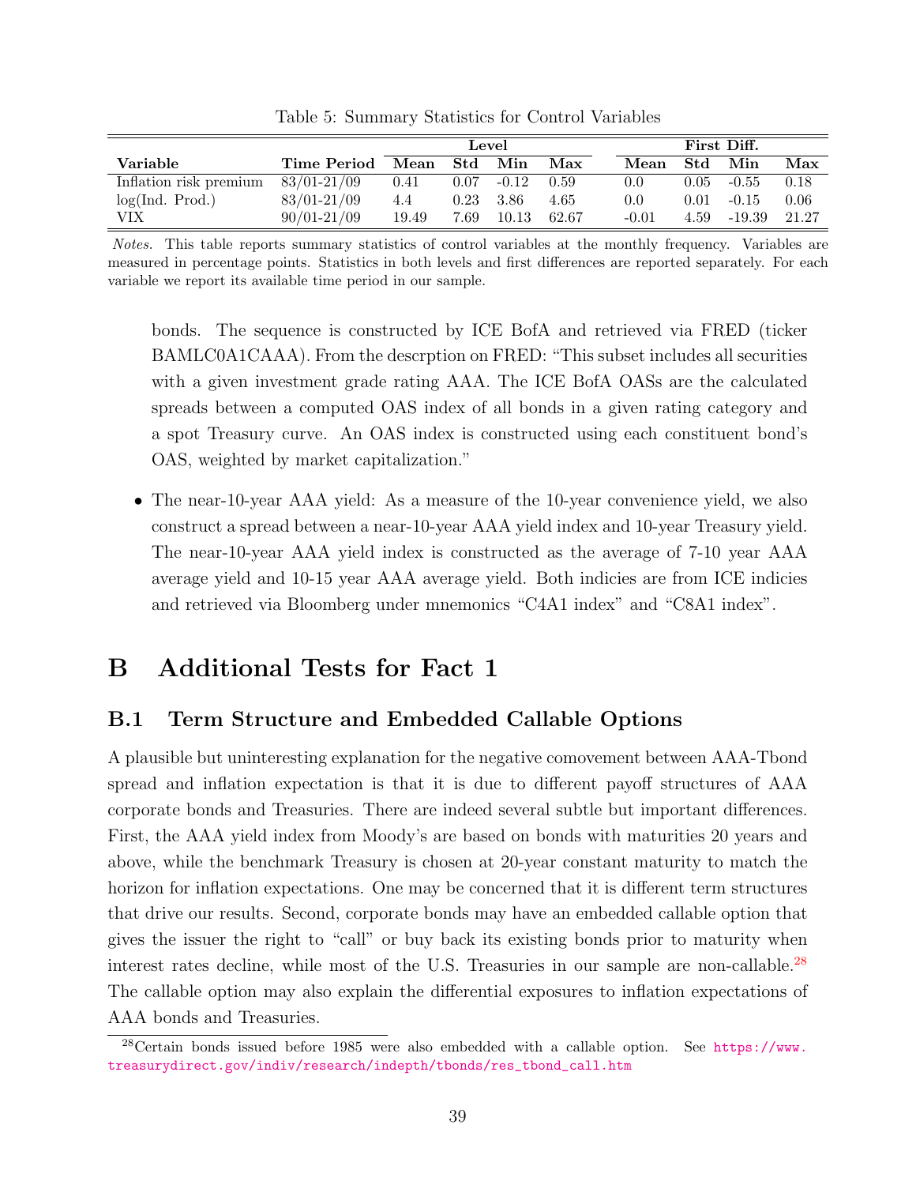Table 5: Summary Statistics for Control Variables

| Variable | Time Period | Level | | | | First Diff. | | | |
|---|---|---|---|---|---|---|---|---|---|
| | | Mean | Std | Min | Max | Mean | Std | Min | Max |
| Inflation risk premium | 83/01-21/09 | 0.41 | 0.07 | -0.12 | 0.59 | 0.0 | 0.05 | -0.55 | 0.18 |
| log(Ind. Prod.) | 83/01-21/09 | 4.4 | 0.23 | 3.86 | 4.65 | 0.0 | 0.01 | -0.15 | 0.06 |
| VIX | 90/01-21/09 | 19.49 | 7.69 | 10.13 | 62.67 | -0.01 | 4.59 | -19.39 | 21.27 |

*Notes.* This table reports summary statistics of control variables at the monthly frequency. Variables are measured in percentage points. Statistics in both levels and first differences are reported separately. For each variable we report its available time period in our sample.

bonds. The sequence is constructed by ICE BofA and retrieved via FRED (ticker BAMLC0A1CAAA). From the descrption on FRED: "This subset includes all securities with a given investment grade rating AAA. The ICE BofA OASs are the calculated spreads between a computed OAS index of all bonds in a given rating category and a spot Treasury curve. An OAS index is constructed using each constituent bond's OAS, weighted by market capitalization."

- The near-10-year AAA yield: As a measure of the 10-year convenience yield, we also construct a spread between a near-10-year AAA yield index and 10-year Treasury yield. The near-10-year AAA yield index is constructed as the average of 7-10 year AAA average yield and 10-15 year AAA average yield. Both indicies are from ICE indicies and retrieved via Bloomberg under mnemonics "C4A1 index" and "C8A1 index".

# B Additional Tests for Fact 1

## B.1 Term Structure and Embedded Callable Options

A plausible but uninteresting explanation for the negative comovement between AAA-Tbond spread and inflation expectation is that it is due to different payoff structures of AAA corporate bonds and Treasuries. There are indeed several subtle but important differences. First, the AAA yield index from Moody's are based on bonds with maturities 20 years and above, while the benchmark Treasury is chosen at 20-year constant maturity to match the horizon for inflation expectations. One may be concerned that it is different term structures that drive our results. Second, corporate bonds may have an embedded callable option that gives the issuer the right to "call" or buy back its existing bonds prior to maturity when interest rates decline, while most of the U.S. Treasuries in our sample are non-callable.[28] The callable option may also explain the differential exposures to inflation expectations of AAA bonds and Treasuries.

[28] Certain bonds issued before 1985 were also embedded with a callable option. See https://www.treasurydirect.gov/indiv/research/indepth/tbonds/res_tbond_call.htm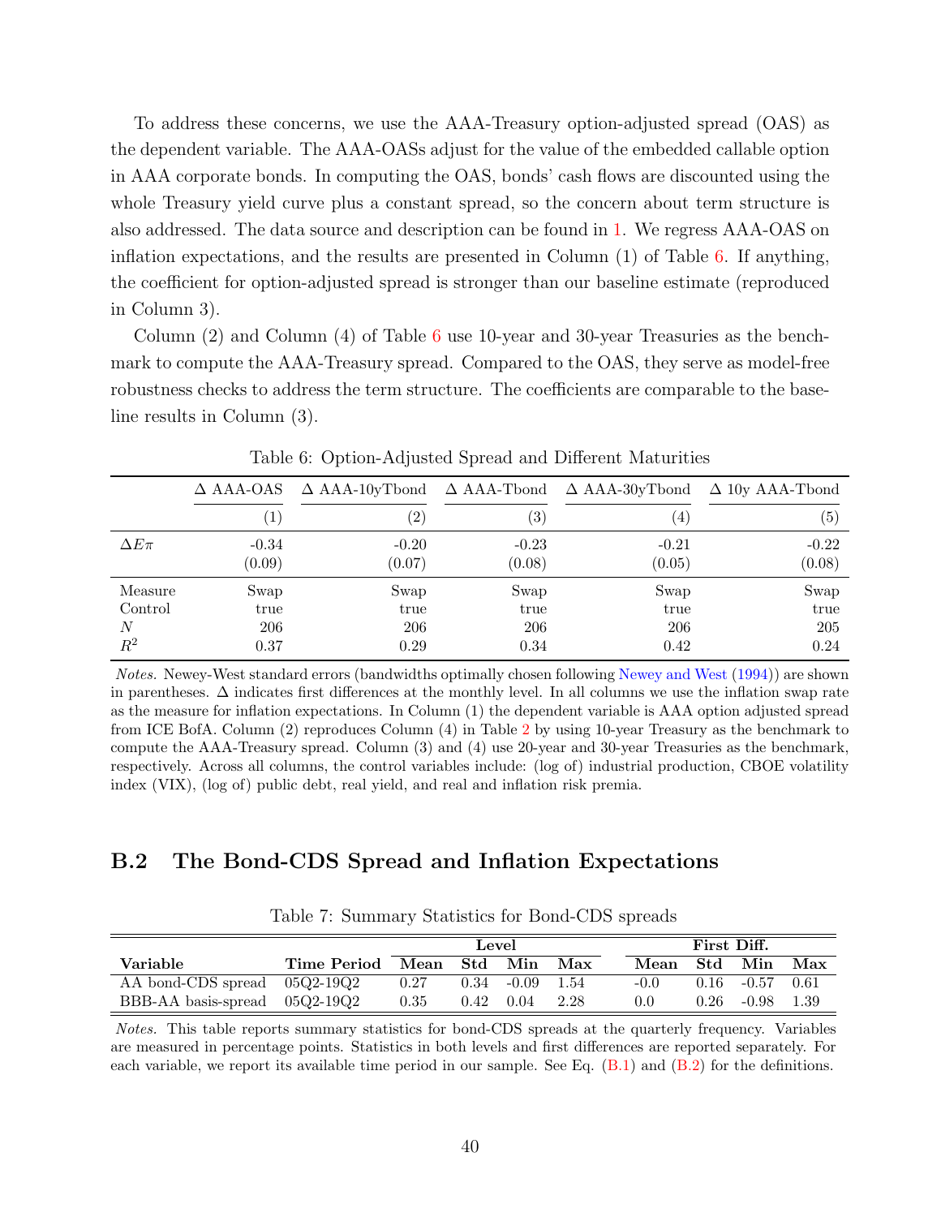To address these concerns, we use the AAA-Treasury option-adjusted spread (OAS) as the dependent variable. The AAA-OASs adjust for the value of the embedded callable option in AAA corporate bonds. In computing the OAS, bonds' cash flows are discounted using the whole Treasury yield curve plus a constant spread, so the concern about term structure is also addressed. The data source and description can be found in 1. We regress AAA-OAS on inflation expectations, and the results are presented in Column (1) of Table 6. If anything, the coefficient for option-adjusted spread is stronger than our baseline estimate (reproduced in Column 3).

Column (2) and Column (4) of Table 6 use 10-year and 30-year Treasuries as the benchmark to compute the AAA-Treasury spread. Compared to the OAS, they serve as model-free robustness checks to address the term structure. The coefficients are comparable to the baseline results in Column (3).

Table 6: Option-Adjusted Spread and Different Maturities

| | $\Delta$ AAA-OAS | $\Delta$ AAA-10yTbond | $\Delta$ AAA-Tbond | $\Delta$ AAA-30yTbond | $\Delta$ 10y AAA-Tbond |
|---|---|---|---|---|---|
| | (1) | (2) | (3) | (4) | (5) |
| $\Delta E\pi$ | -0.34 | -0.20 | -0.23 | -0.21 | -0.22 |
| | (0.09) | (0.07) | (0.08) | (0.05) | (0.08) |
| Measure | Swap | Swap | Swap | Swap | Swap |
| Control | true | true | true | true | true |
| $N$ | 206 | 206 | 206 | 206 | 205 |
| $R^2$ | 0.37 | 0.29 | 0.34 | 0.42 | 0.24 |

*Notes.* Newey-West standard errors (bandwidths optimally chosen following Newey and West (1994)) are shown in parentheses. $\Delta$ indicates first differences at the monthly level. In all columns we use the inflation swap rate as the measure for inflation expectations. In Column (1) the dependent variable is AAA option adjusted spread from ICE BofA. Column (2) reproduces Column (4) in Table 2 by using 10-year Treasury as the benchmark to compute the AAA-Treasury spread. Column (3) and (4) use 20-year and 30-year Treasuries as the benchmark, respectively. Across all columns, the control variables include: (log of) industrial production, CBOE volatility index (VIX), (log of) public debt, real yield, and real and inflation risk premia.

## B.2 The Bond-CDS Spread and Inflation Expectations

Table 7: Summary Statistics for Bond-CDS spreads

| | | Level | | | | First Diff. | | | |
|---|---|---|---|---|---|---|---|---|---|
| **Variable** | **Time Period** | **Mean** | **Std** | **Min** | **Max** | **Mean** | **Std** | **Min** | **Max** |
| AA bond-CDS spread | 05Q2-19Q2 | 0.27 | 0.34 | -0.09 | 1.54 | -0.0 | 0.16 | -0.57 | 0.61 |
| BBB-AA basis-spread | 05Q2-19Q2 | 0.35 | 0.42 | 0.04 | 2.28 | 0.0 | 0.26 | -0.98 | 1.39 |

*Notes.* This table reports summary statistics for bond-CDS spreads at the quarterly frequency. Variables are measured in percentage points. Statistics in both levels and first differences are reported separately. For each variable, we report its available time period in our sample. See Eq. (B.1) and (B.2) for the definitions.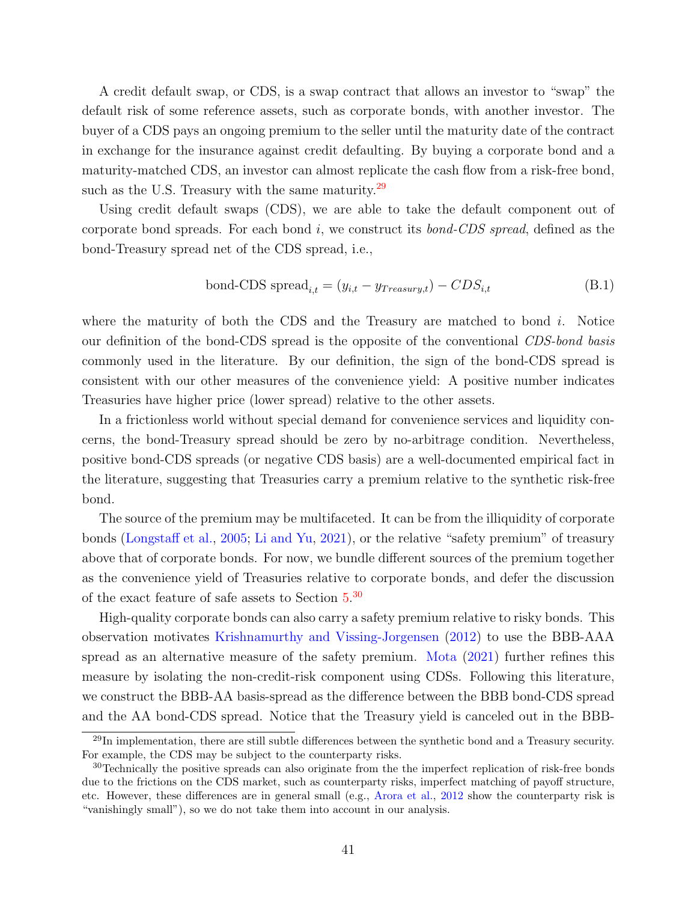A credit default swap, or CDS, is a swap contract that allows an investor to "swap" the default risk of some reference assets, such as corporate bonds, with another investor. The buyer of a CDS pays an ongoing premium to the seller until the maturity date of the contract in exchange for the insurance against credit defaulting. By buying a corporate bond and a maturity-matched CDS, an investor can almost replicate the cash flow from a risk-free bond, such as the U.S. Treasury with the same maturity.[29]

Using credit default swaps (CDS), we are able to take the default component out of corporate bond spreads. For each bond $i$, we construct its *bond-CDS spread*, defined as the bond-Treasury spread net of the CDS spread, i.e.,

$$\text{bond-CDS spread}_{i,t} = (y_{i,t} - y_{Treasury,t}) - CDS_{i,t} \tag{B.1}$$

where the maturity of both the CDS and the Treasury are matched to bond $i$. Notice our definition of the bond-CDS spread is the opposite of the conventional *CDS-bond basis* commonly used in the literature. By our definition, the sign of the bond-CDS spread is consistent with our other measures of the convenience yield: A positive number indicates Treasuries have higher price (lower spread) relative to the other assets.

In a frictionless world without special demand for convenience services and liquidity concerns, the bond-Treasury spread should be zero by no-arbitrage condition. Nevertheless, positive bond-CDS spreads (or negative CDS basis) are a well-documented empirical fact in the literature, suggesting that Treasuries carry a premium relative to the synthetic risk-free bond.

The source of the premium may be multifaceted. It can be from the illiquidity of corporate bonds (Longstaff et al., 2005; Li and Yu, 2021), or the relative "safety premium" of treasury above that of corporate bonds. For now, we bundle different sources of the premium together as the convenience yield of Treasuries relative to corporate bonds, and defer the discussion of the exact feature of safe assets to Section 5.[30]

High-quality corporate bonds can also carry a safety premium relative to risky bonds. This observation motivates Krishnamurthy and Vissing-Jorgensen (2012) to use the BBB-AAA spread as an alternative measure of the safety premium. Mota (2021) further refines this measure by isolating the non-credit-risk component using CDSs. Following this literature, we construct the BBB-AA basis-spread as the difference between the BBB bond-CDS spread and the AA bond-CDS spread. Notice that the Treasury yield is canceled out in the BBB-

[29] In implementation, there are still subtle differences between the synthetic bond and a Treasury security. For example, the CDS may be subject to the counterparty risks.

[30] Technically the positive spreads can also originate from the the imperfect replication of risk-free bonds due to the frictions on the CDS market, such as counterparty risks, imperfect matching of payoff structure, etc. However, these differences are in general small (e.g., Arora et al., 2012 show the counterparty risk is "vanishingly small"), so we do not take them into account in our analysis.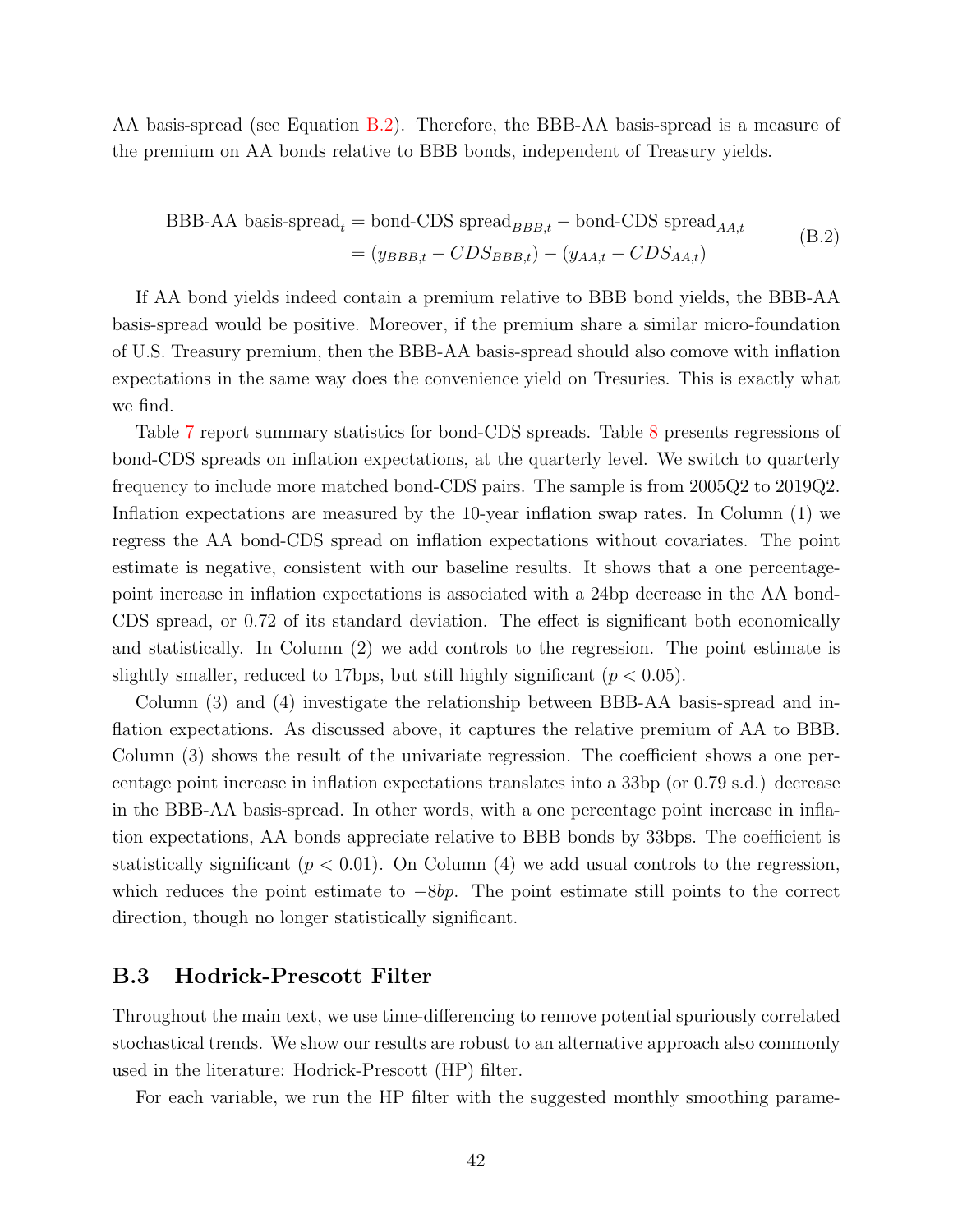AA basis-spread (see Equation B.2). Therefore, the BBB-AA basis-spread is a measure of the premium on AA bonds relative to BBB bonds, independent of Treasury yields.

$$
\begin{aligned}
\text{BBB-AA basis-spread}_t &= \text{bond-CDS spread}_{BBB,t} - \text{bond-CDS spread}_{AA,t} \\
&= (y_{BBB,t} - CDS_{BBB,t}) - (y_{AA,t} - CDS_{AA,t})
\end{aligned}
\tag{B.2}
$$

If AA bond yields indeed contain a premium relative to BBB bond yields, the BBB-AA basis-spread would be positive. Moreover, if the premium share a similar micro-foundation of U.S. Treasury premium, then the BBB-AA basis-spread should also comove with inflation expectations in the same way does the convenience yield on Tresuries. This is exactly what we find.

Table 7 report summary statistics for bond-CDS spreads. Table 8 presents regressions of bond-CDS spreads on inflation expectations, at the quarterly level. We switch to quarterly frequency to include more matched bond-CDS pairs. The sample is from 2005Q2 to 2019Q2. Inflation expectations are measured by the 10-year inflation swap rates. In Column (1) we regress the AA bond-CDS spread on inflation expectations without covariates. The point estimate is negative, consistent with our baseline results. It shows that a one percentage-point increase in inflation expectations is associated with a 24bp decrease in the AA bond-CDS spread, or 0.72 of its standard deviation. The effect is significant both economically and statistically. In Column (2) we add controls to the regression. The point estimate is slightly smaller, reduced to 17bps, but still highly significant ($p < 0.05$).

Column (3) and (4) investigate the relationship between BBB-AA basis-spread and inflation expectations. As discussed above, it captures the relative premium of AA to BBB. Column (3) shows the result of the univariate regression. The coefficient shows a one percentage point increase in inflation expectations translates into a 33bp (or 0.79 s.d.) decrease in the BBB-AA basis-spread. In other words, with a one percentage point increase in inflation expectations, AA bonds appreciate relative to BBB bonds by 33bps. The coefficient is statistically significant ($p < 0.01$). On Column (4) we add usual controls to the regression, which reduces the point estimate to $-8bp$. The point estimate still points to the correct direction, though no longer statistically significant.

## B.3 Hodrick-Prescott Filter

Throughout the main text, we use time-differencing to remove potential spuriously correlated stochastical trends. We show our results are robust to an alternative approach also commonly used in the literature: Hodrick-Prescott (HP) filter.

For each variable, we run the HP filter with the suggested monthly smoothing parame-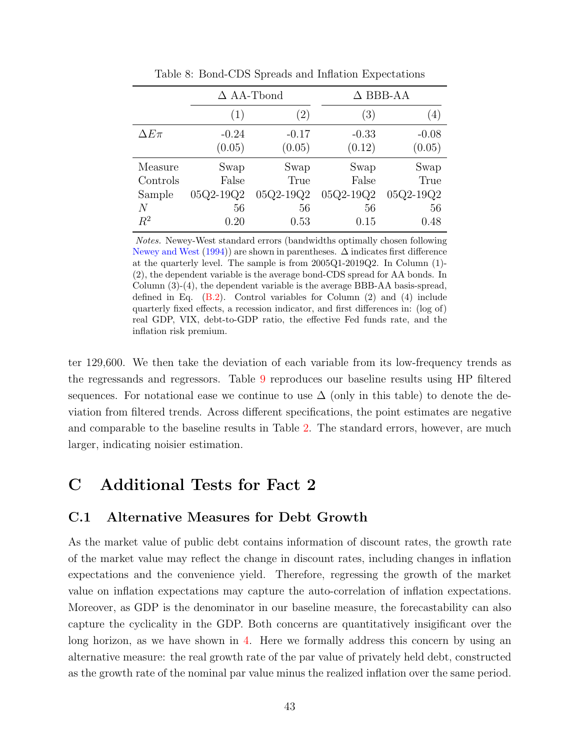Table 8: Bond-CDS Spreads and Inflation Expectations

| | $\Delta$ AA-Tbond | | $\Delta$ BBB-AA | |
|---|---|---|---|---|
| | (1) | (2) | (3) | (4) |
| $\Delta E\pi$ | -0.24 | -0.17 | -0.33 | -0.08 |
| | (0.05) | (0.05) | (0.12) | (0.05) |
| Measure | Swap | Swap | Swap | Swap |
| Controls | False | True | False | True |
| Sample | 05Q2-19Q2 | 05Q2-19Q2 | 05Q2-19Q2 | 05Q2-19Q2 |
| $N$ | 56 | 56 | 56 | 56 |
| $R^2$ | 0.20 | 0.53 | 0.15 | 0.48 |

*Notes.* Newey-West standard errors (bandwidths optimally chosen following Newey and West (1994)) are shown in parentheses. $\Delta$ indicates first difference at the quarterly level. The sample is from 2005Q1-2019Q2. In Column (1)-(2), the dependent variable is the average bond-CDS spread for AA bonds. In Column (3)-(4), the dependent variable is the average BBB-AA basis-spread, defined in Eq. (B.2). Control variables for Column (2) and (4) include quarterly fixed effects, a recession indicator, and first differences in: (log of) real GDP, VIX, debt-to-GDP ratio, the effective Fed funds rate, and the inflation risk premium.

ter 129,600. We then take the deviation of each variable from its low-frequency trends as the regressands and regressors. Table 9 reproduces our baseline results using HP filtered sequences. For notational ease we continue to use $\Delta$ (only in this table) to denote the deviation from filtered trends. Across different specifications, the point estimates are negative and comparable to the baseline results in Table 2. The standard errors, however, are much larger, indicating noisier estimation.

# C Additional Tests for Fact 2

## C.1 Alternative Measures for Debt Growth

As the market value of public debt contains information of discount rates, the growth rate of the market value may reflect the change in discount rates, including changes in inflation expectations and the convenience yield. Therefore, regressing the growth of the market value on inflation expectations may capture the auto-correlation of inflation expectations. Moreover, as GDP is the denominator in our baseline measure, the forecastability can also capture the cyclicality in the GDP. Both concerns are quantitatively insigificant over the long horizon, as we have shown in 4. Here we formally address this concern by using an alternative measure: the real growth rate of the par value of privately held debt, constructed as the growth rate of the nominal par value minus the realized inflation over the same period.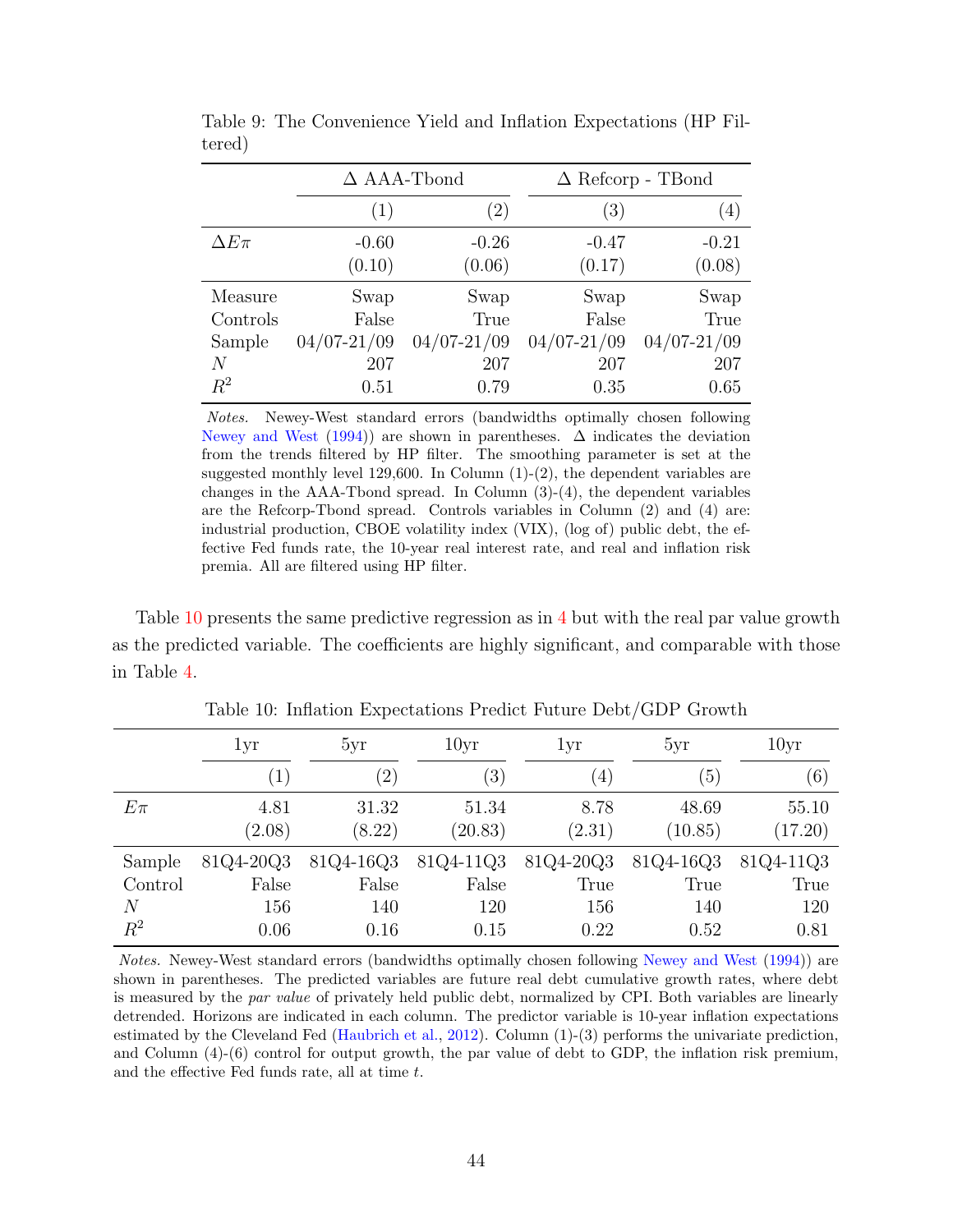Table 9: The Convenience Yield and Inflation Expectations (HP Filtered)

| | $\Delta$ AAA-Tbond | | $\Delta$ Refcorp - TBond | |
|---|---|---|---|---|
| | (1) | (2) | (3) | (4) |
| $\Delta E\pi$ | -0.60 | -0.26 | -0.47 | -0.21 |
| | (0.10) | (0.06) | (0.17) | (0.08) |
| Measure | Swap | Swap | Swap | Swap |
| Controls | False | True | False | True |
| Sample | 04/07-21/09 | 04/07-21/09 | 04/07-21/09 | 04/07-21/09 |
| $N$ | 207 | 207 | 207 | 207 |
| $R^2$ | 0.51 | 0.79 | 0.35 | 0.65 |

*Notes.* Newey-West standard errors (bandwidths optimally chosen following Newey and West (1994)) are shown in parentheses. $\Delta$ indicates the deviation from the trends filtered by HP filter. The smoothing parameter is set at the suggested monthly level 129,600. In Column (1)-(2), the dependent variables are changes in the AAA-Tbond spread. In Column (3)-(4), the dependent variables are the Refcorp-Tbond spread. Controls variables in Column (2) and (4) are: industrial production, CBOE volatility index (VIX), (log of) public debt, the effective Fed funds rate, the 10-year real interest rate, and real and inflation risk premia. All are filtered using HP filter.

Table 10 presents the same predictive regression as in 4 but with the real par value growth as the predicted variable. The coefficients are highly significant, and comparable with those in Table 4.

Table 10: Inflation Expectations Predict Future Debt/GDP Growth

| | 1yr | 5yr | 10yr | 1yr | 5yr | 10yr |
|---|---|---|---|---|---|---|
| | (1) | (2) | (3) | (4) | (5) | (6) |
| $E\pi$ | 4.81 | 31.32 | 51.34 | 8.78 | 48.69 | 55.10 |
| | (2.08) | (8.22) | (20.83) | (2.31) | (10.85) | (17.20) |
| Sample | 81Q4-20Q3 | 81Q4-16Q3 | 81Q4-11Q3 | 81Q4-20Q3 | 81Q4-16Q3 | 81Q4-11Q3 |
| Control | False | False | False | True | True | True |
| $N$ | 156 | 140 | 120 | 156 | 140 | 120 |
| $R^2$ | 0.06 | 0.16 | 0.15 | 0.22 | 0.52 | 0.81 |

*Notes.* Newey-West standard errors (bandwidths optimally chosen following Newey and West (1994)) are shown in parentheses. The predicted variables are future real debt cumulative growth rates, where debt is measured by the *par value* of privately held public debt, normalized by CPI. Both variables are linearly detrended. Horizons are indicated in each column. The predictor variable is 10-year inflation expectations estimated by the Cleveland Fed (Haubrich et al., 2012). Column (1)-(3) performs the univariate prediction, and Column (4)-(6) control for output growth, the par value of debt to GDP, the inflation risk premium, and the effective Fed funds rate, all at time $t$.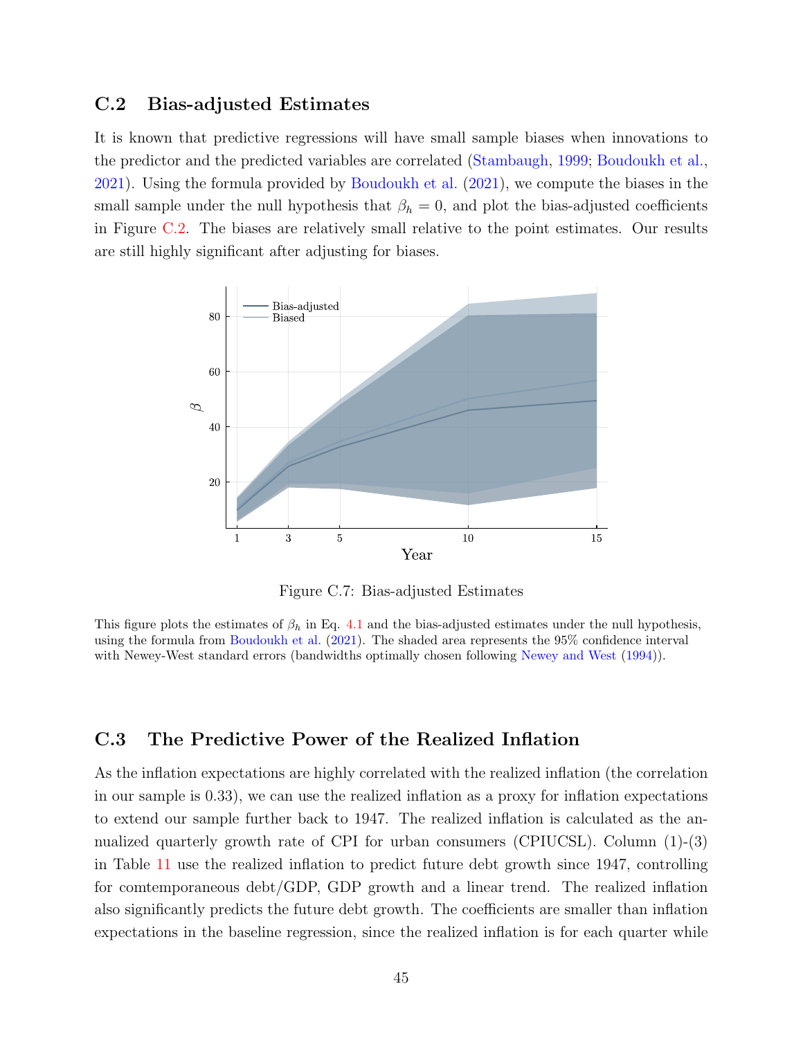## C.2 Bias-adjusted Estimates

It is known that predictive regressions will have small sample biases when innovations to the predictor and the predicted variables are correlated (Stambaugh, 1999; Boudoukh et al., 2021). Using the formula provided by Boudoukh et al. (2021), we compute the biases in the small sample under the null hypothesis that $\beta_h = 0$, and plot the bias-adjusted coefficients in Figure C.2. The biases are relatively small relative to the point estimates. Our results are still highly significant after adjusting for biases.

Figure C.7: Bias-adjusted Estimates

This figure plots the estimates of $\beta_h$ in Eq. 4.1 and the bias-adjusted estimates under the null hypothesis, using the formula from Boudoukh et al. (2021). The shaded area represents the 95% confidence interval with Newey-West standard errors (bandwidths optimally chosen following Newey and West (1994)).

## C.3 The Predictive Power of the Realized Inflation

As the inflation expectations are highly correlated with the realized inflation (the correlation in our sample is 0.33), we can use the realized inflation as a proxy for inflation expectations to extend our sample further back to 1947. The realized inflation is calculated as the annualized quarterly growth rate of CPI for urban consumers (CPIUCSL). Column (1)-(3) in Table 11 use the realized inflation to predict future debt growth since 1947, controlling for comtemporaneous debt/GDP, GDP growth and a linear trend. The realized inflation also significantly predicts the future debt growth. The coefficients are smaller than inflation expectations in the baseline regression, since the realized inflation is for each quarter while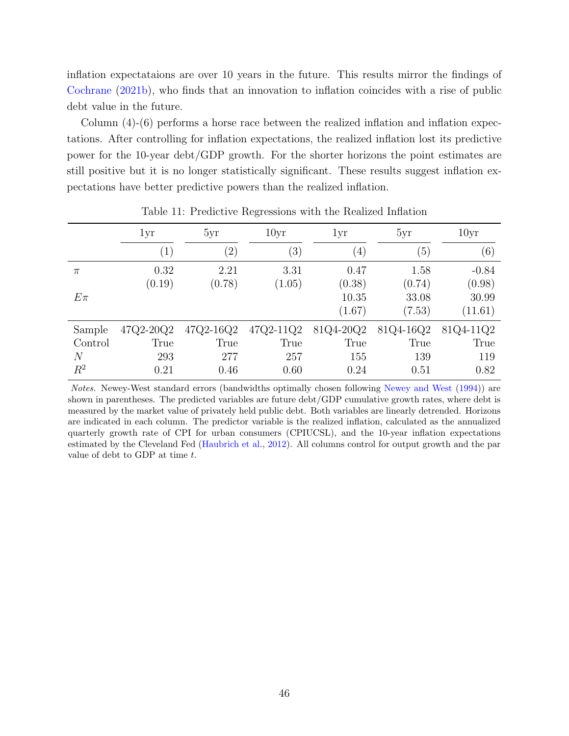inflation expectataions are over 10 years in the future. This results mirror the findings of Cochrane (2021b), who finds that an innovation to inflation coincides with a rise of public debt value in the future.

Column (4)-(6) performs a horse race between the realized inflation and inflation expectations. After controlling for inflation expectations, the realized inflation lost its predictive power for the 10-year debt/GDP growth. For the shorter horizons the point estimates are still positive but it is no longer statistically significant. These results suggest inflation expectations have better predictive powers than the realized inflation.

Table 11: Predictive Regressions with the Realized Inflation

| | 1yr | 5yr | 10yr | 1yr | 5yr | 10yr |
|---|---|---|---|---|---|---|
| | (1) | (2) | (3) | (4) | (5) | (6) |
| $\pi$ | 0.32 | 2.21 | 3.31 | 0.47 | 1.58 | -0.84 |
| | (0.19) | (0.78) | (1.05) | (0.38) | (0.74) | (0.98) |
| $E\pi$ | | | | 10.35 | 33.08 | 30.99 |
| | | | | (1.67) | (7.53) | (11.61) |
| Sample | 47Q2-20Q2 | 47Q2-16Q2 | 47Q2-11Q2 | 81Q4-20Q2 | 81Q4-16Q2 | 81Q4-11Q2 |
| Control | True | True | True | True | True | True |
| $N$ | 293 | 277 | 257 | 155 | 139 | 119 |
| $R^2$ | 0.21 | 0.46 | 0.60 | 0.24 | 0.51 | 0.82 |

*Notes.* Newey-West standard errors (bandwidths optimally chosen following Newey and West (1994)) are shown in parentheses. The predicted variables are future debt/GDP cumulative growth rates, where debt is measured by the market value of privately held public debt. Both variables are linearly detrended. Horizons are indicated in each column. The predictor variable is the realized inflation, calculated as the annualized quarterly growth rate of CPI for urban consumers (CPIUCSL), and the 10-year inflation expectations estimated by the Cleveland Fed (Haubrich et al., 2012). All columns control for output growth and the par value of debt to GDP at time $t$.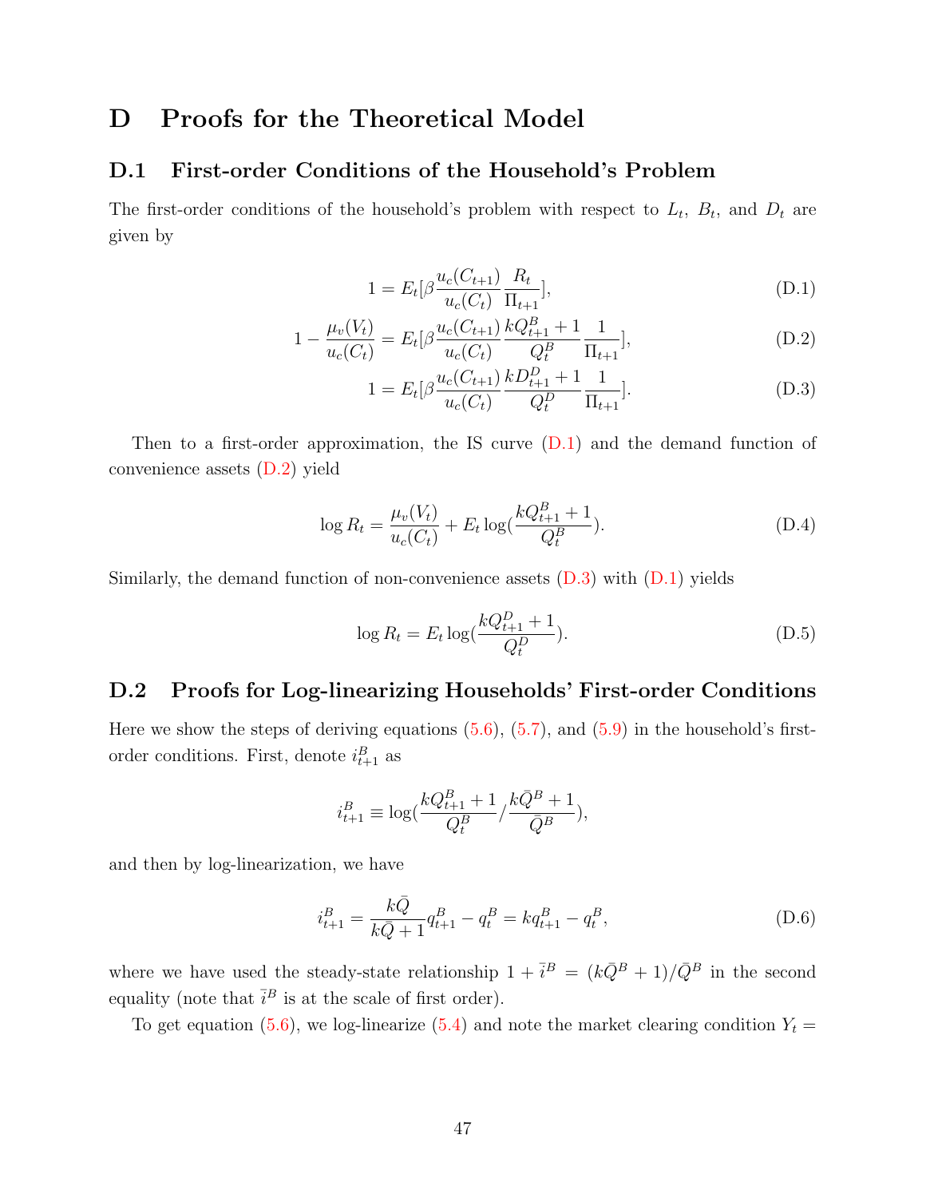# D Proofs for the Theoretical Model

## D.1 First-order Conditions of the Household's Problem

The first-order conditions of the household's problem with respect to $L_t$, $B_t$, and $D_t$ are given by

$$1 = E_t[\beta \frac{u_c(C_{t+1})}{u_c(C_t)} \frac{R_t}{\Pi_{t+1}}], \tag{D.1}$$

$$1 - \frac{\mu_v(V_t)}{u_c(C_t)} = E_t[\beta \frac{u_c(C_{t+1})}{u_c(C_t)} \frac{kQ^B_{t+1}+1}{Q^B_t} \frac{1}{\Pi_{t+1}}], \tag{D.2}$$

$$1 = E_t[\beta \frac{u_c(C_{t+1})}{u_c(C_t)} \frac{kD^D_{t+1}+1}{Q^D_t} \frac{1}{\Pi_{t+1}}]. \tag{D.3}$$

Then to a first-order approximation, the IS curve (D.1) and the demand function of convenience assets (D.2) yield

$$\log R_t = \frac{\mu_v(V_t)}{u_c(C_t)} + E_t \log(\frac{kQ^B_{t+1}+1}{Q^B_t}). \tag{D.4}$$

Similarly, the demand function of non-convenience assets (D.3) with (D.1) yields

$$\log R_t = E_t \log(\frac{kQ^D_{t+1}+1}{Q^D_t}). \tag{D.5}$$

## D.2 Proofs for Log-linearizing Households' First-order Conditions

Here we show the steps of deriving equations (5.6), (5.7), and (5.9) in the household's first-order conditions. First, denote $i^B_{t+1}$ as

$$i^B_{t+1} \equiv \log(\frac{kQ^B_{t+1}+1}{Q^B_t} / \frac{k\bar{Q}^B+1}{\bar{Q}^B}),$$

and then by log-linearization, we have

$$i^B_{t+1} = \frac{k\bar{Q}}{k\bar{Q}+1} q^B_{t+1} - q^B_t = kq^B_{t+1} - q^B_t, \tag{D.6}$$

where we have used the steady-state relationship $1 + \bar{i}^B = (k\bar{Q}^B + 1)/\bar{Q}^B$ in the second equality (note that $\bar{i}^B$ is at the scale of first order).

To get equation (5.6), we log-linearize (5.4) and note the market clearing condition $Y_t =$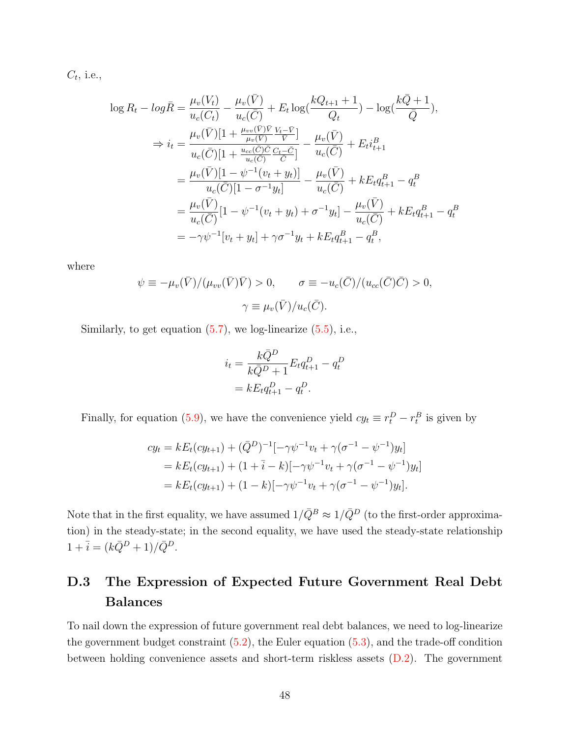$C_t$, i.e.,

$$
\begin{aligned}
\log R_t - log\bar{R} &= \frac{\mu_v(V_t)}{u_c(C_t)} - \frac{\mu_v(\bar{V})}{u_c(\bar{C})} + E_t \log(\frac{kQ_{t+1}+1}{Q_t}) - \log(\frac{k\bar{Q}+1}{\bar{Q}}), \\
\Rightarrow i_t &= \frac{\mu_v(\bar{V})[1+\frac{\mu_{vv}(\bar{V})\bar{V}}{\mu_v(\bar{V})}\frac{V_t-\bar{V}}{\bar{V}}]}{u_c(\bar{C})[1+\frac{u_{cc}(\bar{C})\bar{C}}{u_c(\bar{C})}\frac{C_t-\bar{C}}{\bar{C}}]} - \frac{\mu_v(\bar{V})}{u_c(\bar{C})} + E_t i^B_{t+1} \\
&= \frac{\mu_v(\bar{V})[1-\psi^{-1}(v_t+y_t)]}{u_c(\bar{C})[1-\sigma^{-1}y_t]} - \frac{\mu_v(\bar{V})}{u_c(\bar{C})} + kE_t q^B_{t+1} - q^B_t \\
&= \frac{\mu_v(\bar{V})}{u_c(\bar{C})}[1-\psi^{-1}(v_t+y_t)+\sigma^{-1}y_t] - \frac{\mu_v(\bar{V})}{u_c(\bar{C})} + kE_t q^B_{t+1} - q^B_t \\
&= -\gamma\psi^{-1}[v_t+y_t] + \gamma\sigma^{-1}y_t + kE_t q^B_{t+1} - q^B_t,
\end{aligned}
$$

where

$$
\psi \equiv -\mu_v(\bar{V})/(\mu_{vv}(\bar{V})\bar{V}) > 0, \qquad \sigma \equiv -u_c(\bar{C})/(u_{cc}(\bar{C})\bar{C}) > 0,
$$
$$
\gamma \equiv \mu_v(\bar{V})/u_c(\bar{C}).
$$

Similarly, to get equation (5.7), we log-linearize (5.5), i.e.,

$$
\begin{aligned}
i_t &= \frac{k\bar{Q}^D}{k\bar{Q}^D+1}E_t q^D_{t+1} - q^D_t \\
&= kE_t q^D_{t+1} - q^D_t.
\end{aligned}
$$

Finally, for equation (5.9), we have the convenience yield $cy_t \equiv r^D_t - r^B_t$ is given by

$$
\begin{aligned}
cy_t &= kE_t(cy_{t+1}) + (\bar{Q}^D)^{-1}[-\gamma\psi^{-1}v_t + \gamma(\sigma^{-1}-\psi^{-1})y_t] \\
&= kE_t(cy_{t+1}) + (1+\bar{i}-k)[-\gamma\psi^{-1}v_t + \gamma(\sigma^{-1}-\psi^{-1})y_t] \\
&= kE_t(cy_{t+1}) + (1-k)[-\gamma\psi^{-1}v_t + \gamma(\sigma^{-1}-\psi^{-1})y_t].
\end{aligned}
$$

Note that in the first equality, we have assumed $1/\bar{Q}^B \approx 1/\bar{Q}^D$ (to the first-order approximation) in the steady-state; in the second equality, we have used the steady-state relationship $1+\bar{i} = (k\bar{Q}^D+1)/\bar{Q}^D$.

## D.3 The Expression of Expected Future Government Real Debt Balances

To nail down the expression of future government real debt balances, we need to log-linearize the government budget constraint (5.2), the Euler equation (5.3), and the trade-off condition between holding convenience assets and short-term riskless assets (D.2). The government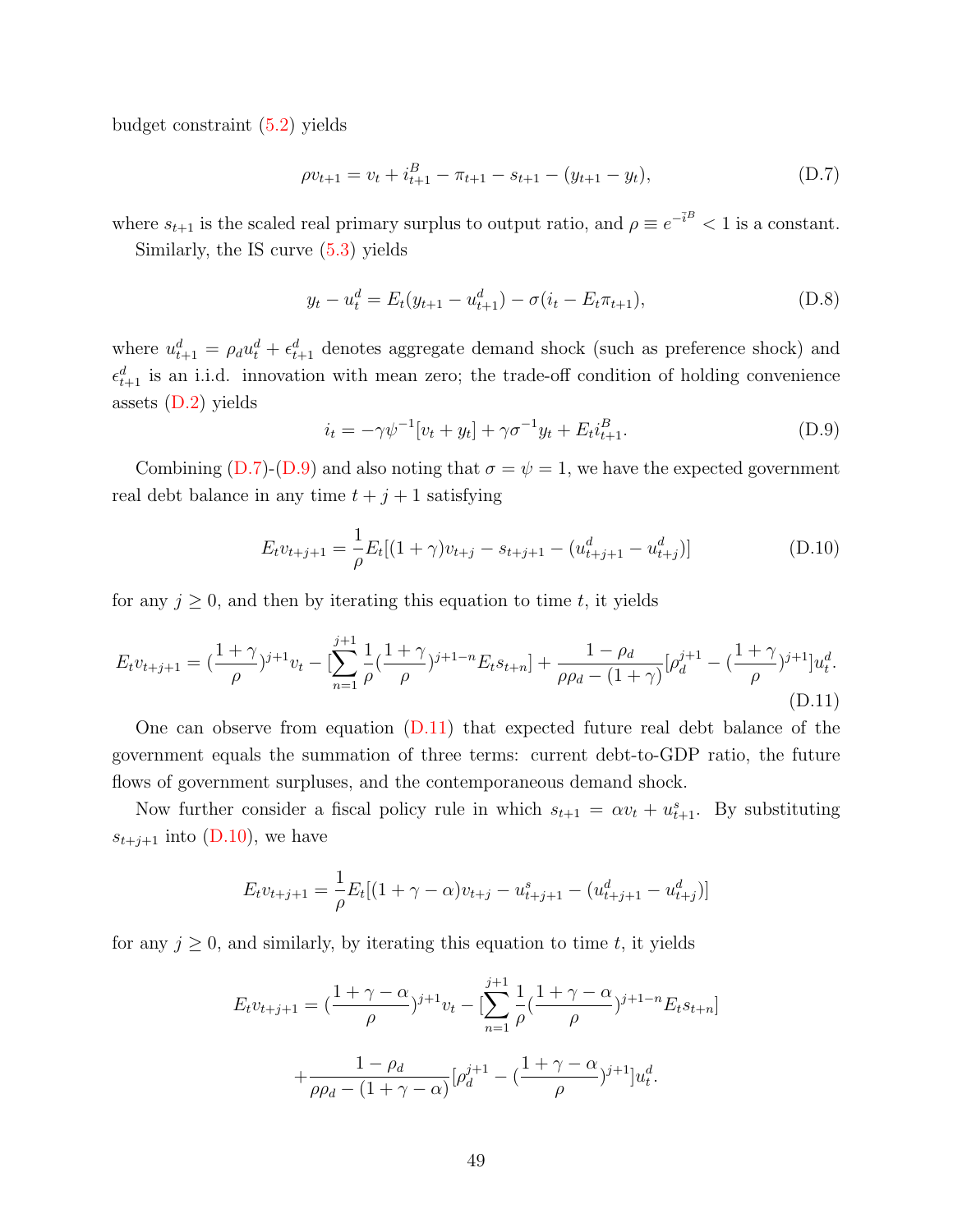budget constraint (5.2) yields

$$\rho v_{t+1} = v_t + i_{t+1}^B - \pi_{t+1} - s_{t+1} - (y_{t+1} - y_t), \tag{D.7}$$

where $s_{t+1}$ is the scaled real primary surplus to output ratio, and $\rho \equiv e^{-\bar{i}^B} < 1$ is a constant.

Similarly, the IS curve (5.3) yields

$$y_t - u_t^d = E_t(y_{t+1} - u_{t+1}^d) - \sigma(i_t - E_t\pi_{t+1}), \tag{D.8}$$

where $u_{t+1}^d = \rho_d u_t^d + \epsilon_{t+1}^d$ denotes aggregate demand shock (such as preference shock) and $\epsilon_{t+1}^d$ is an i.i.d. innovation with mean zero; the trade-off condition of holding convenience assets (D.2) yields

$$i_t = -\gamma\psi^{-1}[v_t + y_t] + \gamma\sigma^{-1}y_t + E_t i_{t+1}^B. \tag{D.9}$$

Combining (D.7)-(D.9) and also noting that $\sigma = \psi = 1$, we have the expected government real debt balance in any time $t + j + 1$ satisfying

$$E_t v_{t+j+1} = \frac{1}{\rho} E_t[(1+\gamma)v_{t+j} - s_{t+j+1} - (u_{t+j+1}^d - u_{t+j}^d)] \tag{D.10}$$

for any $j \geq 0$, and then by iterating this equation to time $t$, it yields

$$E_t v_{t+j+1} = (\frac{1+\gamma}{\rho})^{j+1} v_t - [\sum_{n=1}^{j+1} \frac{1}{\rho}(\frac{1+\gamma}{\rho})^{j+1-n} E_t s_{t+n}] + \frac{1-\rho_d}{\rho\rho_d - (1+\gamma)}[\rho_d^{j+1} - (\frac{1+\gamma}{\rho})^{j+1}]u_t^d. \tag{D.11}$$

One can observe from equation (D.11) that expected future real debt balance of the government equals the summation of three terms: current debt-to-GDP ratio, the future flows of government surpluses, and the contemporaneous demand shock.

Now further consider a fiscal policy rule in which $s_{t+1} = \alpha v_t + u_{t+1}^s$. By substituting $s_{t+j+1}$ into (D.10), we have

$$E_t v_{t+j+1} = \frac{1}{\rho} E_t[(1+\gamma-\alpha)v_{t+j} - u_{t+j+1}^s - (u_{t+j+1}^d - u_{t+j}^d)]$$

for any $j \geq 0$, and similarly, by iterating this equation to time $t$, it yields

$$E_t v_{t+j+1} = (\frac{1+\gamma-\alpha}{\rho})^{j+1} v_t - [\sum_{n=1}^{j+1} \frac{1}{\rho}(\frac{1+\gamma-\alpha}{\rho})^{j+1-n} E_t s_{t+n}]$$

$$+ \frac{1-\rho_d}{\rho\rho_d - (1+\gamma-\alpha)}[\rho_d^{j+1} - (\frac{1+\gamma-\alpha}{\rho})^{j+1}]u_t^d.$$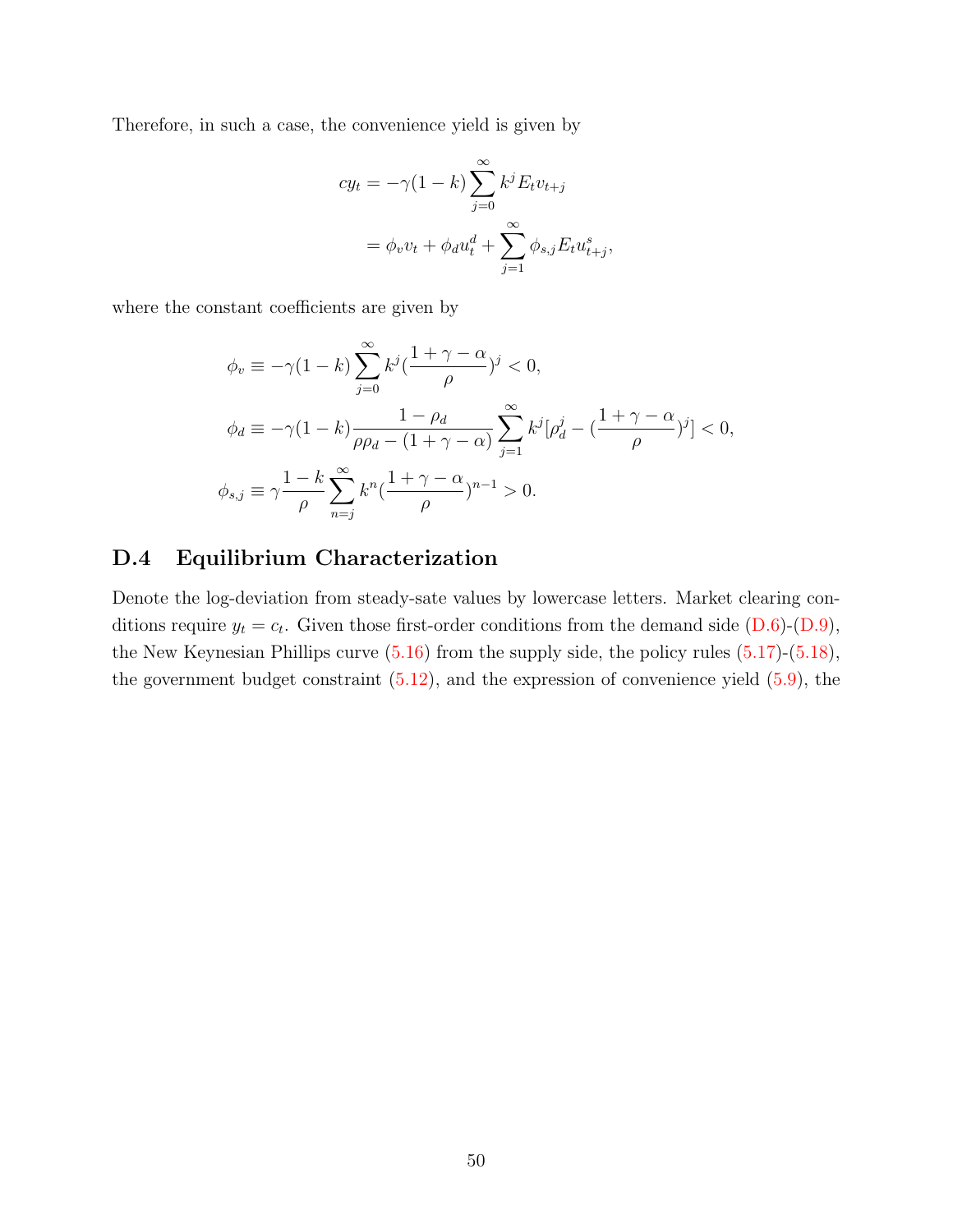Therefore, in such a case, the convenience yield is given by

$$
\begin{aligned}
cy_t &= -\gamma(1-k)\sum_{j=0}^{\infty} k^j E_t v_{t+j} \\
&= \phi_v v_t + \phi_d u_t^d + \sum_{j=1}^{\infty} \phi_{s,j} E_t u_{t+j}^s,
\end{aligned}
$$

where the constant coefficients are given by

$$
\begin{aligned}
\phi_v &\equiv -\gamma(1-k)\sum_{j=0}^{\infty} k^j (\frac{1+\gamma-\alpha}{\rho})^j < 0, \\
\phi_d &\equiv -\gamma(1-k)\frac{1-\rho_d}{\rho\rho_d-(1+\gamma-\alpha)}\sum_{j=1}^{\infty} k^j[\rho_d^j - (\frac{1+\gamma-\alpha}{\rho})^j] < 0, \\
\phi_{s,j} &\equiv \gamma\frac{1-k}{\rho}\sum_{n=j}^{\infty} k^n (\frac{1+\gamma-\alpha}{\rho})^{n-1} > 0.
\end{aligned}
$$

## D.4 Equilibrium Characterization

Denote the log-deviation from steady-sate values by lowercase letters. Market clearing conditions require $y_t = c_t$. Given those first-order conditions from the demand side (D.6)-(D.9), the New Keynesian Phillips curve (5.16) from the supply side, the policy rules (5.17)-(5.18), the government budget constraint (5.12), and the expression of convenience yield (5.9), the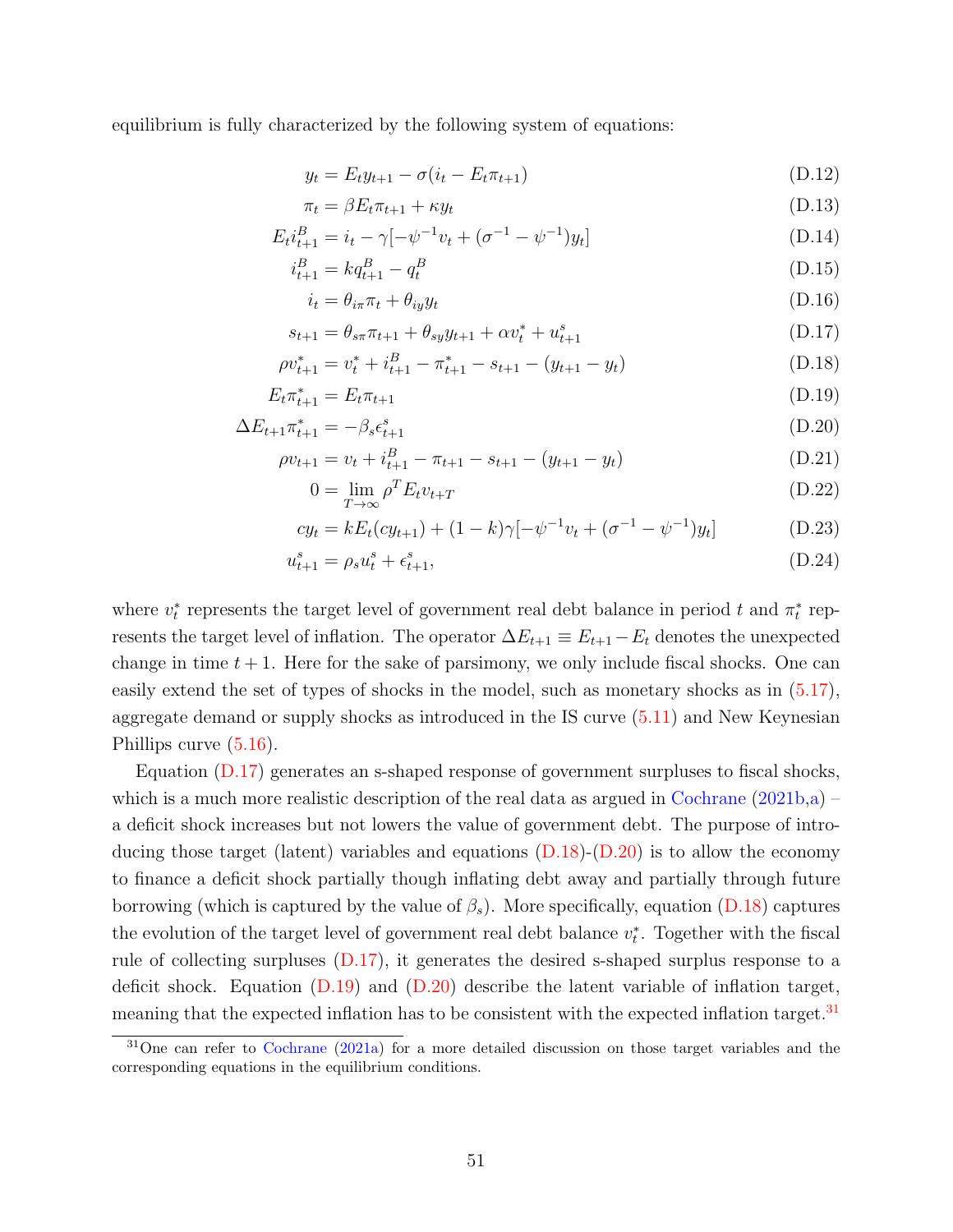equilibrium is fully characterized by the following system of equations:

$$y_t = E_t y_{t+1} - \sigma(i_t - E_t \pi_{t+1}) \tag{D.12}$$

$$\pi_t = \beta E_t \pi_{t+1} + \kappa y_t \tag{D.13}$$

$$E_t i^B_{t+1} = i_t - \gamma[-\psi^{-1} v_t + (\sigma^{-1} - \psi^{-1}) y_t] \tag{D.14}$$

$$i^B_{t+1} = k q^B_{t+1} - q^B_t \tag{D.15}$$

$$i_t = \theta_{i\pi} \pi_t + \theta_{iy} y_t \tag{D.16}$$

$$s_{t+1} = \theta_{s\pi} \pi_{t+1} + \theta_{sy} y_{t+1} + \alpha v^*_t + u^s_{t+1} \tag{D.17}$$

$$\rho v^*_{t+1} = v^*_t + i^B_{t+1} - \pi^*_{t+1} - s_{t+1} - (y_{t+1} - y_t) \tag{D.18}$$

$$E_t \pi^*_{t+1} = E_t \pi_{t+1} \tag{D.19}$$

$$\Delta E_{t+1} \pi^*_{t+1} = -\beta_s \epsilon^s_{t+1} \tag{D.20}$$

$$\rho v_{t+1} = v_t + i^B_{t+1} - \pi_{t+1} - s_{t+1} - (y_{t+1} - y_t) \tag{D.21}$$

$$0 = \lim_{T \to \infty} \rho^T E_t v_{t+T} \tag{D.22}$$

$$c y_t = k E_t(c y_{t+1}) + (1-k)\gamma[-\psi^{-1} v_t + (\sigma^{-1} - \psi^{-1}) y_t] \tag{D.23}$$

$$u^s_{t+1} = \rho_s u^s_t + \epsilon^s_{t+1}, \tag{D.24}$$

where $v^*_t$ represents the target level of government real debt balance in period $t$ and $\pi^*_t$ represents the target level of inflation. The operator $\Delta E_{t+1} \equiv E_{t+1} - E_t$ denotes the unexpected change in time $t+1$. Here for the sake of parsimony, we only include fiscal shocks. One can easily extend the set of types of shocks in the model, such as monetary shocks as in (5.17), aggregate demand or supply shocks as introduced in the IS curve (5.11) and New Keynesian Phillips curve (5.16).

Equation (D.17) generates an s-shaped response of government surpluses to fiscal shocks, which is a much more realistic description of the real data as argued in Cochrane (2021b,a) – a deficit shock increases but not lowers the value of government debt. The purpose of introducing those target (latent) variables and equations (D.18)-(D.20) is to allow the economy to finance a deficit shock partially though inflating debt away and partially through future borrowing (which is captured by the value of $\beta_s$). More specifically, equation (D.18) captures the evolution of the target level of government real debt balance $v^*_t$. Together with the fiscal rule of collecting surpluses (D.17), it generates the desired s-shaped surplus response to a deficit shock. Equation (D.19) and (D.20) describe the latent variable of inflation target, meaning that the expected inflation has to be consistent with the expected inflation target.[31]

[31] One can refer to Cochrane (2021a) for a more detailed discussion on those target variables and the corresponding equations in the equilibrium conditions.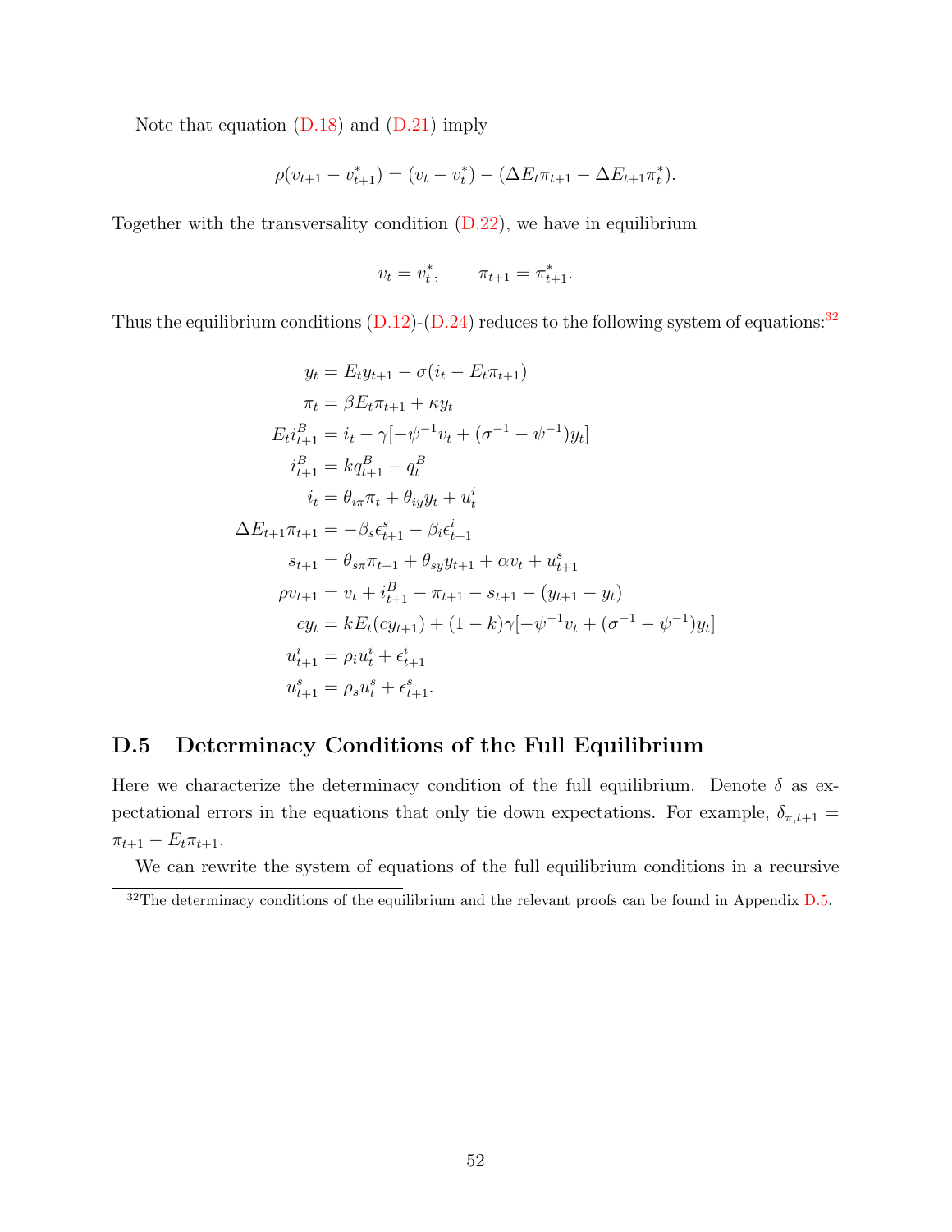Note that equation (D.18) and (D.21) imply

$$\rho(v_{t+1} - v^*_{t+1}) = (v_t - v^*_t) - (\Delta E_t \pi_{t+1} - \Delta E_{t+1} \pi^*_t).$$

Together with the transversality condition (D.22), we have in equilibrium

$$v_t = v^*_t, \qquad \pi_{t+1} = \pi^*_{t+1}.$$

Thus the equilibrium conditions (D.12)-(D.24) reduces to the following system of equations:[32]

$$
\begin{aligned}
y_t &= E_t y_{t+1} - \sigma(i_t - E_t \pi_{t+1}) \\
\pi_t &= \beta E_t \pi_{t+1} + \kappa y_t \\
E_t i^B_{t+1} &= i_t - \gamma[-\psi^{-1} v_t + (\sigma^{-1} - \psi^{-1}) y_t] \\
i^B_{t+1} &= k q^B_{t+1} - q^B_t \\
i_t &= \theta_{i\pi} \pi_t + \theta_{iy} y_t + u^i_t \\
\Delta E_{t+1} \pi_{t+1} &= -\beta_s \epsilon^s_{t+1} - \beta_i \epsilon^i_{t+1} \\
s_{t+1} &= \theta_{s\pi} \pi_{t+1} + \theta_{sy} y_{t+1} + \alpha v_t + u^s_{t+1} \\
\rho v_{t+1} &= v_t + i^B_{t+1} - \pi_{t+1} - s_{t+1} - (y_{t+1} - y_t) \\
c y_t &= k E_t(c y_{t+1}) + (1-k)\gamma[-\psi^{-1} v_t + (\sigma^{-1} - \psi^{-1}) y_t] \\
u^i_{t+1} &= \rho_i u^i_t + \epsilon^i_{t+1} \\
u^s_{t+1} &= \rho_s u^s_t + \epsilon^s_{t+1}.
\end{aligned}
$$

## D.5 Determinacy Conditions of the Full Equilibrium

Here we characterize the determinacy condition of the full equilibrium. Denote $\delta$ as expectational errors in the equations that only tie down expectations. For example, $\delta_{\pi,t+1} = \pi_{t+1} - E_t \pi_{t+1}$.

We can rewrite the system of equations of the full equilibrium conditions in a recursive

[32] The determinacy conditions of the equilibrium and the relevant proofs can be found in Appendix D.5.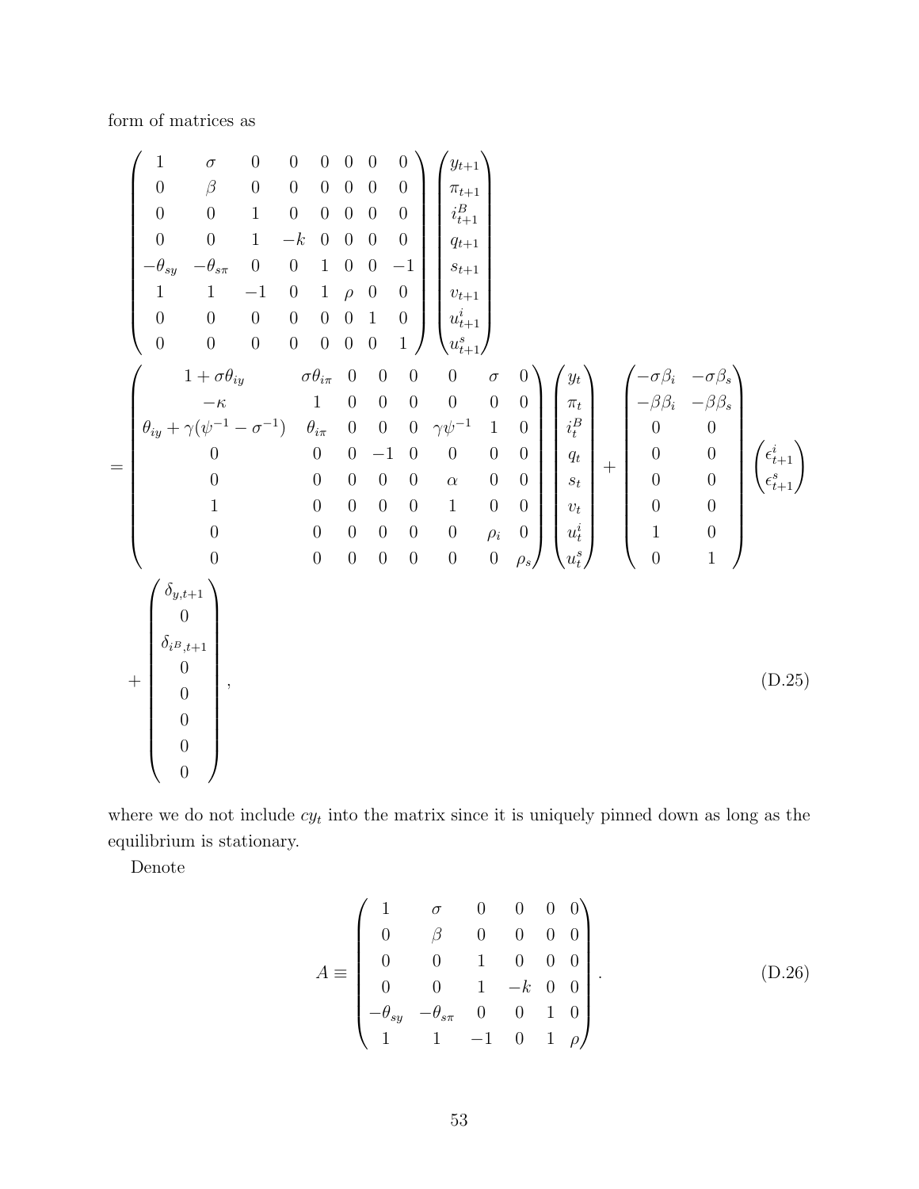form of matrices as

$$
\begin{pmatrix}
1 & \sigma & 0 & 0 & 0 & 0 & 0 & 0 \\
0 & \beta & 0 & 0 & 0 & 0 & 0 & 0 \\
0 & 0 & 1 & 0 & 0 & 0 & 0 & 0 \\
0 & 0 & 1 & -k & 0 & 0 & 0 & 0 \\
-\theta_{sy} & -\theta_{s\pi} & 0 & 0 & 1 & 0 & 0 & -1 \\
1 & 1 & -1 & 0 & 1 & \rho & 0 & 0 \\
0 & 0 & 0 & 0 & 0 & 0 & 1 & 0 \\
0 & 0 & 0 & 0 & 0 & 0 & 0 & 1
\end{pmatrix}
\begin{pmatrix}
y_{t+1} \\ \pi_{t+1} \\ i^B_{t+1} \\ q_{t+1} \\ s_{t+1} \\ v_{t+1} \\ u^i_{t+1} \\ u^s_{t+1}
\end{pmatrix}
$$

$$
= \begin{pmatrix}
1+\sigma\theta_{iy} & \sigma\theta_{i\pi} & 0 & 0 & 0 & 0 & \sigma & 0 \\
-\kappa & 1 & 0 & 0 & 0 & 0 & 0 & 0 \\
\theta_{iy}+\gamma(\psi^{-1}-\sigma^{-1}) & \theta_{i\pi} & 0 & 0 & 0 & \gamma\psi^{-1} & 1 & 0 \\
0 & 0 & 0 & -1 & 0 & 0 & 0 & 0 \\
0 & 0 & 0 & 0 & 0 & \alpha & 0 & 0 \\
1 & 0 & 0 & 0 & 0 & 1 & 0 & 0 \\
0 & 0 & 0 & 0 & 0 & 0 & \rho_i & 0 \\
0 & 0 & 0 & 0 & 0 & 0 & 0 & \rho_s
\end{pmatrix}
\begin{pmatrix}
y_t \\ \pi_t \\ i^B_t \\ q_t \\ s_t \\ v_t \\ u^i_t \\ u^s_t
\end{pmatrix}
+
\begin{pmatrix}
-\sigma\beta_i & -\sigma\beta_s \\
-\beta\beta_i & -\beta\beta_s \\
0 & 0 \\
0 & 0 \\
0 & 0 \\
0 & 0 \\
1 & 0 \\
0 & 1
\end{pmatrix}
\begin{pmatrix}
\epsilon^i_{t+1} \\ \epsilon^s_{t+1}
\end{pmatrix}
$$

$$
+ \begin{pmatrix}
\delta_{y,t+1} \\ 0 \\ \delta_{i^B,t+1} \\ 0 \\ 0 \\ 0 \\ 0 \\ 0
\end{pmatrix}, \tag{D.25}
$$

where we do not include $cy_t$ into the matrix since it is uniquely pinned down as long as the equilibrium is stationary.

Denote

$$
A \equiv \begin{pmatrix}
1 & \sigma & 0 & 0 & 0 & 0 \\
0 & \beta & 0 & 0 & 0 & 0 \\
0 & 0 & 1 & 0 & 0 & 0 \\
0 & 0 & 1 & -k & 0 & 0 \\
-\theta_{sy} & -\theta_{s\pi} & 0 & 0 & 1 & 0 \\
1 & 1 & -1 & 0 & 1 & \rho
\end{pmatrix}. \tag{D.26}
$$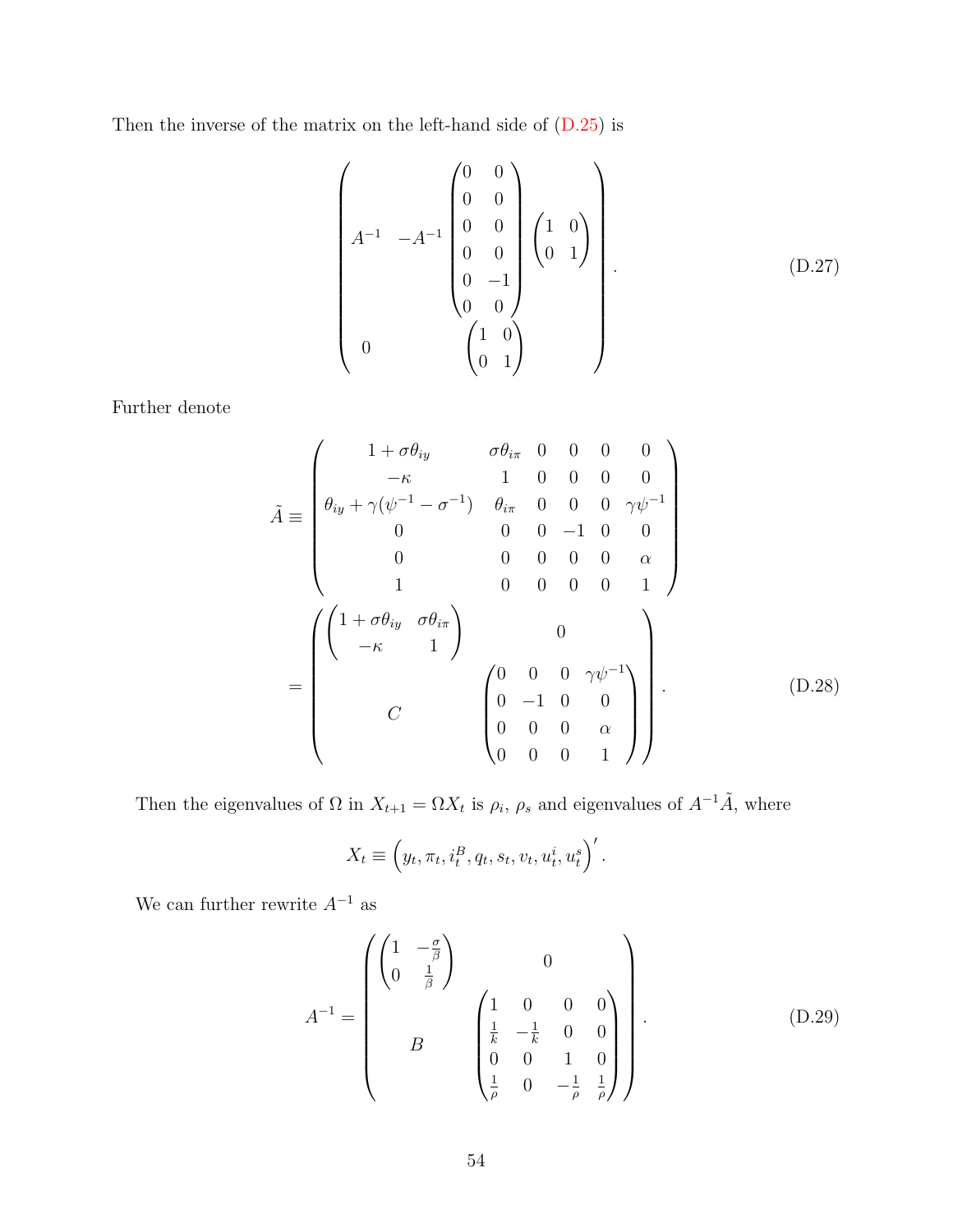Then the inverse of the matrix on the left-hand side of (D.25) is

$$
\begin{pmatrix}
A^{-1} & -A^{-1}\begin{pmatrix} 0 & 0 \\ 0 & 0 \\ 0 & 0 \\ 0 & 0 \\ 0 & -1 \\ 0 & 0 \end{pmatrix}\begin{pmatrix} 1 & 0 \\ 0 & 1 \end{pmatrix} \\
0 & \begin{pmatrix} 1 & 0 \\ 0 & 1 \end{pmatrix}
\end{pmatrix}. \tag{D.27}
$$

Further denote

$$
\begin{aligned}
\tilde{A} \equiv & \begin{pmatrix}
1+\sigma\theta_{iy} & \sigma\theta_{i\pi} & 0 & 0 & 0 & 0 \\
-\kappa & 1 & 0 & 0 & 0 & 0 \\
\theta_{iy}+\gamma(\psi^{-1}-\sigma^{-1}) & \theta_{i\pi} & 0 & 0 & 0 & \gamma\psi^{-1} \\
0 & 0 & 0 & -1 & 0 & 0 \\
0 & 0 & 0 & 0 & 0 & \alpha \\
1 & 0 & 0 & 0 & 0 & 1
\end{pmatrix} \\
= & \begin{pmatrix}
\begin{pmatrix} 1+\sigma\theta_{iy} & \sigma\theta_{i\pi} \\ -\kappa & 1 \end{pmatrix} & 0 \\
C & \begin{pmatrix} 0 & 0 & 0 & \gamma\psi^{-1} \\ 0 & -1 & 0 & 0 \\ 0 & 0 & 0 & \alpha \\ 0 & 0 & 0 & 1 \end{pmatrix}
\end{pmatrix}.
\end{aligned} \tag{D.28}
$$

Then the eigenvalues of $\Omega$ in $X_{t+1} = \Omega X_t$ is $\rho_i$, $\rho_s$ and eigenvalues of $A^{-1}\tilde{A}$, where

$$
X_t \equiv \left(y_t, \pi_t, i_t^B, q_t, s_t, v_t, u_t^i, u_t^s\right)'.
$$

We can further rewrite $A^{-1}$ as

$$
A^{-1} = \begin{pmatrix}
\begin{pmatrix} 1 & -\frac{\sigma}{\beta} \\ 0 & \frac{1}{\beta} \end{pmatrix} & 0 \\
B & \begin{pmatrix} 1 & 0 & 0 & 0 \\ \frac{1}{k} & -\frac{1}{k} & 0 & 0 \\ 0 & 0 & 1 & 0 \\ \frac{1}{\rho} & 0 & -\frac{1}{\rho} & \frac{1}{\rho} \end{pmatrix}
\end{pmatrix}. \tag{D.29}
$$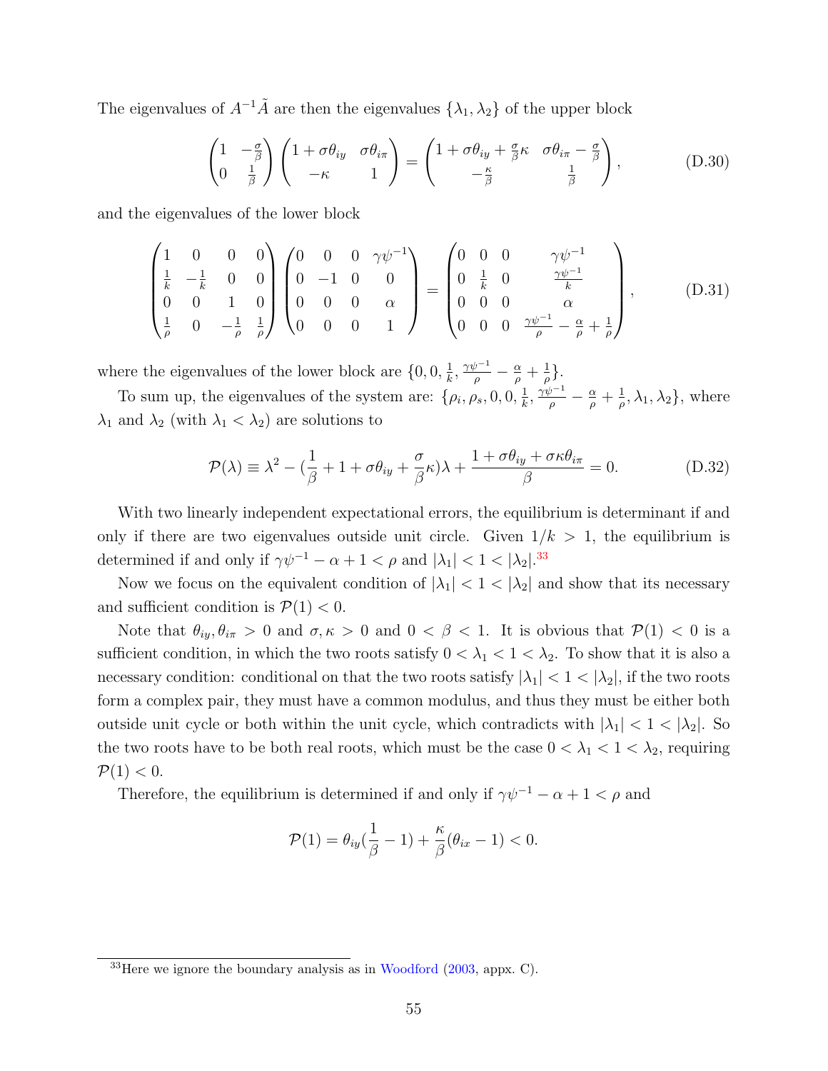The eigenvalues of $A^{-1}\tilde{A}$ are then the eigenvalues $\{\lambda_1, \lambda_2\}$ of the upper block

$$\begin{pmatrix} 1 & -\frac{\sigma}{\beta} \\ 0 & \frac{1}{\beta} \end{pmatrix} \begin{pmatrix} 1+\sigma\theta_{iy} & \sigma\theta_{i\pi} \\ -\kappa & 1 \end{pmatrix} = \begin{pmatrix} 1+\sigma\theta_{iy}+\frac{\sigma}{\beta}\kappa & \sigma\theta_{i\pi}-\frac{\sigma}{\beta} \\ -\frac{\kappa}{\beta} & \frac{1}{\beta} \end{pmatrix}, \tag{D.30}$$

and the eigenvalues of the lower block

$$\begin{pmatrix} 1 & 0 & 0 & 0 \\ \frac{1}{k} & -\frac{1}{k} & 0 & 0 \\ 0 & 0 & 1 & 0 \\ \frac{1}{\rho} & 0 & -\frac{1}{\rho} & \frac{1}{\rho} \end{pmatrix} \begin{pmatrix} 0 & 0 & 0 & \gamma\psi^{-1} \\ 0 & -1 & 0 & 0 \\ 0 & 0 & 0 & \alpha \\ 0 & 0 & 0 & 1 \end{pmatrix} = \begin{pmatrix} 0 & 0 & 0 & \gamma\psi^{-1} \\ 0 & \frac{1}{k} & 0 & \frac{\gamma\psi^{-1}}{k} \\ 0 & 0 & 0 & \alpha \\ 0 & 0 & 0 & \frac{\gamma\psi^{-1}}{\rho}-\frac{\alpha}{\rho}+\frac{1}{\rho} \end{pmatrix}, \tag{D.31}$$

where the eigenvalues of the lower block are $\{0, 0, \frac{1}{k}, \frac{\gamma\psi^{-1}}{\rho}-\frac{\alpha}{\rho}+\frac{1}{\rho}\}$.

To sum up, the eigenvalues of the system are: $\{\rho_i, \rho_s, 0, 0, \frac{1}{k}, \frac{\gamma\psi^{-1}}{\rho}-\frac{\alpha}{\rho}+\frac{1}{\rho}, \lambda_1, \lambda_2\}$, where $\lambda_1$ and $\lambda_2$ (with $\lambda_1 < \lambda_2$) are solutions to

$$\mathcal{P}(\lambda) \equiv \lambda^2 - (\frac{1}{\beta}+1+\sigma\theta_{iy}+\frac{\sigma}{\beta}\kappa)\lambda + \frac{1+\sigma\theta_{iy}+\sigma\kappa\theta_{i\pi}}{\beta} = 0. \tag{D.32}$$

With two linearly independent expectational errors, the equilibrium is determinant if and only if there are two eigenvalues outside unit circle. Given $1/k > 1$, the equilibrium is determined if and only if $\gamma\psi^{-1} - \alpha + 1 < \rho$ and $|\lambda_1| < 1 < |\lambda_2|$.[33]

Now we focus on the equivalent condition of $|\lambda_1| < 1 < |\lambda_2|$ and show that its necessary and sufficient condition is $\mathcal{P}(1) < 0$.

Note that $\theta_{iy}, \theta_{i\pi} > 0$ and $\sigma, \kappa > 0$ and $0 < \beta < 1$. It is obvious that $\mathcal{P}(1) < 0$ is a sufficient condition, in which the two roots satisfy $0 < \lambda_1 < 1 < \lambda_2$. To show that it is also a necessary condition: conditional on that the two roots satisfy $|\lambda_1| < 1 < |\lambda_2|$, if the two roots form a complex pair, they must have a common modulus, and thus they must be either both outside unit cycle or both within the unit cycle, which contradicts with $|\lambda_1| < 1 < |\lambda_2|$. So the two roots have to be both real roots, which must be the case $0 < \lambda_1 < 1 < \lambda_2$, requiring $\mathcal{P}(1) < 0$.

Therefore, the equilibrium is determined if and only if $\gamma\psi^{-1} - \alpha + 1 < \rho$ and

$$\mathcal{P}(1) = \theta_{iy}(\frac{1}{\beta}-1) + \frac{\kappa}{\beta}(\theta_{ix}-1) < 0.$$

[33] Here we ignore the boundary analysis as in Woodford (2003, appx. C).